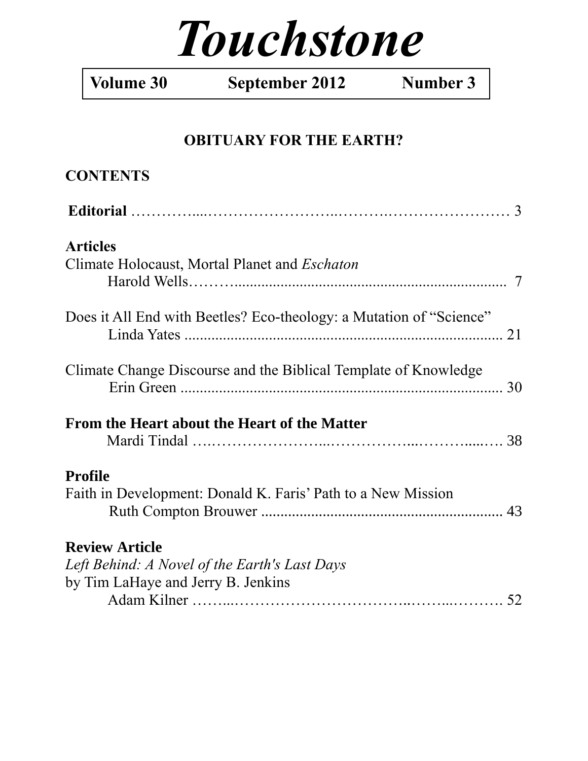# *Touchstone*

**Volume 30 | September 2012 | Number 3**

## OBITUARY FOR THE EARTH?

## CONTENTS

**Editorial** ........................................................................ 3

**Articles**

Climate Holocaust, Mortal Planet and *Eschaton*
Harold Wells........................................................................ 7

Does it All End with Beetles? Eco-theology: a Mutation of "Science"
Linda Yates ........................................................................ 21

Climate Change Discourse and the Biblical Template of Knowledge
Erin Green ........................................................................ 30

**From the Heart about the Heart of the Matter**
Mardi Tindal ........................................................................ 38

**Profile**

Faith in Development: Donald K. Faris' Path to a New Mission
Ruth Compton Brouwer ........................................................................ 43

**Review Article**

*Left Behind: A Novel of the Earth's Last Days*
by Tim LaHaye and Jerry B. Jenkins
Adam Kilner ........................................................................ 52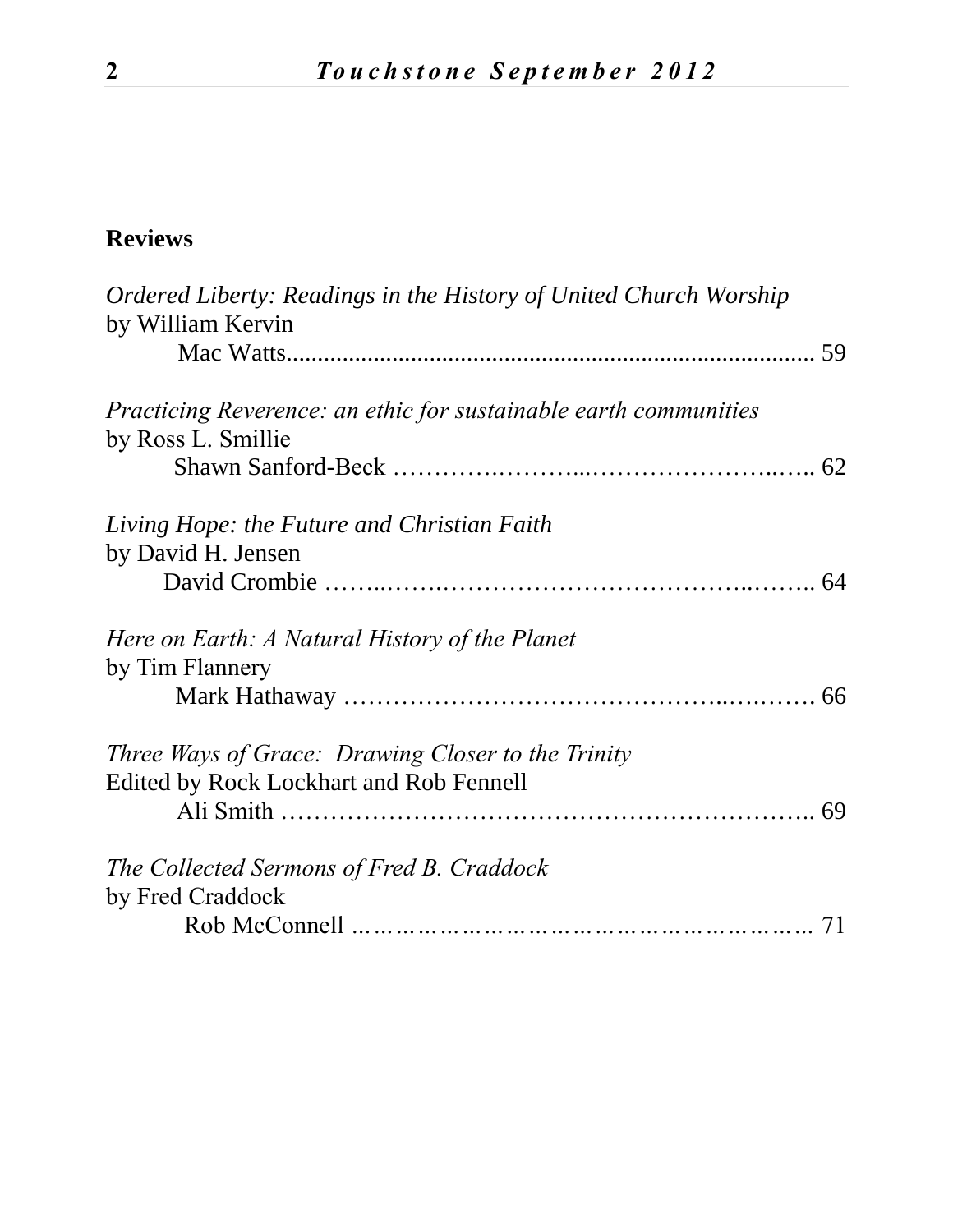## Reviews

*Ordered Liberty: Readings in the History of United Church Worship*
by William Kervin
Mac Watts.................................................................................... 59

*Practicing Reverence: an ethic for sustainable earth communities*
by Ross L. Smillie
Shawn Sanford-Beck ………….………...……………………..….. 62

*Living Hope: the Future and Christian Faith*
by David H. Jensen
David Crombie ……..…….………………………………..…….. 64

*Here on Earth: A Natural History of the Planet*
by Tim Flannery
Mark Hathaway ……………………………………..….….…. 66

*Three Ways of Grace: Drawing Closer to the Trinity*
Edited by Rock Lockhart and Rob Fennell
Ali Smith …………………………………………………….. 69

*The Collected Sermons of Fred B. Craddock*
by Fred Craddock
Rob McConnell ……………………………………………………… 71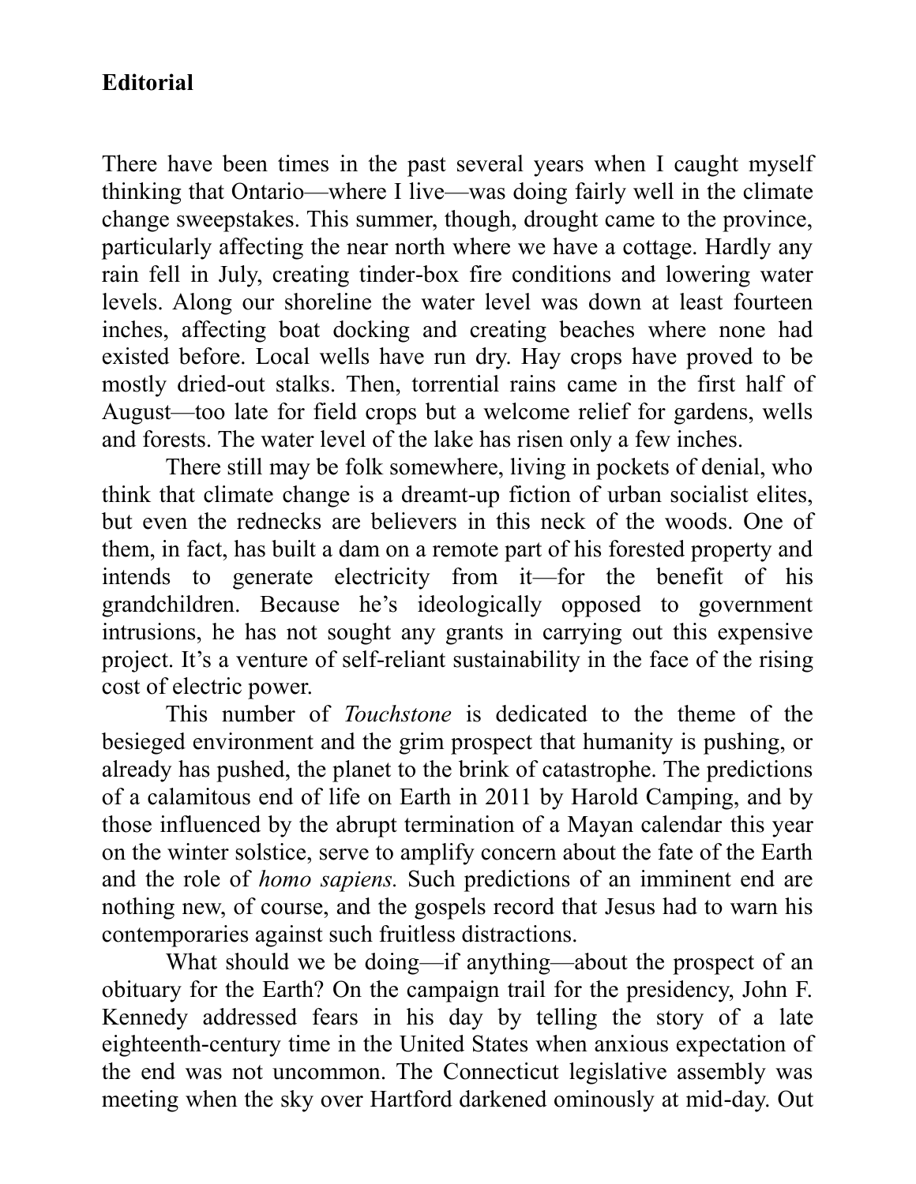**Editorial**

There have been times in the past several years when I caught myself thinking that Ontario—where I live—was doing fairly well in the climate change sweepstakes. This summer, though, drought came to the province, particularly affecting the near north where we have a cottage. Hardly any rain fell in July, creating tinder-box fire conditions and lowering water levels. Along our shoreline the water level was down at least fourteen inches, affecting boat docking and creating beaches where none had existed before. Local wells have run dry. Hay crops have proved to be mostly dried-out stalks. Then, torrential rains came in the first half of August—too late for field crops but a welcome relief for gardens, wells and forests. The water level of the lake has risen only a few inches.

There still may be folk somewhere, living in pockets of denial, who think that climate change is a dreamt-up fiction of urban socialist elites, but even the rednecks are believers in this neck of the woods. One of them, in fact, has built a dam on a remote part of his forested property and intends to generate electricity from it—for the benefit of his grandchildren. Because he's ideologically opposed to government intrusions, he has not sought any grants in carrying out this expensive project. It's a venture of self-reliant sustainability in the face of the rising cost of electric power.

This number of *Touchstone* is dedicated to the theme of the besieged environment and the grim prospect that humanity is pushing, or already has pushed, the planet to the brink of catastrophe. The predictions of a calamitous end of life on Earth in 2011 by Harold Camping, and by those influenced by the abrupt termination of a Mayan calendar this year on the winter solstice, serve to amplify concern about the fate of the Earth and the role of *homo sapiens.* Such predictions of an imminent end are nothing new, of course, and the gospels record that Jesus had to warn his contemporaries against such fruitless distractions.

What should we be doing—if anything—about the prospect of an obituary for the Earth? On the campaign trail for the presidency, John F. Kennedy addressed fears in his day by telling the story of a late eighteenth-century time in the United States when anxious expectation of the end was not uncommon. The Connecticut legislative assembly was meeting when the sky over Hartford darkened ominously at mid-day. Out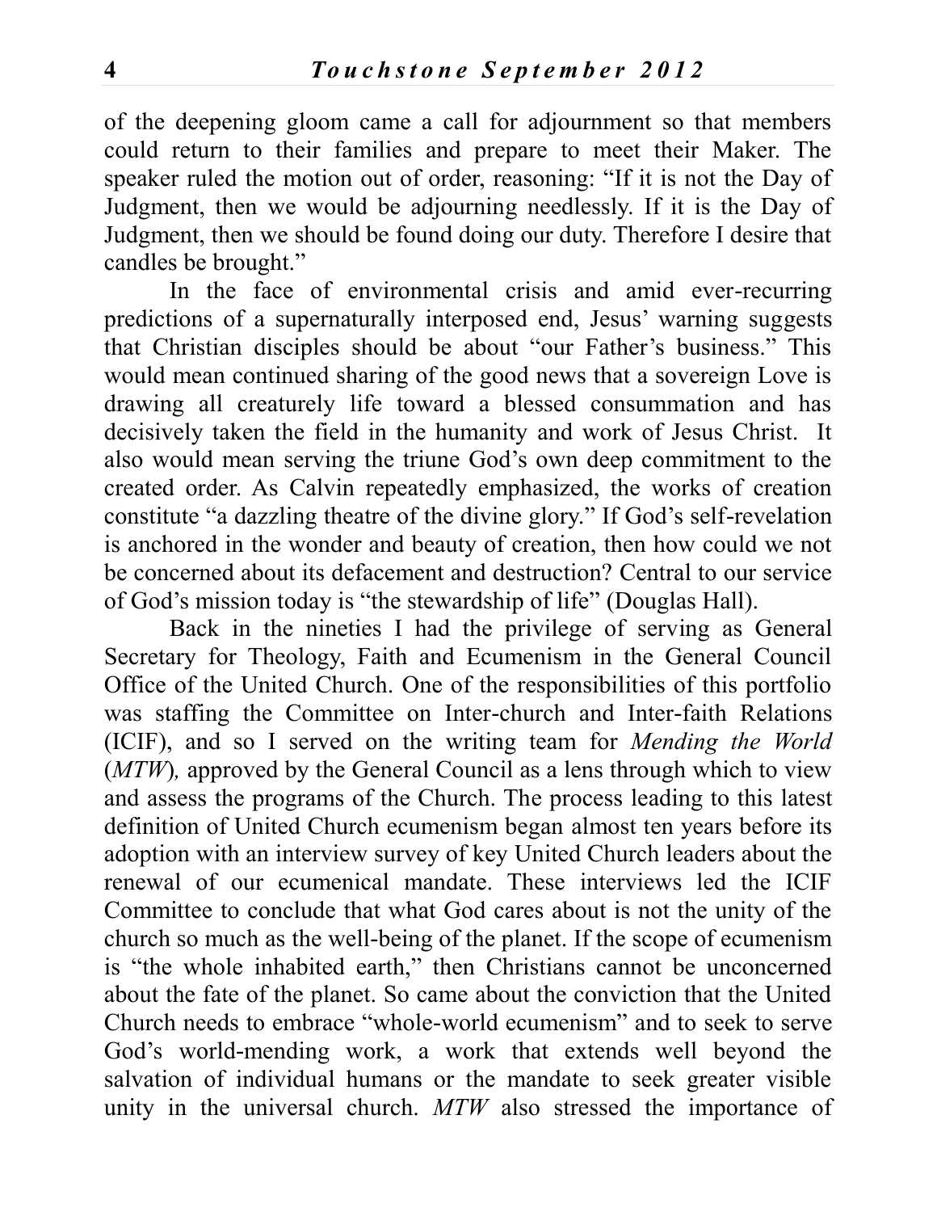of the deepening gloom came a call for adjournment so that members could return to their families and prepare to meet their Maker. The speaker ruled the motion out of order, reasoning: "If it is not the Day of Judgment, then we would be adjourning needlessly. If it is the Day of Judgment, then we should be found doing our duty. Therefore I desire that candles be brought."

In the face of environmental crisis and amid ever-recurring predictions of a supernaturally interposed end, Jesus' warning suggests that Christian disciples should be about "our Father's business." This would mean continued sharing of the good news that a sovereign Love is drawing all creaturely life toward a blessed consummation and has decisively taken the field in the humanity and work of Jesus Christ. It also would mean serving the triune God's own deep commitment to the created order. As Calvin repeatedly emphasized, the works of creation constitute "a dazzling theatre of the divine glory." If God's self-revelation is anchored in the wonder and beauty of creation, then how could we not be concerned about its defacement and destruction? Central to our service of God's mission today is "the stewardship of life" (Douglas Hall).

Back in the nineties I had the privilege of serving as General Secretary for Theology, Faith and Ecumenism in the General Council Office of the United Church. One of the responsibilities of this portfolio was staffing the Committee on Inter-church and Inter-faith Relations (ICIF), and so I served on the writing team for *Mending the World* (*MTW*), approved by the General Council as a lens through which to view and assess the programs of the Church. The process leading to this latest definition of United Church ecumenism began almost ten years before its adoption with an interview survey of key United Church leaders about the renewal of our ecumenical mandate. These interviews led the ICIF Committee to conclude that what God cares about is not the unity of the church so much as the well-being of the planet. If the scope of ecumenism is "the whole inhabited earth," then Christians cannot be unconcerned about the fate of the planet. So came about the conviction that the United Church needs to embrace "whole-world ecumenism" and to seek to serve God's world-mending work, a work that extends well beyond the salvation of individual humans or the mandate to seek greater visible unity in the universal church. *MTW* also stressed the importance of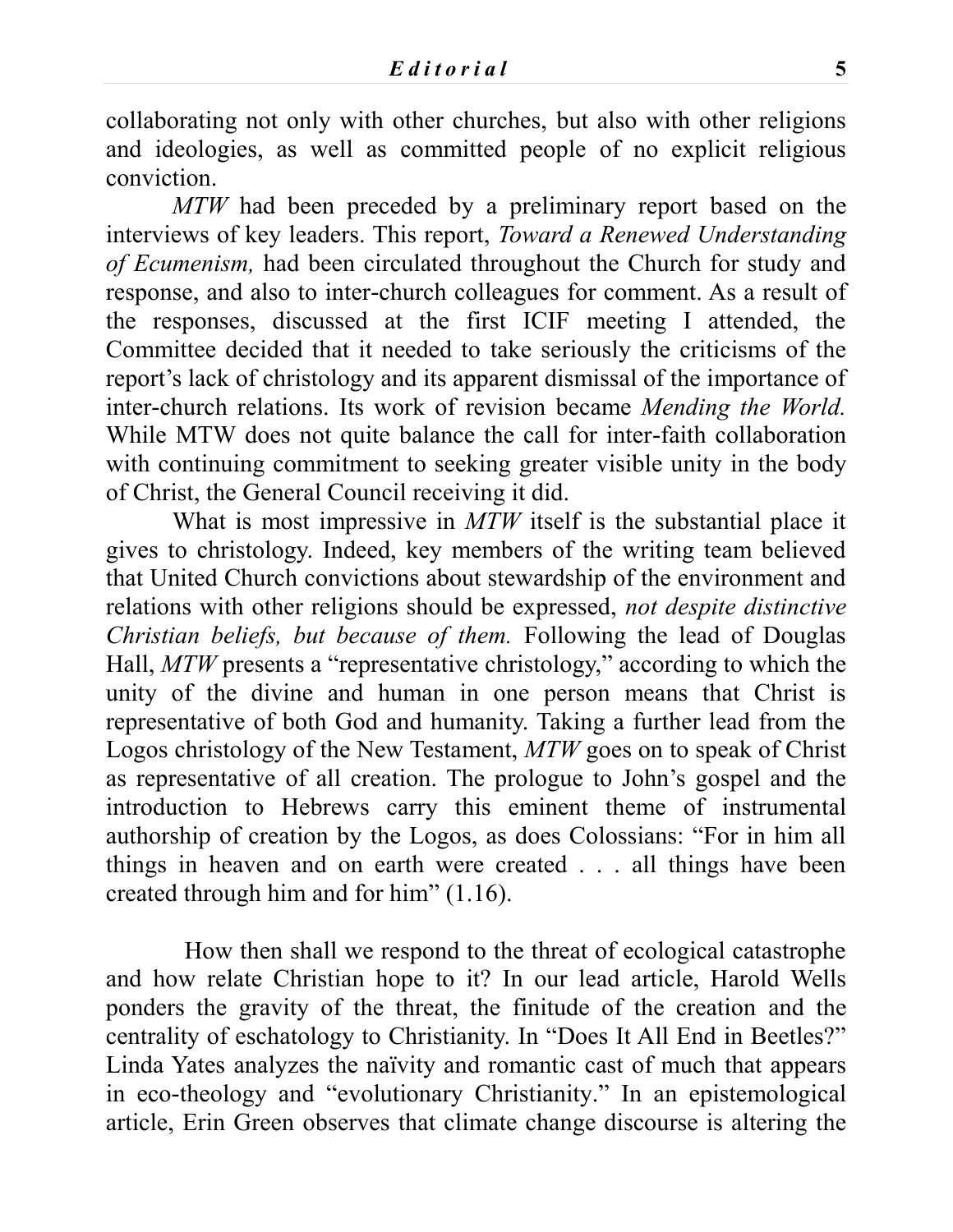collaborating not only with other churches, but also with other religions and ideologies, as well as committed people of no explicit religious conviction.

*MTW* had been preceded by a preliminary report based on the interviews of key leaders. This report, *Toward a Renewed Understanding of Ecumenism,* had been circulated throughout the Church for study and response, and also to inter-church colleagues for comment. As a result of the responses, discussed at the first ICIF meeting I attended, the Committee decided that it needed to take seriously the criticisms of the report's lack of christology and its apparent dismissal of the importance of inter-church relations. Its work of revision became *Mending the World.* While MTW does not quite balance the call for inter-faith collaboration with continuing commitment to seeking greater visible unity in the body of Christ, the General Council receiving it did.

What is most impressive in *MTW* itself is the substantial place it gives to christology. Indeed, key members of the writing team believed that United Church convictions about stewardship of the environment and relations with other religions should be expressed, *not despite distinctive Christian beliefs, but because of them.* Following the lead of Douglas Hall, *MTW* presents a "representative christology," according to which the unity of the divine and human in one person means that Christ is representative of both God and humanity. Taking a further lead from the Logos christology of the New Testament, *MTW* goes on to speak of Christ as representative of all creation. The prologue to John's gospel and the introduction to Hebrews carry this eminent theme of instrumental authorship of creation by the Logos, as does Colossians: "For in him all things in heaven and on earth were created . . . all things have been created through him and for him" (1.16).

How then shall we respond to the threat of ecological catastrophe and how relate Christian hope to it? In our lead article, Harold Wells ponders the gravity of the threat, the finitude of the creation and the centrality of eschatology to Christianity. In "Does It All End in Beetles?" Linda Yates analyzes the naïvity and romantic cast of much that appears in eco-theology and "evolutionary Christianity." In an epistemological article, Erin Green observes that climate change discourse is altering the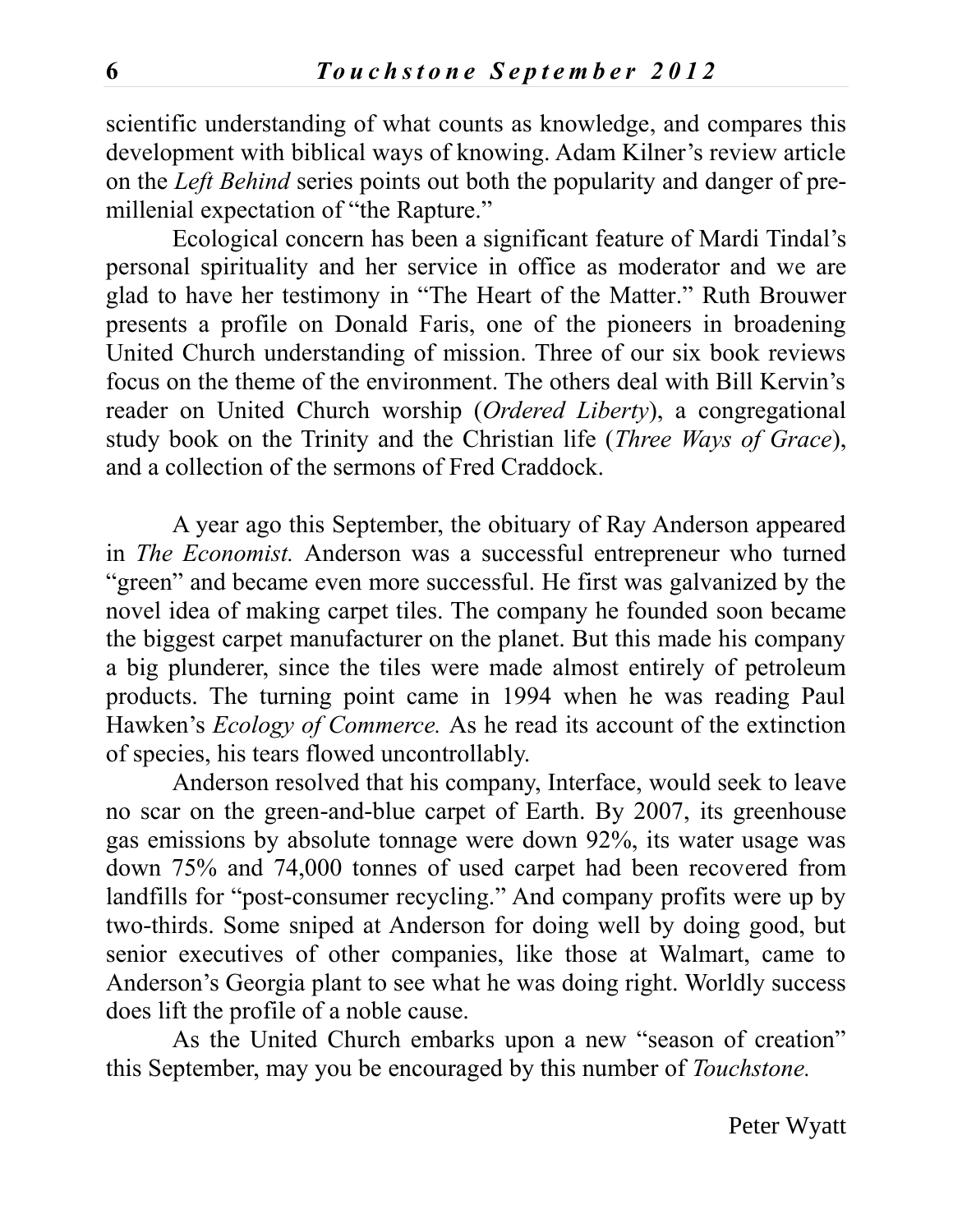scientific understanding of what counts as knowledge, and compares this development with biblical ways of knowing. Adam Kilner's review article on the *Left Behind* series points out both the popularity and danger of pre-millenial expectation of "the Rapture."

Ecological concern has been a significant feature of Mardi Tindal's personal spirituality and her service in office as moderator and we are glad to have her testimony in "The Heart of the Matter." Ruth Brouwer presents a profile on Donald Faris, one of the pioneers in broadening United Church understanding of mission. Three of our six book reviews focus on the theme of the environment. The others deal with Bill Kervin's reader on United Church worship (*Ordered Liberty*), a congregational study book on the Trinity and the Christian life (*Three Ways of Grace*), and a collection of the sermons of Fred Craddock.

A year ago this September, the obituary of Ray Anderson appeared in *The Economist.* Anderson was a successful entrepreneur who turned "green" and became even more successful. He first was galvanized by the novel idea of making carpet tiles. The company he founded soon became the biggest carpet manufacturer on the planet. But this made his company a big plunderer, since the tiles were made almost entirely of petroleum products. The turning point came in 1994 when he was reading Paul Hawken's *Ecology of Commerce.* As he read its account of the extinction of species, his tears flowed uncontrollably.

Anderson resolved that his company, Interface, would seek to leave no scar on the green-and-blue carpet of Earth. By 2007, its greenhouse gas emissions by absolute tonnage were down 92%, its water usage was down 75% and 74,000 tonnes of used carpet had been recovered from landfills for "post-consumer recycling." And company profits were up by two-thirds. Some sniped at Anderson for doing well by doing good, but senior executives of other companies, like those at Walmart, came to Anderson's Georgia plant to see what he was doing right. Worldly success does lift the profile of a noble cause.

As the United Church embarks upon a new "season of creation" this September, may you be encouraged by this number of *Touchstone.*

Peter Wyatt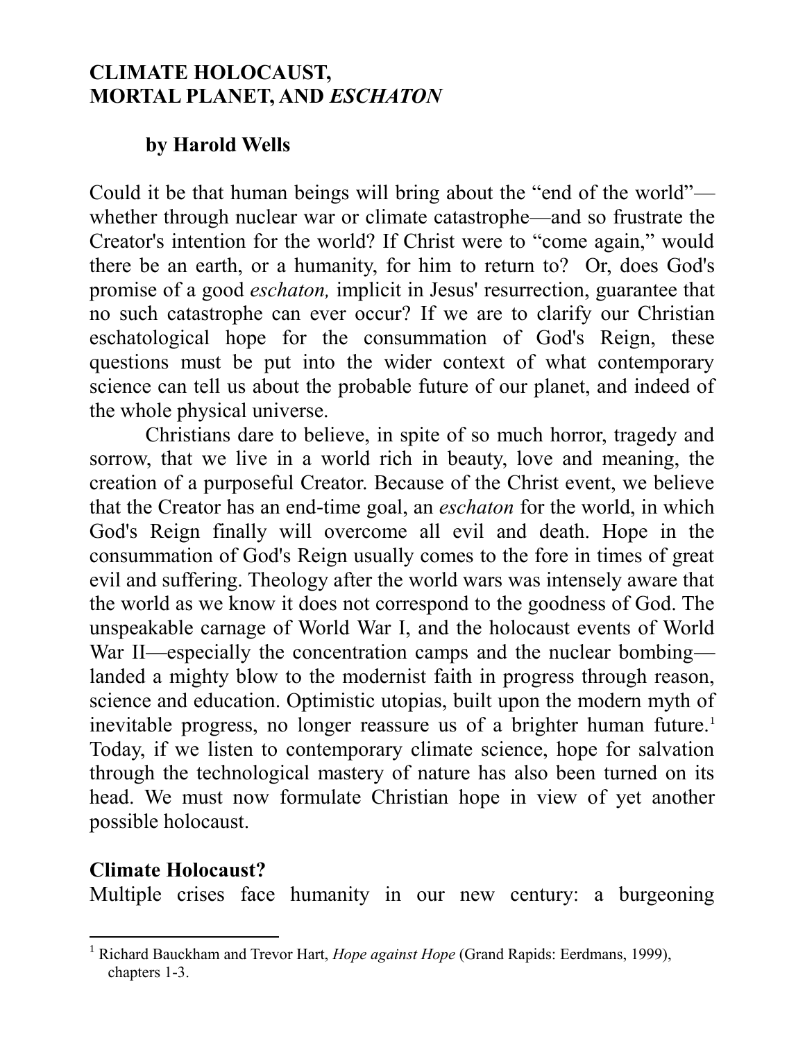# CLIMATE HOLOCAUST, MORTAL PLANET, AND *ESCHATON*

**by Harold Wells**

Could it be that human beings will bring about the "end of the world"—whether through nuclear war or climate catastrophe—and so frustrate the Creator's intention for the world? If Christ were to "come again," would there be an earth, or a humanity, for him to return to? Or, does God's promise of a good *eschaton,* implicit in Jesus' resurrection, guarantee that no such catastrophe can ever occur? If we are to clarify our Christian eschatological hope for the consummation of God's Reign, these questions must be put into the wider context of what contemporary science can tell us about the probable future of our planet, and indeed of the whole physical universe.

Christians dare to believe, in spite of so much horror, tragedy and sorrow, that we live in a world rich in beauty, love and meaning, the creation of a purposeful Creator. Because of the Christ event, we believe that the Creator has an end-time goal, an *eschaton* for the world, in which God's Reign finally will overcome all evil and death. Hope in the consummation of God's Reign usually comes to the fore in times of great evil and suffering. Theology after the world wars was intensely aware that the world as we know it does not correspond to the goodness of God. The unspeakable carnage of World War I, and the holocaust events of World War II—especially the concentration camps and the nuclear bombing—landed a mighty blow to the modernist faith in progress through reason, science and education. Optimistic utopias, built upon the modern myth of inevitable progress, no longer reassure us of a brighter human future.[1] Today, if we listen to contemporary climate science, hope for salvation through the technological mastery of nature has also been turned on its head. We must now formulate Christian hope in view of yet another possible holocaust.

## Climate Holocaust?

Multiple crises face humanity in our new century: a burgeoning

---

[1] Richard Bauckham and Trevor Hart, *Hope against Hope* (Grand Rapids: Eerdmans, 1999), chapters 1-3.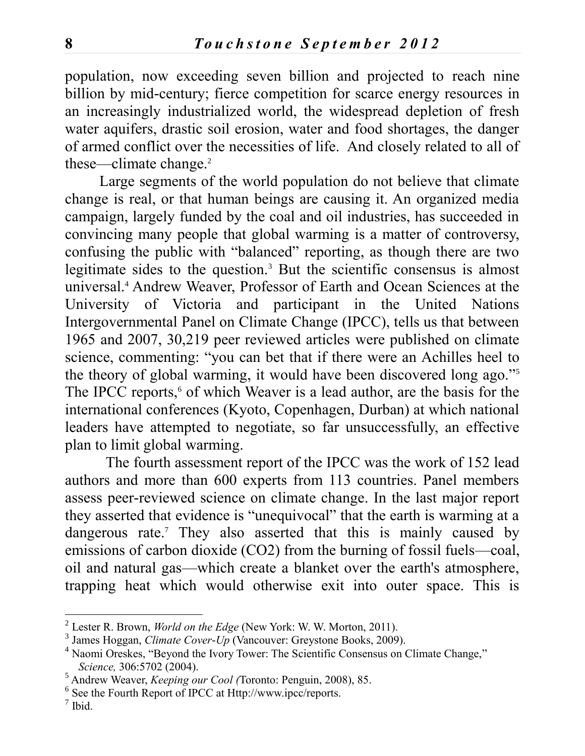population, now exceeding seven billion and projected to reach nine billion by mid-century; fierce competition for scarce energy resources in an increasingly industrialized world, the widespread depletion of fresh water aquifers, drastic soil erosion, water and food shortages, the danger of armed conflict over the necessities of life. And closely related to all of these—climate change.[2]

Large segments of the world population do not believe that climate change is real, or that human beings are causing it. An organized media campaign, largely funded by the coal and oil industries, has succeeded in convincing many people that global warming is a matter of controversy, confusing the public with "balanced" reporting, as though there are two legitimate sides to the question.[3] But the scientific consensus is almost universal.[4] Andrew Weaver, Professor of Earth and Ocean Sciences at the University of Victoria and participant in the United Nations Intergovernmental Panel on Climate Change (IPCC), tells us that between 1965 and 2007, 30,219 peer reviewed articles were published on climate science, commenting: "you can bet that if there were an Achilles heel to the theory of global warming, it would have been discovered long ago."[5] The IPCC reports,[6] of which Weaver is a lead author, are the basis for the international conferences (Kyoto, Copenhagen, Durban) at which national leaders have attempted to negotiate, so far unsuccessfully, an effective plan to limit global warming.

The fourth assessment report of the IPCC was the work of 152 lead authors and more than 600 experts from 113 countries. Panel members assess peer-reviewed science on climate change. In the last major report they asserted that evidence is "unequivocal" that the earth is warming at a dangerous rate.[7] They also asserted that this is mainly caused by emissions of carbon dioxide ($CO_2$) from the burning of fossil fuels—coal, oil and natural gas—which create a blanket over the earth's atmosphere, trapping heat which would otherwise exit into outer space. This is

---

[2] Lester R. Brown, *World on the Edge* (New York: W. W. Morton, 2011).

[3] James Hoggan, *Climate Cover-Up* (Vancouver: Greystone Books, 2009).

[4] Naomi Oreskes, "Beyond the Ivory Tower: The Scientific Consensus on Climate Change," *Science,* 306:5702 (2004).

[5] Andrew Weaver, *Keeping our Cool (*Toronto: Penguin, 2008), 85.

[6] See the Fourth Report of IPCC at Http://www.ipcc/reports.

[7] Ibid.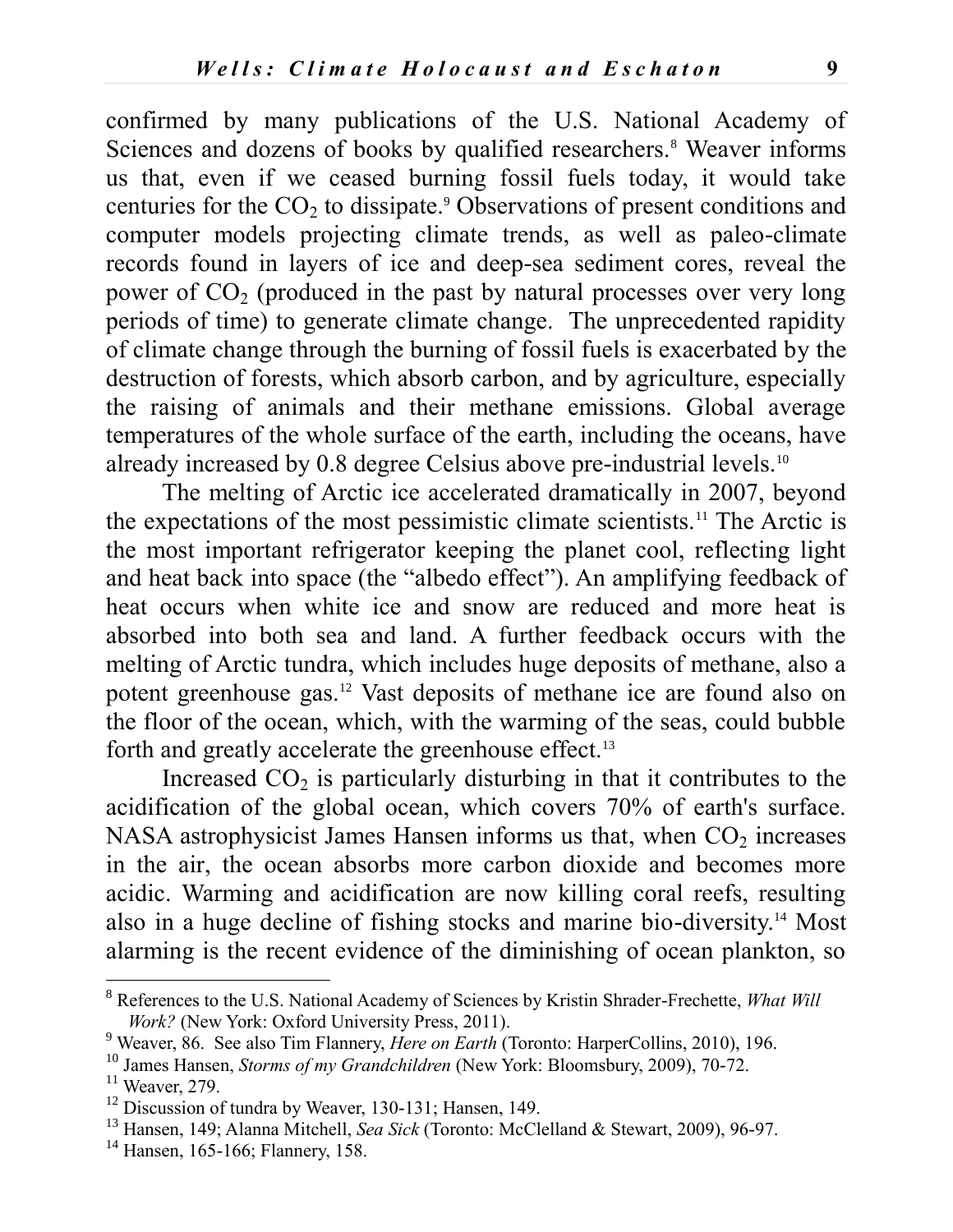confirmed by many publications of the U.S. National Academy of Sciences and dozens of books by qualified researchers.[8] Weaver informs us that, even if we ceased burning fossil fuels today, it would take centuries for the $CO_2$ to dissipate.[9] Observations of present conditions and computer models projecting climate trends, as well as paleo-climate records found in layers of ice and deep-sea sediment cores, reveal the power of $CO_2$ (produced in the past by natural processes over very long periods of time) to generate climate change. The unprecedented rapidity of climate change through the burning of fossil fuels is exacerbated by the destruction of forests, which absorb carbon, and by agriculture, especially the raising of animals and their methane emissions. Global average temperatures of the whole surface of the earth, including the oceans, have already increased by 0.8 degree Celsius above pre-industrial levels.[10]

The melting of Arctic ice accelerated dramatically in 2007, beyond the expectations of the most pessimistic climate scientists.[11] The Arctic is the most important refrigerator keeping the planet cool, reflecting light and heat back into space (the "albedo effect"). An amplifying feedback of heat occurs when white ice and snow are reduced and more heat is absorbed into both sea and land. A further feedback occurs with the melting of Arctic tundra, which includes huge deposits of methane, also a potent greenhouse gas.[12] Vast deposits of methane ice are found also on the floor of the ocean, which, with the warming of the seas, could bubble forth and greatly accelerate the greenhouse effect.[13]

Increased $CO_2$ is particularly disturbing in that it contributes to the acidification of the global ocean, which covers 70% of earth's surface. NASA astrophysicist James Hansen informs us that, when $CO_2$ increases in the air, the ocean absorbs more carbon dioxide and becomes more acidic. Warming and acidification are now killing coral reefs, resulting also in a huge decline of fishing stocks and marine bio-diversity.[14] Most alarming is the recent evidence of the diminishing of ocean plankton, so

---

[8] References to the U.S. National Academy of Sciences by Kristin Shrader-Frechette, *What Will Work?* (New York: Oxford University Press, 2011).

[9] Weaver, 86. See also Tim Flannery, *Here on Earth* (Toronto: HarperCollins, 2010), 196.

[10] James Hansen, *Storms of my Grandchildren* (New York: Bloomsbury, 2009), 70-72.

[11] Weaver, 279.

[12] Discussion of tundra by Weaver, 130-131; Hansen, 149.

[13] Hansen, 149; Alanna Mitchell, *Sea Sick* (Toronto: McClelland & Stewart, 2009), 96-97.

[14] Hansen, 165-166; Flannery, 158.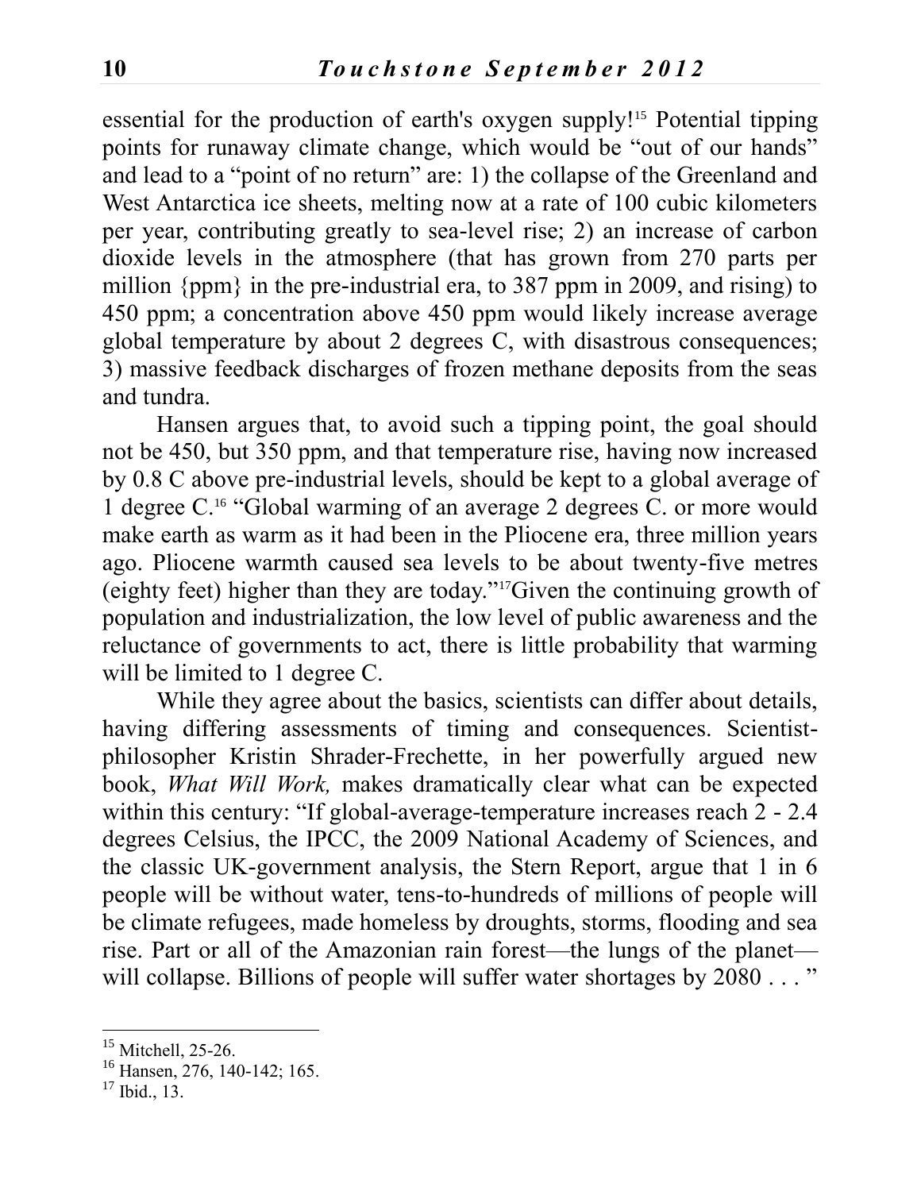essential for the production of earth's oxygen supply![15] Potential tipping points for runaway climate change, which would be "out of our hands" and lead to a "point of no return" are: 1) the collapse of the Greenland and West Antarctica ice sheets, melting now at a rate of 100 cubic kilometers per year, contributing greatly to sea-level rise; 2) an increase of carbon dioxide levels in the atmosphere (that has grown from 270 parts per million {ppm} in the pre-industrial era, to 387 ppm in 2009, and rising) to 450 ppm; a concentration above 450 ppm would likely increase average global temperature by about 2 degrees C, with disastrous consequences; 3) massive feedback discharges of frozen methane deposits from the seas and tundra.

Hansen argues that, to avoid such a tipping point, the goal should not be 450, but 350 ppm, and that temperature rise, having now increased by 0.8 C above pre-industrial levels, should be kept to a global average of 1 degree C.[16] "Global warming of an average 2 degrees C. or more would make earth as warm as it had been in the Pliocene era, three million years ago. Pliocene warmth caused sea levels to be about twenty-five metres (eighty feet) higher than they are today."[17]Given the continuing growth of population and industrialization, the low level of public awareness and the reluctance of governments to act, there is little probability that warming will be limited to 1 degree C.

While they agree about the basics, scientists can differ about details, having differing assessments of timing and consequences. Scientist-philosopher Kristin Shrader-Frechette, in her powerfully argued new book, *What Will Work,* makes dramatically clear what can be expected within this century: "If global-average-temperature increases reach 2 - 2.4 degrees Celsius, the IPCC, the 2009 National Academy of Sciences, and the classic UK-government analysis, the Stern Report, argue that 1 in 6 people will be without water, tens-to-hundreds of millions of people will be climate refugees, made homeless by droughts, storms, flooding and sea rise. Part or all of the Amazonian rain forest—the lungs of the planet—will collapse. Billions of people will suffer water shortages by 2080 . . . "

---

[15] Mitchell, 25-26.

[16] Hansen, 276, 140-142; 165.

[17] Ibid., 13.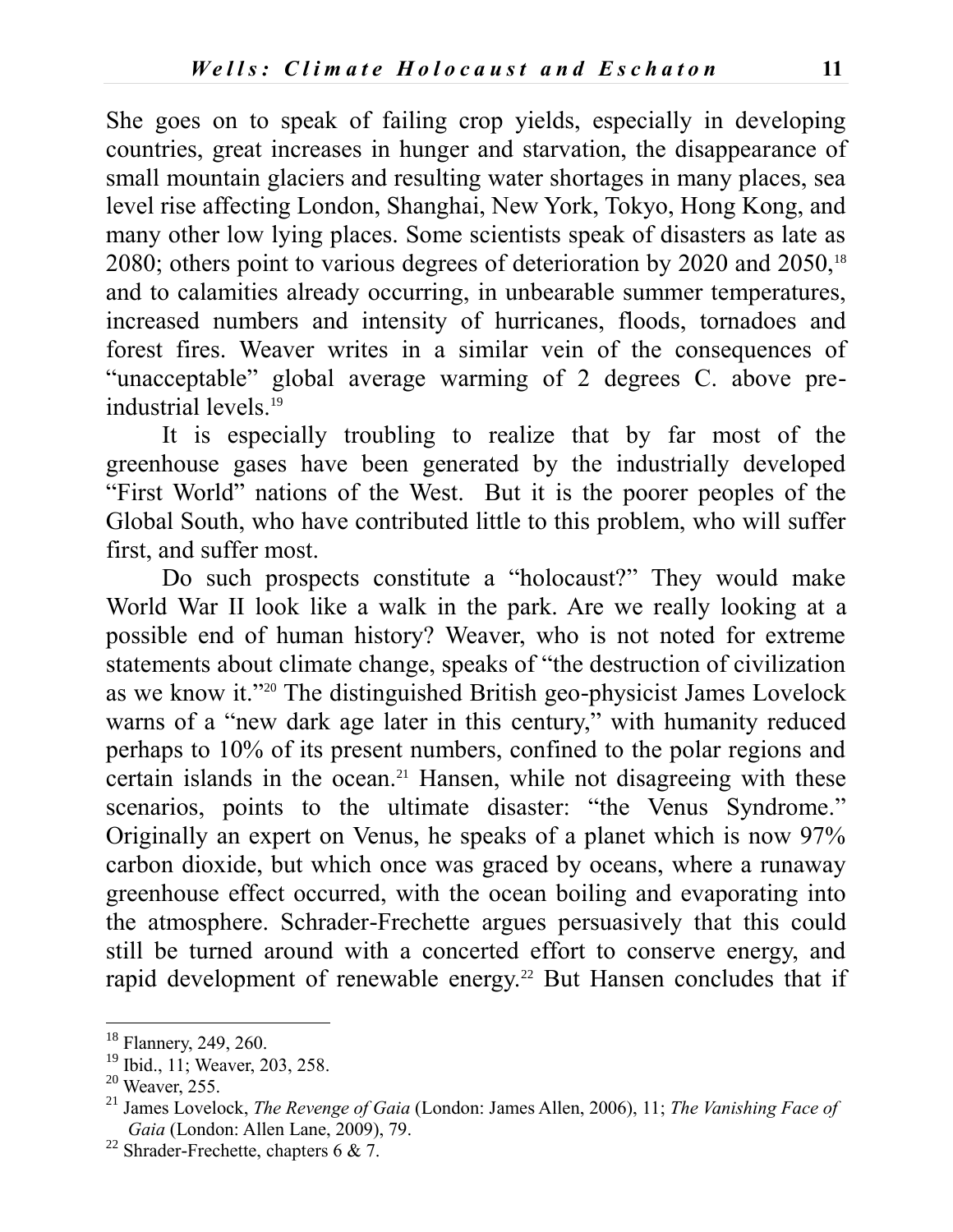She goes on to speak of failing crop yields, especially in developing countries, great increases in hunger and starvation, the disappearance of small mountain glaciers and resulting water shortages in many places, sea level rise affecting London, Shanghai, New York, Tokyo, Hong Kong, and many other low lying places. Some scientists speak of disasters as late as 2080; others point to various degrees of deterioration by 2020 and 2050,[18] and to calamities already occurring, in unbearable summer temperatures, increased numbers and intensity of hurricanes, floods, tornadoes and forest fires. Weaver writes in a similar vein of the consequences of "unacceptable" global average warming of 2 degrees C. above pre-industrial levels.[19]

It is especially troubling to realize that by far most of the greenhouse gases have been generated by the industrially developed "First World" nations of the West. But it is the poorer peoples of the Global South, who have contributed little to this problem, who will suffer first, and suffer most.

Do such prospects constitute a "holocaust?" They would make World War II look like a walk in the park. Are we really looking at a possible end of human history? Weaver, who is not noted for extreme statements about climate change, speaks of "the destruction of civilization as we know it."[20] The distinguished British geo-physicist James Lovelock warns of a "new dark age later in this century," with humanity reduced perhaps to 10% of its present numbers, confined to the polar regions and certain islands in the ocean.[21] Hansen, while not disagreeing with these scenarios, points to the ultimate disaster: "the Venus Syndrome." Originally an expert on Venus, he speaks of a planet which is now 97% carbon dioxide, but which once was graced by oceans, where a runaway greenhouse effect occurred, with the ocean boiling and evaporating into the atmosphere. Schrader-Frechette argues persuasively that this could still be turned around with a concerted effort to conserve energy, and rapid development of renewable energy.[22] But Hansen concludes that if

---

[18] Flannery, 249, 260.

[19] Ibid., 11; Weaver, 203, 258.

[20] Weaver, 255.

[21] James Lovelock, *The Revenge of Gaia* (London: James Allen, 2006), 11; *The Vanishing Face of Gaia* (London: Allen Lane, 2009), 79.

[22] Shrader-Frechette, chapters 6 & 7.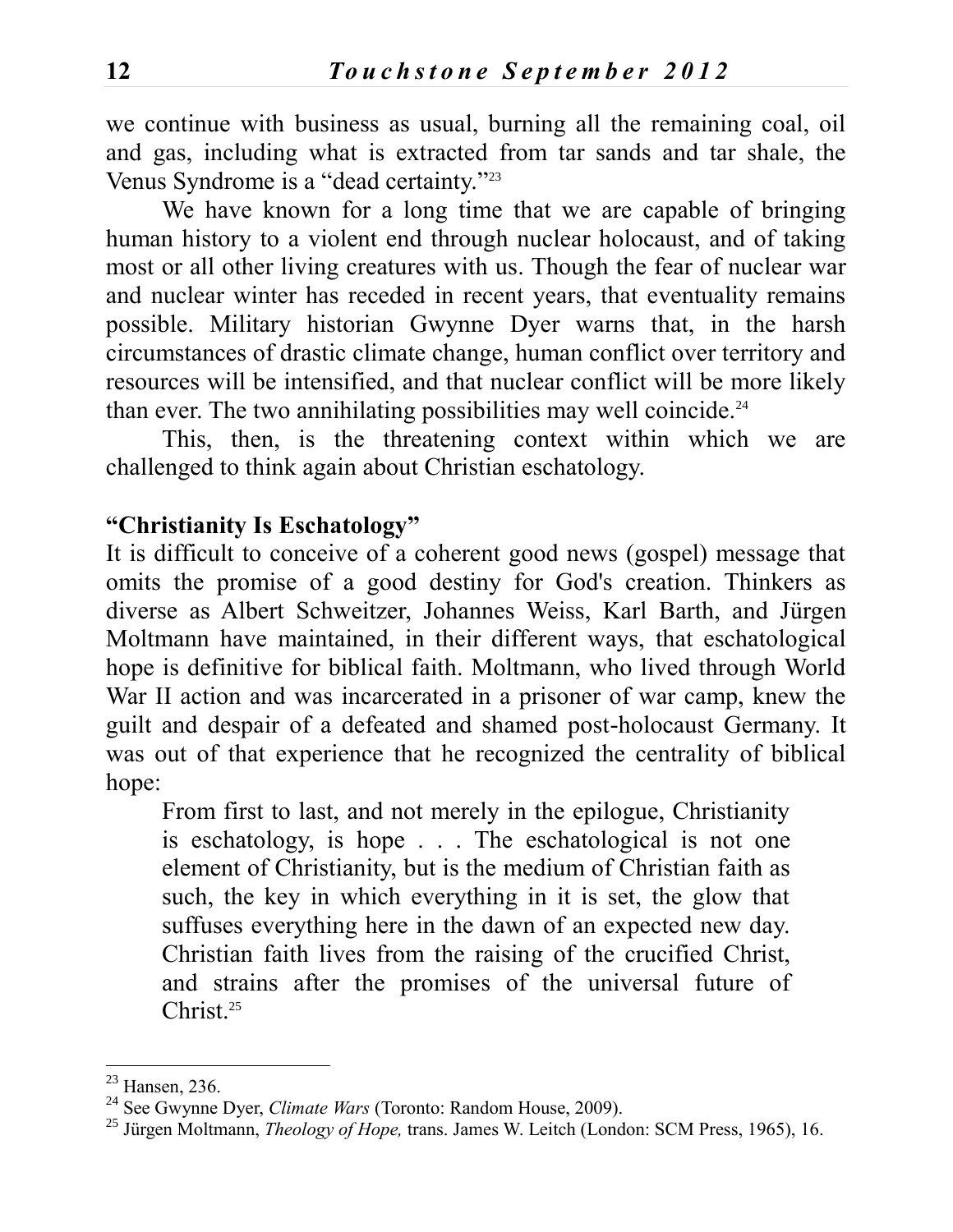we continue with business as usual, burning all the remaining coal, oil and gas, including what is extracted from tar sands and tar shale, the Venus Syndrome is a "dead certainty."[23]

We have known for a long time that we are capable of bringing human history to a violent end through nuclear holocaust, and of taking most or all other living creatures with us. Though the fear of nuclear war and nuclear winter has receded in recent years, that eventuality remains possible. Military historian Gwynne Dyer warns that, in the harsh circumstances of drastic climate change, human conflict over territory and resources will be intensified, and that nuclear conflict will be more likely than ever. The two annihilating possibilities may well coincide.[24]

This, then, is the threatening context within which we are challenged to think again about Christian eschatology.

### "Christianity Is Eschatology"

It is difficult to conceive of a coherent good news (gospel) message that omits the promise of a good destiny for God's creation. Thinkers as diverse as Albert Schweitzer, Johannes Weiss, Karl Barth, and Jürgen Moltmann have maintained, in their different ways, that eschatological hope is definitive for biblical faith. Moltmann, who lived through World War II action and was incarcerated in a prisoner of war camp, knew the guilt and despair of a defeated and shamed post-holocaust Germany. It was out of that experience that he recognized the centrality of biblical hope:

> From first to last, and not merely in the epilogue, Christianity is eschatology, is hope . . . The eschatological is not one element of Christianity, but is the medium of Christian faith as such, the key in which everything in it is set, the glow that suffuses everything here in the dawn of an expected new day. Christian faith lives from the raising of the crucified Christ, and strains after the promises of the universal future of Christ.[25]

---

[23] Hansen, 236.

[24] See Gwynne Dyer, *Climate Wars* (Toronto: Random House, 2009).

[25] Jürgen Moltmann, *Theology of Hope,* trans. James W. Leitch (London: SCM Press, 1965), 16.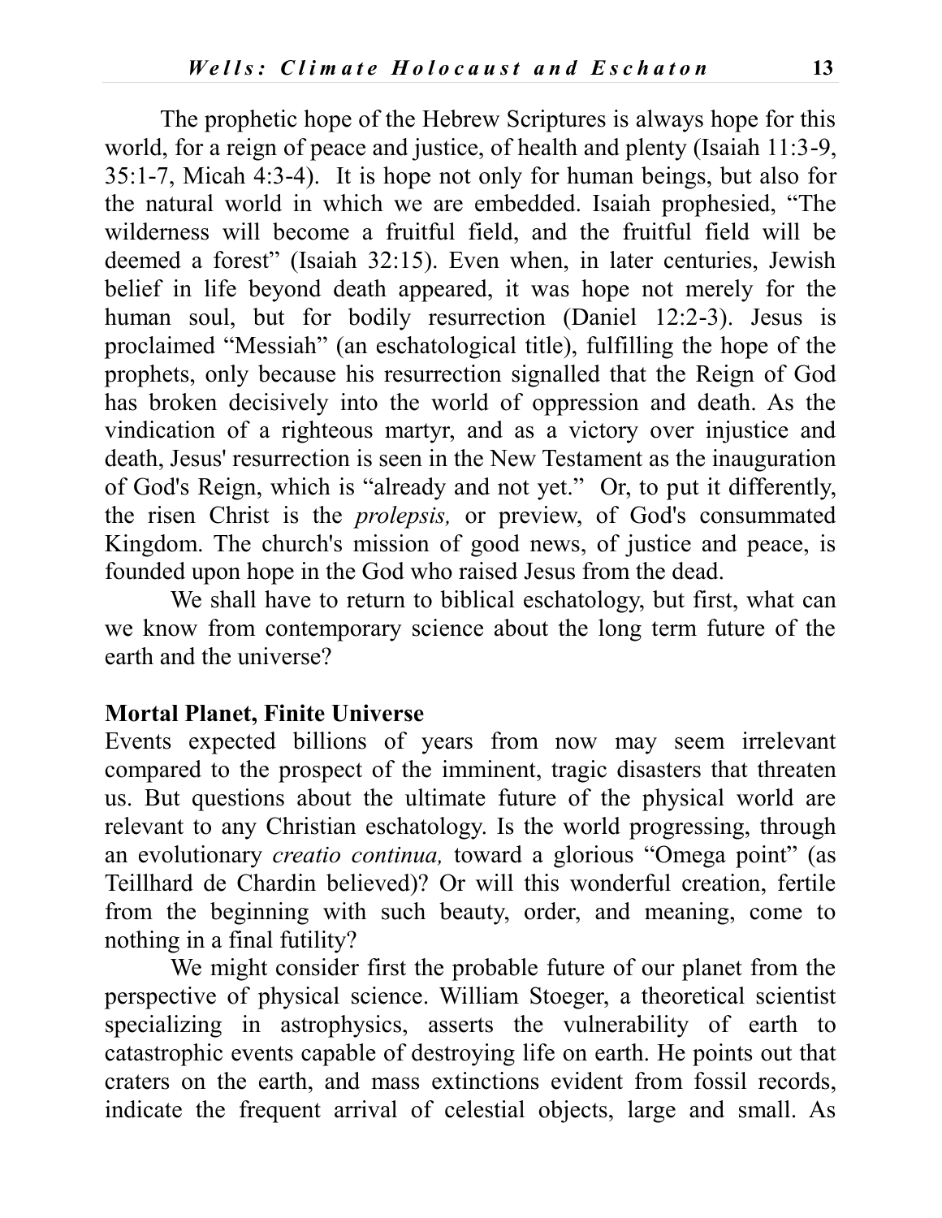The prophetic hope of the Hebrew Scriptures is always hope for this world, for a reign of peace and justice, of health and plenty (Isaiah 11:3-9, 35:1-7, Micah 4:3-4). It is hope not only for human beings, but also for the natural world in which we are embedded. Isaiah prophesied, "The wilderness will become a fruitful field, and the fruitful field will be deemed a forest" (Isaiah 32:15). Even when, in later centuries, Jewish belief in life beyond death appeared, it was hope not merely for the human soul, but for bodily resurrection (Daniel 12:2-3). Jesus is proclaimed "Messiah" (an eschatological title), fulfilling the hope of the prophets, only because his resurrection signalled that the Reign of God has broken decisively into the world of oppression and death. As the vindication of a righteous martyr, and as a victory over injustice and death, Jesus' resurrection is seen in the New Testament as the inauguration of God's Reign, which is "already and not yet." Or, to put it differently, the risen Christ is the *prolepsis,* or preview, of God's consummated Kingdom. The church's mission of good news, of justice and peace, is founded upon hope in the God who raised Jesus from the dead.

We shall have to return to biblical eschatology, but first, what can we know from contemporary science about the long term future of the earth and the universe?

## Mortal Planet, Finite Universe

Events expected billions of years from now may seem irrelevant compared to the prospect of the imminent, tragic disasters that threaten us. But questions about the ultimate future of the physical world are relevant to any Christian eschatology. Is the world progressing, through an evolutionary *creatio continua,* toward a glorious "Omega point" (as Teillhard de Chardin believed)? Or will this wonderful creation, fertile from the beginning with such beauty, order, and meaning, come to nothing in a final futility?

We might consider first the probable future of our planet from the perspective of physical science. William Stoeger, a theoretical scientist specializing in astrophysics, asserts the vulnerability of earth to catastrophic events capable of destroying life on earth. He points out that craters on the earth, and mass extinctions evident from fossil records, indicate the frequent arrival of celestial objects, large and small. As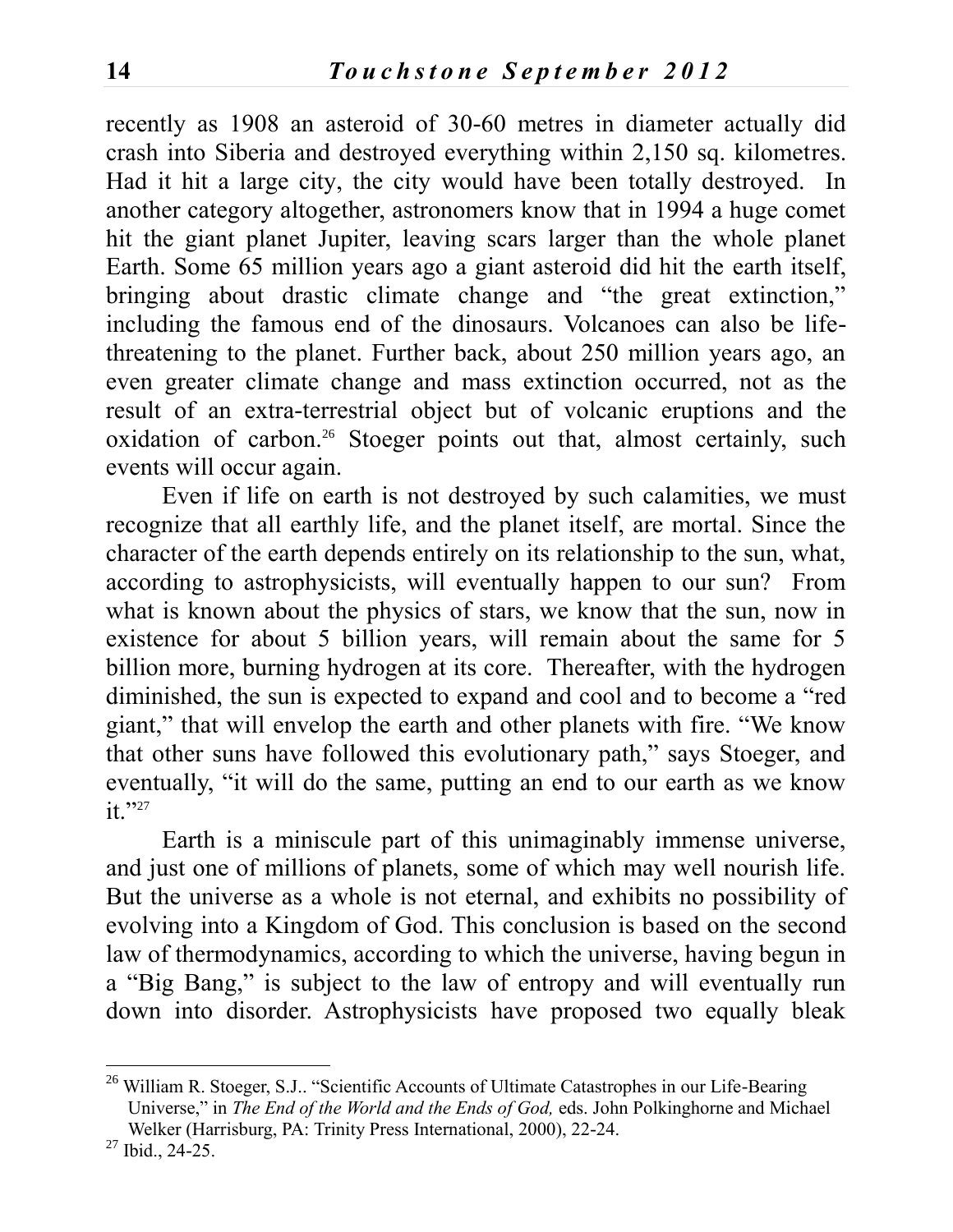recently as 1908 an asteroid of 30-60 metres in diameter actually did crash into Siberia and destroyed everything within 2,150 sq. kilometres. Had it hit a large city, the city would have been totally destroyed. In another category altogether, astronomers know that in 1994 a huge comet hit the giant planet Jupiter, leaving scars larger than the whole planet Earth. Some 65 million years ago a giant asteroid did hit the earth itself, bringing about drastic climate change and "the great extinction," including the famous end of the dinosaurs. Volcanoes can also be life-threatening to the planet. Further back, about 250 million years ago, an even greater climate change and mass extinction occurred, not as the result of an extra-terrestrial object but of volcanic eruptions and the oxidation of carbon.[26] Stoeger points out that, almost certainly, such events will occur again.

Even if life on earth is not destroyed by such calamities, we must recognize that all earthly life, and the planet itself, are mortal. Since the character of the earth depends entirely on its relationship to the sun, what, according to astrophysicists, will eventually happen to our sun? From what is known about the physics of stars, we know that the sun, now in existence for about 5 billion years, will remain about the same for 5 billion more, burning hydrogen at its core. Thereafter, with the hydrogen diminished, the sun is expected to expand and cool and to become a "red giant," that will envelop the earth and other planets with fire. "We know that other suns have followed this evolutionary path," says Stoeger, and eventually, "it will do the same, putting an end to our earth as we know it."[27]

Earth is a miniscule part of this unimaginably immense universe, and just one of millions of planets, some of which may well nourish life. But the universe as a whole is not eternal, and exhibits no possibility of evolving into a Kingdom of God. This conclusion is based on the second law of thermodynamics, according to which the universe, having begun in a "Big Bang," is subject to the law of entropy and will eventually run down into disorder. Astrophysicists have proposed two equally bleak

---

[26] William R. Stoeger, S.J.. "Scientific Accounts of Ultimate Catastrophes in our Life-Bearing Universe," in *The End of the World and the Ends of God,* eds. John Polkinghorne and Michael Welker (Harrisburg, PA: Trinity Press International, 2000), 22-24.

[27] Ibid., 24-25.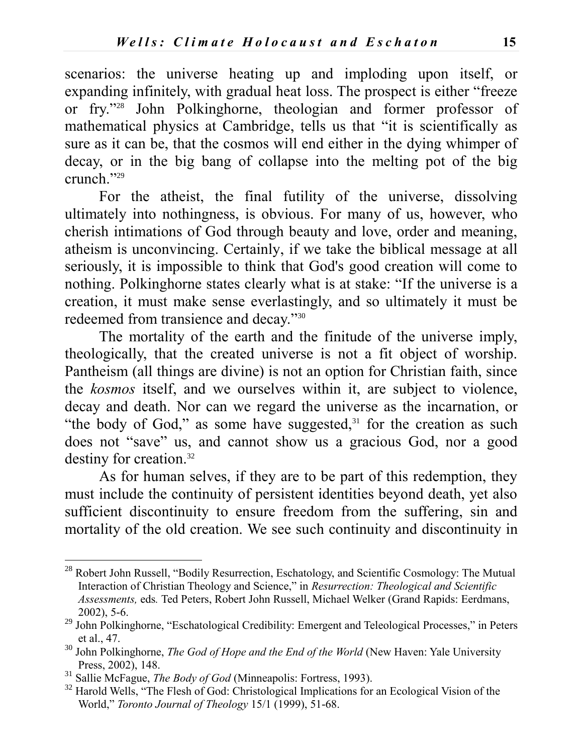scenarios: the universe heating up and imploding upon itself, or expanding infinitely, with gradual heat loss. The prospect is either "freeze or fry."[28] John Polkinghorne, theologian and former professor of mathematical physics at Cambridge, tells us that "it is scientifically as sure as it can be, that the cosmos will end either in the dying whimper of decay, or in the big bang of collapse into the melting pot of the big crunch."[29]

For the atheist, the final futility of the universe, dissolving ultimately into nothingness, is obvious. For many of us, however, who cherish intimations of God through beauty and love, order and meaning, atheism is unconvincing. Certainly, if we take the biblical message at all seriously, it is impossible to think that God's good creation will come to nothing. Polkinghorne states clearly what is at stake: "If the universe is a creation, it must make sense everlastingly, and so ultimately it must be redeemed from transience and decay."[30]

The mortality of the earth and the finitude of the universe imply, theologically, that the created universe is not a fit object of worship. Pantheism (all things are divine) is not an option for Christian faith, since the *kosmos* itself, and we ourselves within it, are subject to violence, decay and death. Nor can we regard the universe as the incarnation, or "the body of God," as some have suggested,[31] for the creation as such does not "save" us, and cannot show us a gracious God, nor a good destiny for creation.[32]

As for human selves, if they are to be part of this redemption, they must include the continuity of persistent identities beyond death, yet also sufficient discontinuity to ensure freedom from the suffering, sin and mortality of the old creation. We see such continuity and discontinuity in

---

[28] Robert John Russell, "Bodily Resurrection, Eschatology, and Scientific Cosmology: The Mutual Interaction of Christian Theology and Science," in *Resurrection: Theological and Scientific Assessments,* eds. Ted Peters, Robert John Russell, Michael Welker (Grand Rapids: Eerdmans, 2002), 5-6.

[29] John Polkinghorne, "Eschatological Credibility: Emergent and Teleological Processes," in Peters et al., 47.

[30] John Polkinghorne, *The God of Hope and the End of the World* (New Haven: Yale University Press, 2002), 148.

[31] Sallie McFague, *The Body of God* (Minneapolis: Fortress, 1993).

[32] Harold Wells, "The Flesh of God: Christological Implications for an Ecological Vision of the World," *Toronto Journal of Theology* 15/1 (1999), 51-68.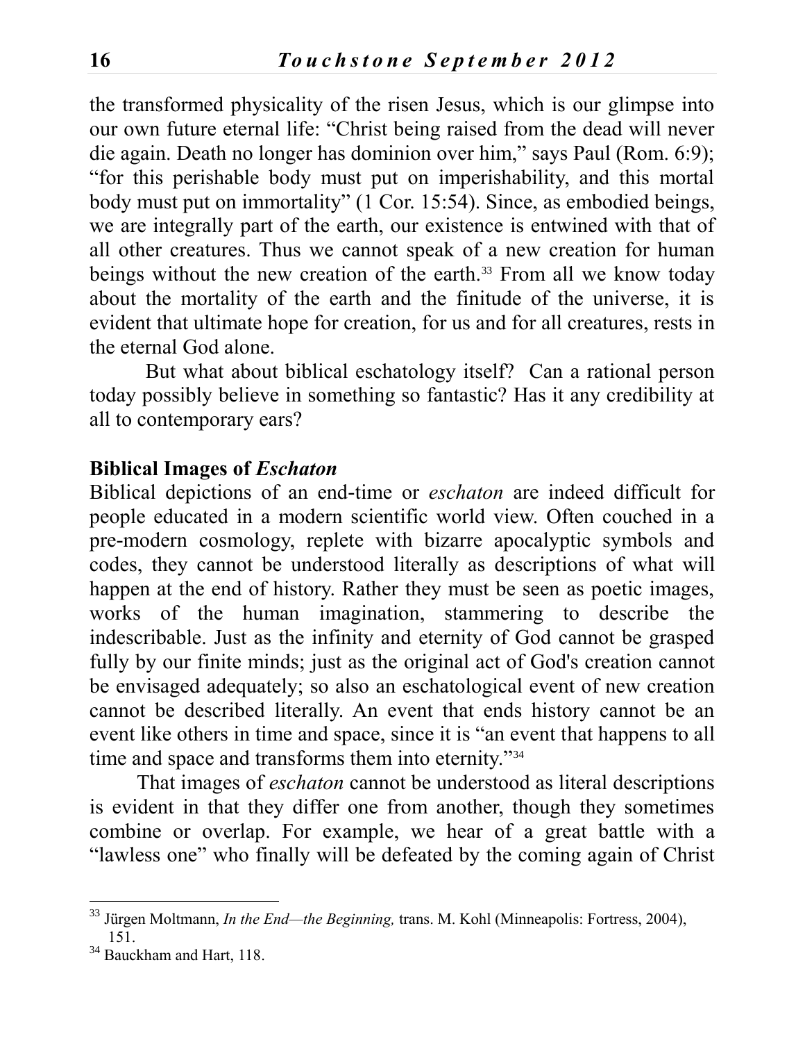the transformed physicality of the risen Jesus, which is our glimpse into our own future eternal life: "Christ being raised from the dead will never die again. Death no longer has dominion over him," says Paul (Rom. 6:9); "for this perishable body must put on imperishability, and this mortal body must put on immortality" (1 Cor. 15:54). Since, as embodied beings, we are integrally part of the earth, our existence is entwined with that of all other creatures. Thus we cannot speak of a new creation for human beings without the new creation of the earth.[33] From all we know today about the mortality of the earth and the finitude of the universe, it is evident that ultimate hope for creation, for us and for all creatures, rests in the eternal God alone.

But what about biblical eschatology itself? Can a rational person today possibly believe in something so fantastic? Has it any credibility at all to contemporary ears?

**Biblical Images of *Eschaton***

Biblical depictions of an end-time or *eschaton* are indeed difficult for people educated in a modern scientific world view. Often couched in a pre-modern cosmology, replete with bizarre apocalyptic symbols and codes, they cannot be understood literally as descriptions of what will happen at the end of history. Rather they must be seen as poetic images, works of the human imagination, stammering to describe the indescribable. Just as the infinity and eternity of God cannot be grasped fully by our finite minds; just as the original act of God's creation cannot be envisaged adequately; so also an eschatological event of new creation cannot be described literally. An event that ends history cannot be an event like others in time and space, since it is "an event that happens to all time and space and transforms them into eternity."[34]

That images of *eschaton* cannot be understood as literal descriptions is evident in that they differ one from another, though they sometimes combine or overlap. For example, we hear of a great battle with a "lawless one" who finally will be defeated by the coming again of Christ

---

[33] Jürgen Moltmann, *In the End—the Beginning,* trans. M. Kohl (Minneapolis: Fortress, 2004), 151.

[34] Bauckham and Hart, 118.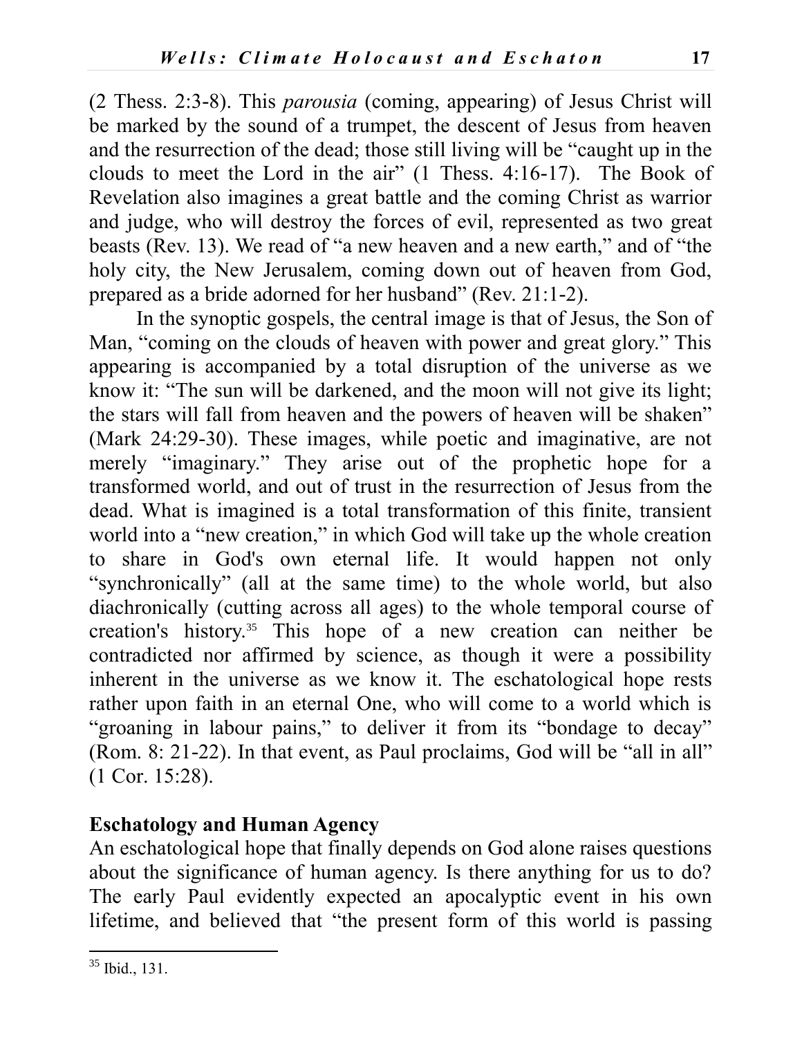(2 Thess. 2:3-8). This *parousia* (coming, appearing) of Jesus Christ will be marked by the sound of a trumpet, the descent of Jesus from heaven and the resurrection of the dead; those still living will be "caught up in the clouds to meet the Lord in the air" (1 Thess. 4:16-17). The Book of Revelation also imagines a great battle and the coming Christ as warrior and judge, who will destroy the forces of evil, represented as two great beasts (Rev. 13). We read of "a new heaven and a new earth," and of "the holy city, the New Jerusalem, coming down out of heaven from God, prepared as a bride adorned for her husband" (Rev. 21:1-2).

In the synoptic gospels, the central image is that of Jesus, the Son of Man, "coming on the clouds of heaven with power and great glory." This appearing is accompanied by a total disruption of the universe as we know it: "The sun will be darkened, and the moon will not give its light; the stars will fall from heaven and the powers of heaven will be shaken" (Mark 24:29-30). These images, while poetic and imaginative, are not merely "imaginary." They arise out of the prophetic hope for a transformed world, and out of trust in the resurrection of Jesus from the dead. What is imagined is a total transformation of this finite, transient world into a "new creation," in which God will take up the whole creation to share in God's own eternal life. It would happen not only "synchronically" (all at the same time) to the whole world, but also diachronically (cutting across all ages) to the whole temporal course of creation's history.[35] This hope of a new creation can neither be contradicted nor affirmed by science, as though it were a possibility inherent in the universe as we know it. The eschatological hope rests rather upon faith in an eternal One, who will come to a world which is "groaning in labour pains," to deliver it from its "bondage to decay" (Rom. 8: 21-22). In that event, as Paul proclaims, God will be "all in all" (1 Cor. 15:28).

## Eschatology and Human Agency

An eschatological hope that finally depends on God alone raises questions about the significance of human agency. Is there anything for us to do? The early Paul evidently expected an apocalyptic event in his own lifetime, and believed that "the present form of this world is passing

[35] Ibid., 131.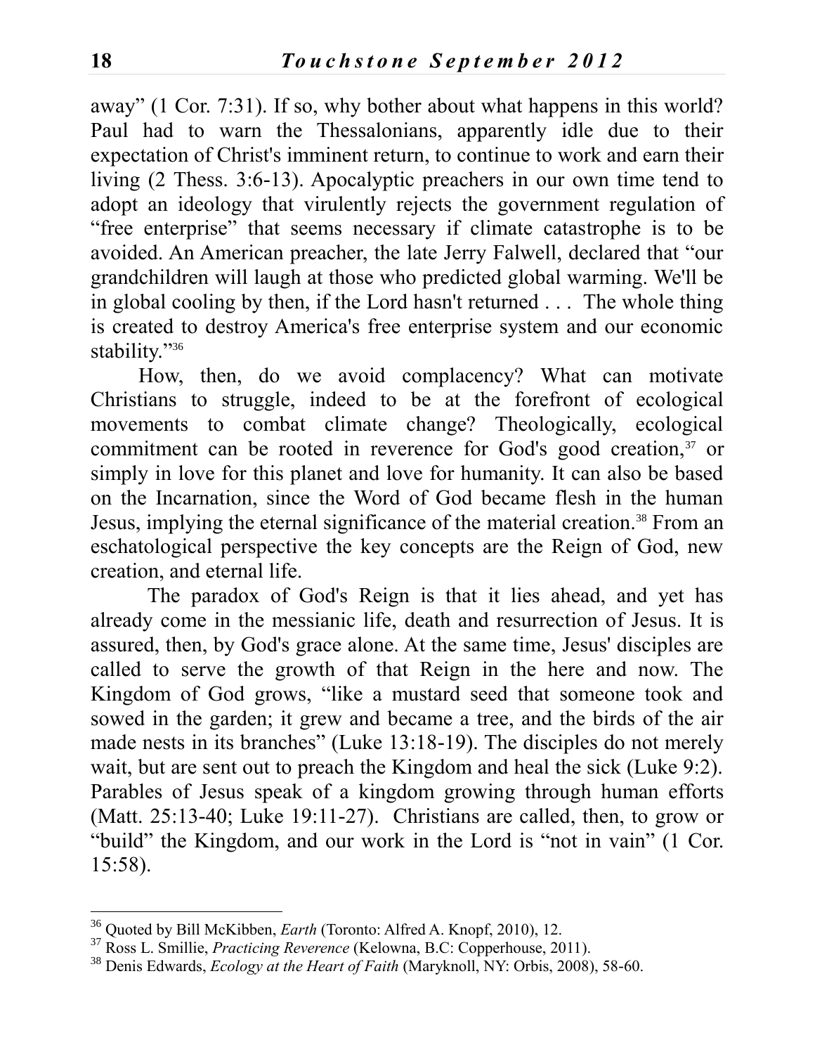away" (1 Cor. 7:31). If so, why bother about what happens in this world? Paul had to warn the Thessalonians, apparently idle due to their expectation of Christ's imminent return, to continue to work and earn their living (2 Thess. 3:6-13). Apocalyptic preachers in our own time tend to adopt an ideology that virulently rejects the government regulation of "free enterprise" that seems necessary if climate catastrophe is to be avoided. An American preacher, the late Jerry Falwell, declared that "our grandchildren will laugh at those who predicted global warming. We'll be in global cooling by then, if the Lord hasn't returned . . . The whole thing is created to destroy America's free enterprise system and our economic stability."[36]

How, then, do we avoid complacency? What can motivate Christians to struggle, indeed to be at the forefront of ecological movements to combat climate change? Theologically, ecological commitment can be rooted in reverence for God's good creation,[37] or simply in love for this planet and love for humanity. It can also be based on the Incarnation, since the Word of God became flesh in the human Jesus, implying the eternal significance of the material creation.[38] From an eschatological perspective the key concepts are the Reign of God, new creation, and eternal life.

The paradox of God's Reign is that it lies ahead, and yet has already come in the messianic life, death and resurrection of Jesus. It is assured, then, by God's grace alone. At the same time, Jesus' disciples are called to serve the growth of that Reign in the here and now. The Kingdom of God grows, "like a mustard seed that someone took and sowed in the garden; it grew and became a tree, and the birds of the air made nests in its branches" (Luke 13:18-19). The disciples do not merely wait, but are sent out to preach the Kingdom and heal the sick (Luke 9:2). Parables of Jesus speak of a kingdom growing through human efforts (Matt. 25:13-40; Luke 19:11-27). Christians are called, then, to grow or "build" the Kingdom, and our work in the Lord is "not in vain" (1 Cor. 15:58).

---

[36] Quoted by Bill McKibben, *Earth* (Toronto: Alfred A. Knopf, 2010), 12.

[37] Ross L. Smillie, *Practicing Reverence* (Kelowna, B.C: Copperhouse, 2011).

[38] Denis Edwards, *Ecology at the Heart of Faith* (Maryknoll, NY: Orbis, 2008), 58-60.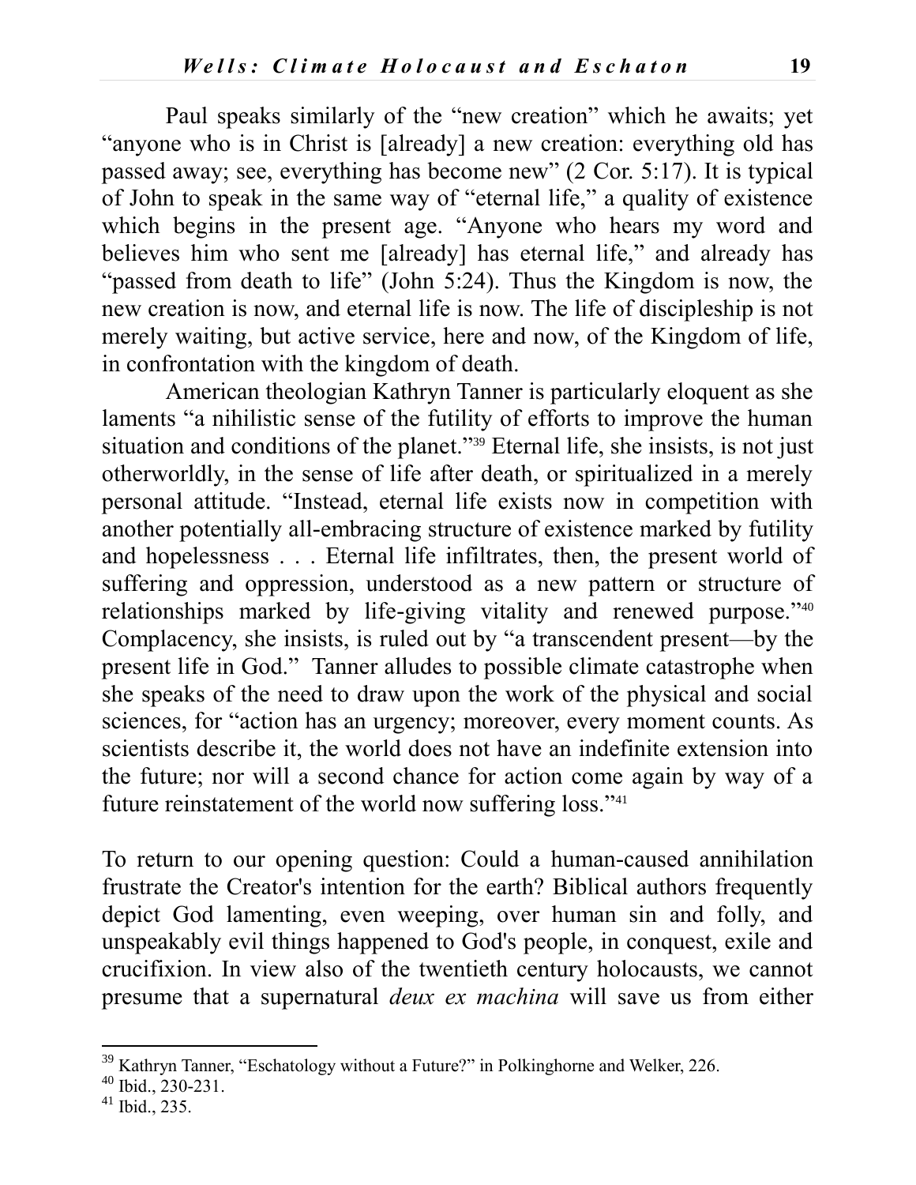Paul speaks similarly of the "new creation" which he awaits; yet "anyone who is in Christ is [already] a new creation: everything old has passed away; see, everything has become new" (2 Cor. 5:17). It is typical of John to speak in the same way of "eternal life," a quality of existence which begins in the present age. "Anyone who hears my word and believes him who sent me [already] has eternal life," and already has "passed from death to life" (John 5:24). Thus the Kingdom is now, the new creation is now, and eternal life is now. The life of discipleship is not merely waiting, but active service, here and now, of the Kingdom of life, in confrontation with the kingdom of death.

American theologian Kathryn Tanner is particularly eloquent as she laments "a nihilistic sense of the futility of efforts to improve the human situation and conditions of the planet."[39] Eternal life, she insists, is not just otherworldly, in the sense of life after death, or spiritualized in a merely personal attitude. "Instead, eternal life exists now in competition with another potentially all-embracing structure of existence marked by futility and hopelessness . . . Eternal life infiltrates, then, the present world of suffering and oppression, understood as a new pattern or structure of relationships marked by life-giving vitality and renewed purpose."[40] Complacency, she insists, is ruled out by "a transcendent present—by the present life in God." Tanner alludes to possible climate catastrophe when she speaks of the need to draw upon the work of the physical and social sciences, for "action has an urgency; moreover, every moment counts. As scientists describe it, the world does not have an indefinite extension into the future; nor will a second chance for action come again by way of a future reinstatement of the world now suffering loss."[41]

To return to our opening question: Could a human-caused annihilation frustrate the Creator's intention for the earth? Biblical authors frequently depict God lamenting, even weeping, over human sin and folly, and unspeakably evil things happened to God's people, in conquest, exile and crucifixion. In view also of the twentieth century holocausts, we cannot presume that a supernatural *deux ex machina* will save us from either

---

[39] Kathryn Tanner, "Eschatology without a Future?" in Polkinghorne and Welker, 226.

[40] Ibid., 230-231.

[41] Ibid., 235.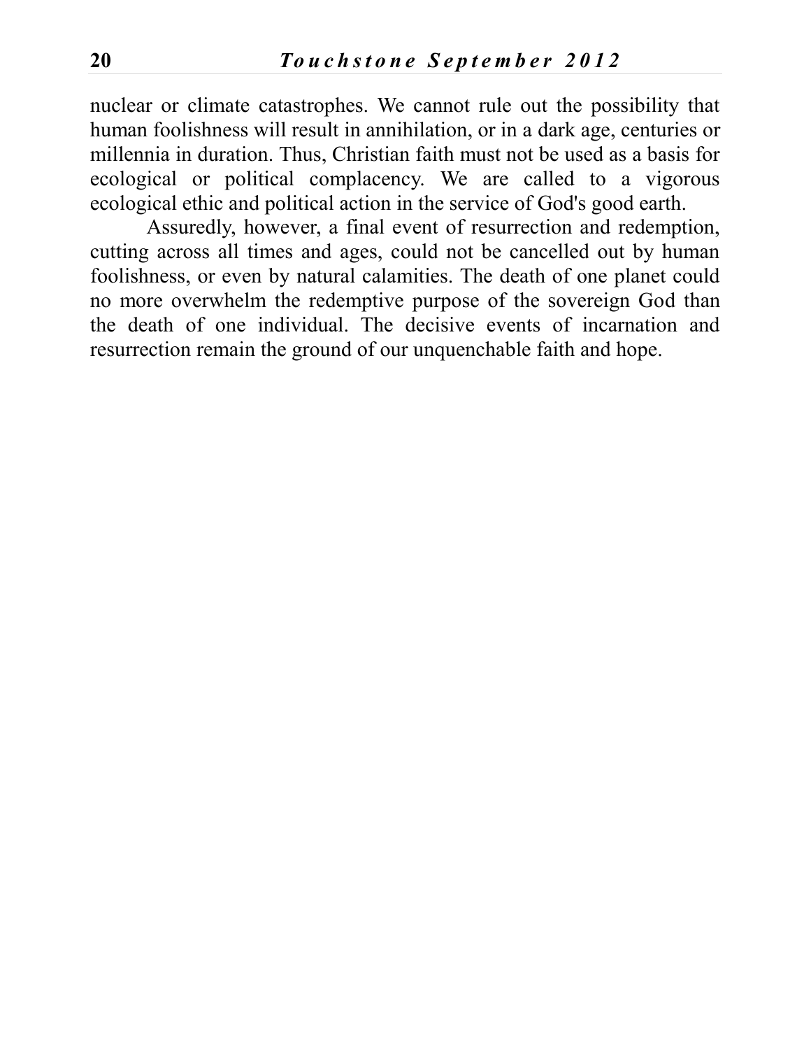nuclear or climate catastrophes. We cannot rule out the possibility that human foolishness will result in annihilation, or in a dark age, centuries or millennia in duration. Thus, Christian faith must not be used as a basis for ecological or political complacency. We are called to a vigorous ecological ethic and political action in the service of God's good earth.

Assuredly, however, a final event of resurrection and redemption, cutting across all times and ages, could not be cancelled out by human foolishness, or even by natural calamities. The death of one planet could no more overwhelm the redemptive purpose of the sovereign God than the death of one individual. The decisive events of incarnation and resurrection remain the ground of our unquenchable faith and hope.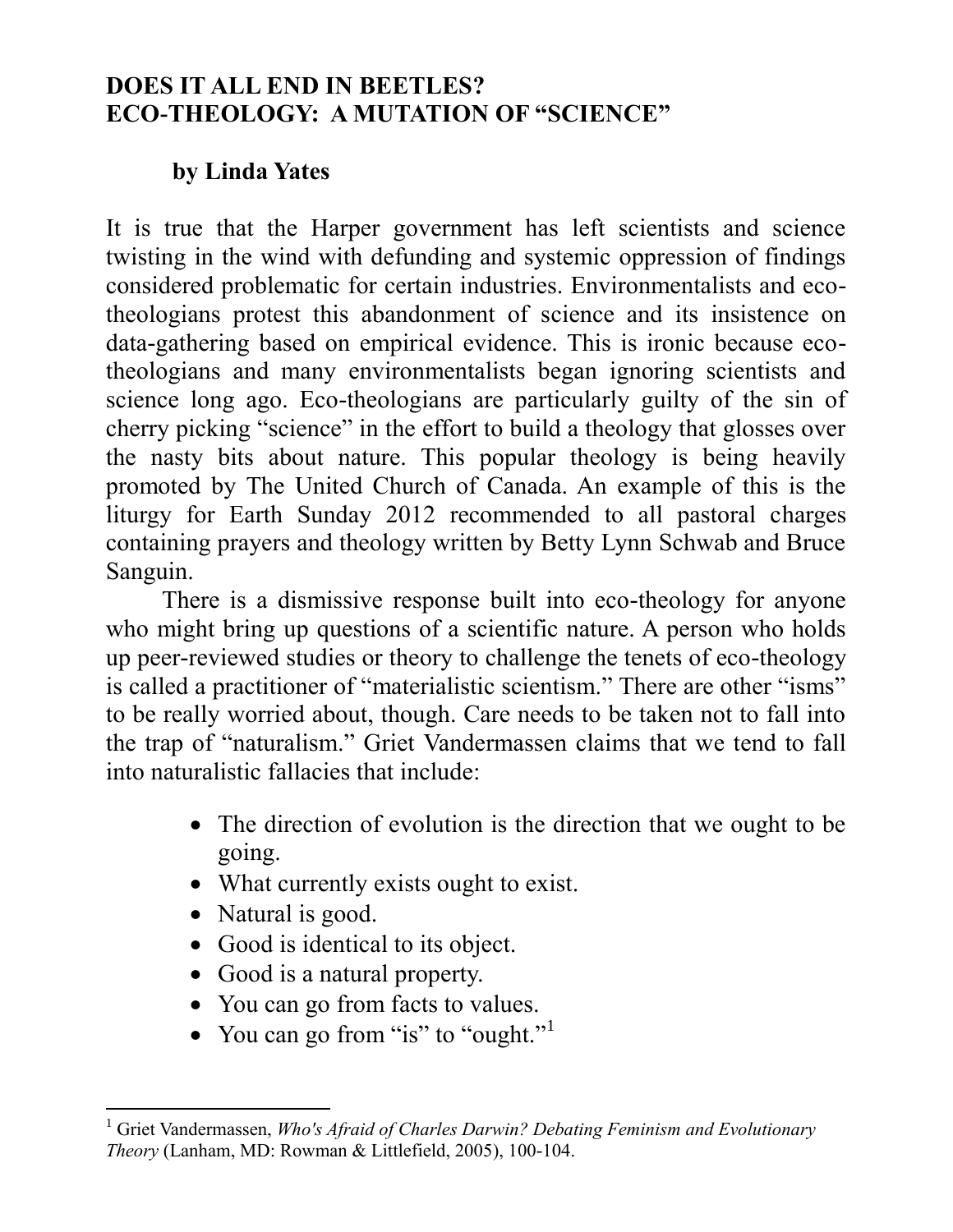## DOES IT ALL END IN BEETLES?
## ECO-THEOLOGY: A MUTATION OF "SCIENCE"

**by Linda Yates**

It is true that the Harper government has left scientists and science twisting in the wind with defunding and systemic oppression of findings considered problematic for certain industries. Environmentalists and eco-theologians protest this abandonment of science and its insistence on data-gathering based on empirical evidence. This is ironic because eco-theologians and many environmentalists began ignoring scientists and science long ago. Eco-theologians are particularly guilty of the sin of cherry picking "science" in the effort to build a theology that glosses over the nasty bits about nature. This popular theology is being heavily promoted by The United Church of Canada. An example of this is the liturgy for Earth Sunday 2012 recommended to all pastoral charges containing prayers and theology written by Betty Lynn Schwab and Bruce Sanguin.

There is a dismissive response built into eco-theology for anyone who might bring up questions of a scientific nature. A person who holds up peer-reviewed studies or theory to challenge the tenets of eco-theology is called a practitioner of "materialistic scientism." There are other "isms" to be really worried about, though. Care needs to be taken not to fall into the trap of "naturalism." Griet Vandermassen claims that we tend to fall into naturalistic fallacies that include:

- The direction of evolution is the direction that we ought to be going.
- What currently exists ought to exist.
- Natural is good.
- Good is identical to its object.
- Good is a natural property.
- You can go from facts to values.
- You can go from "is" to "ought."[1]

---

[1] Griet Vandermassen, *Who's Afraid of Charles Darwin? Debating Feminism and Evolutionary Theory* (Lanham, MD: Rowman & Littlefield, 2005), 100-104.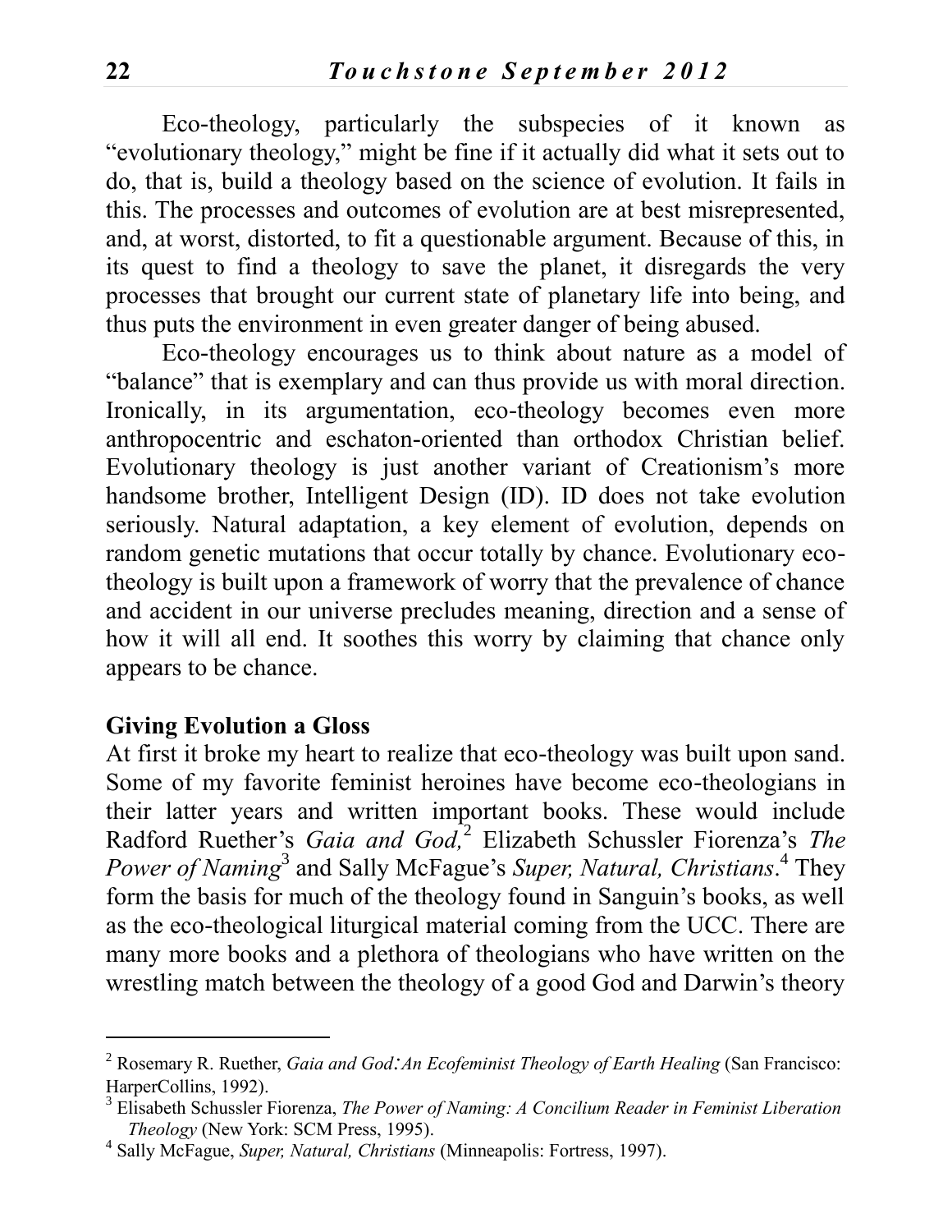Eco-theology, particularly the subspecies of it known as "evolutionary theology," might be fine if it actually did what it sets out to do, that is, build a theology based on the science of evolution. It fails in this. The processes and outcomes of evolution are at best misrepresented, and, at worst, distorted, to fit a questionable argument. Because of this, in its quest to find a theology to save the planet, it disregards the very processes that brought our current state of planetary life into being, and thus puts the environment in even greater danger of being abused.

Eco-theology encourages us to think about nature as a model of "balance" that is exemplary and can thus provide us with moral direction. Ironically, in its argumentation, eco-theology becomes even more anthropocentric and eschaton-oriented than orthodox Christian belief. Evolutionary theology is just another variant of Creationism's more handsome brother, Intelligent Design (ID). ID does not take evolution seriously. Natural adaptation, a key element of evolution, depends on random genetic mutations that occur totally by chance. Evolutionary eco-theology is built upon a framework of worry that the prevalence of chance and accident in our universe precludes meaning, direction and a sense of how it will all end. It soothes this worry by claiming that chance only appears to be chance.

**Giving Evolution a Gloss**

At first it broke my heart to realize that eco-theology was built upon sand. Some of my favorite feminist heroines have become eco-theologians in their latter years and written important books. These would include Radford Ruether's *Gaia and God,*[2] Elizabeth Schussler Fiorenza's *The Power of Naming*[3] and Sally McFague's *Super, Natural, Christians*.[4] They form the basis for much of the theology found in Sanguin's books, as well as the eco-theological liturgical material coming from the UCC. There are many more books and a plethora of theologians who have written on the wrestling match between the theology of a good God and Darwin's theory

---

[2] Rosemary R. Ruether, *Gaia and God: An Ecofeminist Theology of Earth Healing* (San Francisco: HarperCollins, 1992).

[3] Elisabeth Schussler Fiorenza, *The Power of Naming: A Concilium Reader in Feminist Liberation Theology* (New York: SCM Press, 1995).

[4] Sally McFague, *Super, Natural, Christians* (Minneapolis: Fortress, 1997).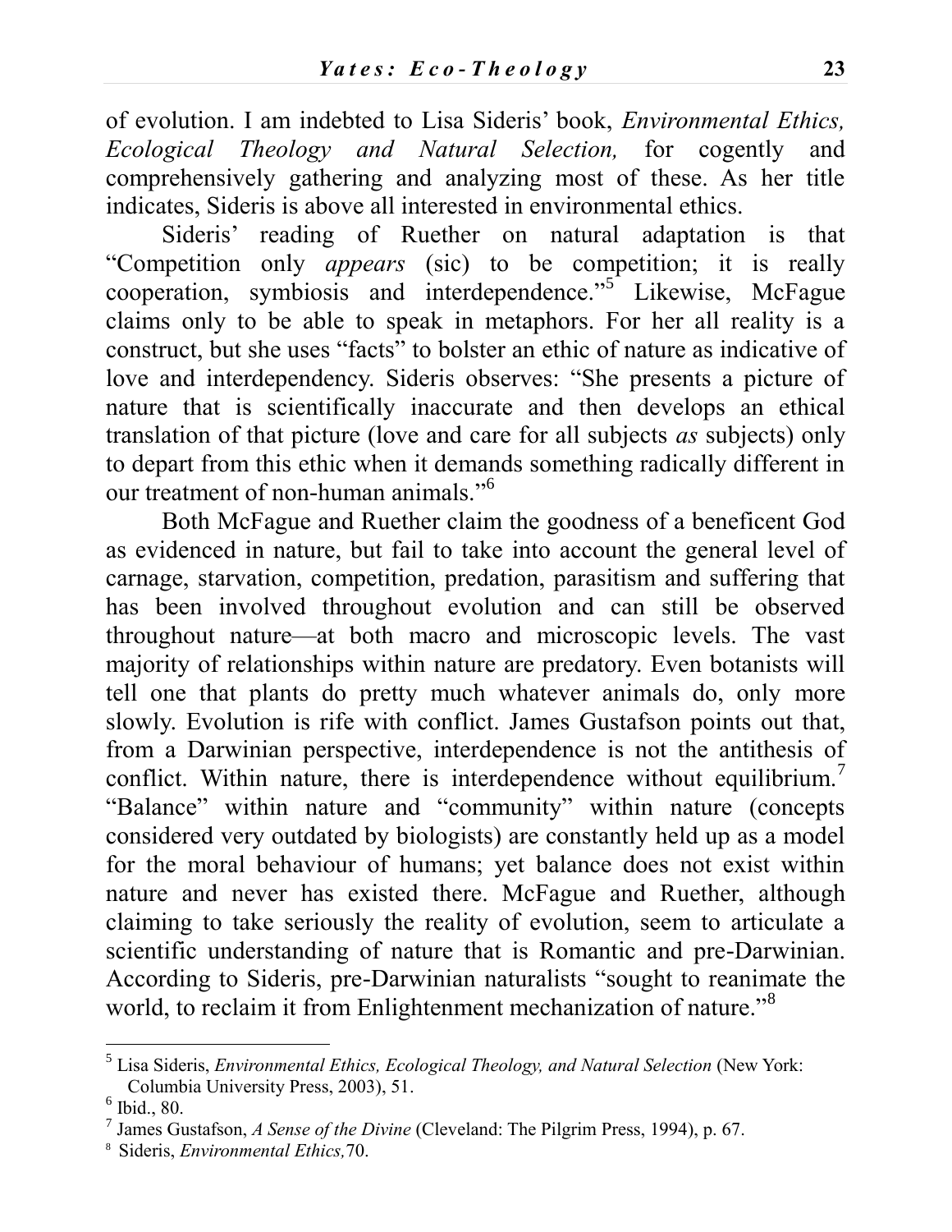of evolution. I am indebted to Lisa Sideris' book, *Environmental Ethics, Ecological Theology and Natural Selection,* for cogently and comprehensively gathering and analyzing most of these. As her title indicates, Sideris is above all interested in environmental ethics.

Sideris' reading of Ruether on natural adaptation is that "Competition only *appears* (sic) to be competition; it is really cooperation, symbiosis and interdependence."[5] Likewise, McFague claims only to be able to speak in metaphors. For her all reality is a construct, but she uses "facts" to bolster an ethic of nature as indicative of love and interdependency. Sideris observes: "She presents a picture of nature that is scientifically inaccurate and then develops an ethical translation of that picture (love and care for all subjects *as* subjects) only to depart from this ethic when it demands something radically different in our treatment of non-human animals."[6]

Both McFague and Ruether claim the goodness of a beneficent God as evidenced in nature, but fail to take into account the general level of carnage, starvation, competition, predation, parasitism and suffering that has been involved throughout evolution and can still be observed throughout nature—at both macro and microscopic levels. The vast majority of relationships within nature are predatory. Even botanists will tell one that plants do pretty much whatever animals do, only more slowly. Evolution is rife with conflict. James Gustafson points out that, from a Darwinian perspective, interdependence is not the antithesis of conflict. Within nature, there is interdependence without equilibrium.[7] "Balance" within nature and "community" within nature (concepts considered very outdated by biologists) are constantly held up as a model for the moral behaviour of humans; yet balance does not exist within nature and never has existed there. McFague and Ruether, although claiming to take seriously the reality of evolution, seem to articulate a scientific understanding of nature that is Romantic and pre-Darwinian. According to Sideris, pre-Darwinian naturalists "sought to reanimate the world, to reclaim it from Enlightenment mechanization of nature."[8]

---

[5] Lisa Sideris, *Environmental Ethics, Ecological Theology, and Natural Selection* (New York: Columbia University Press, 2003), 51.

[6] Ibid., 80.

[7] James Gustafson, *A Sense of the Divine* (Cleveland: The Pilgrim Press, 1994), p. 67.

[8] Sideris, *Environmental Ethics,*70.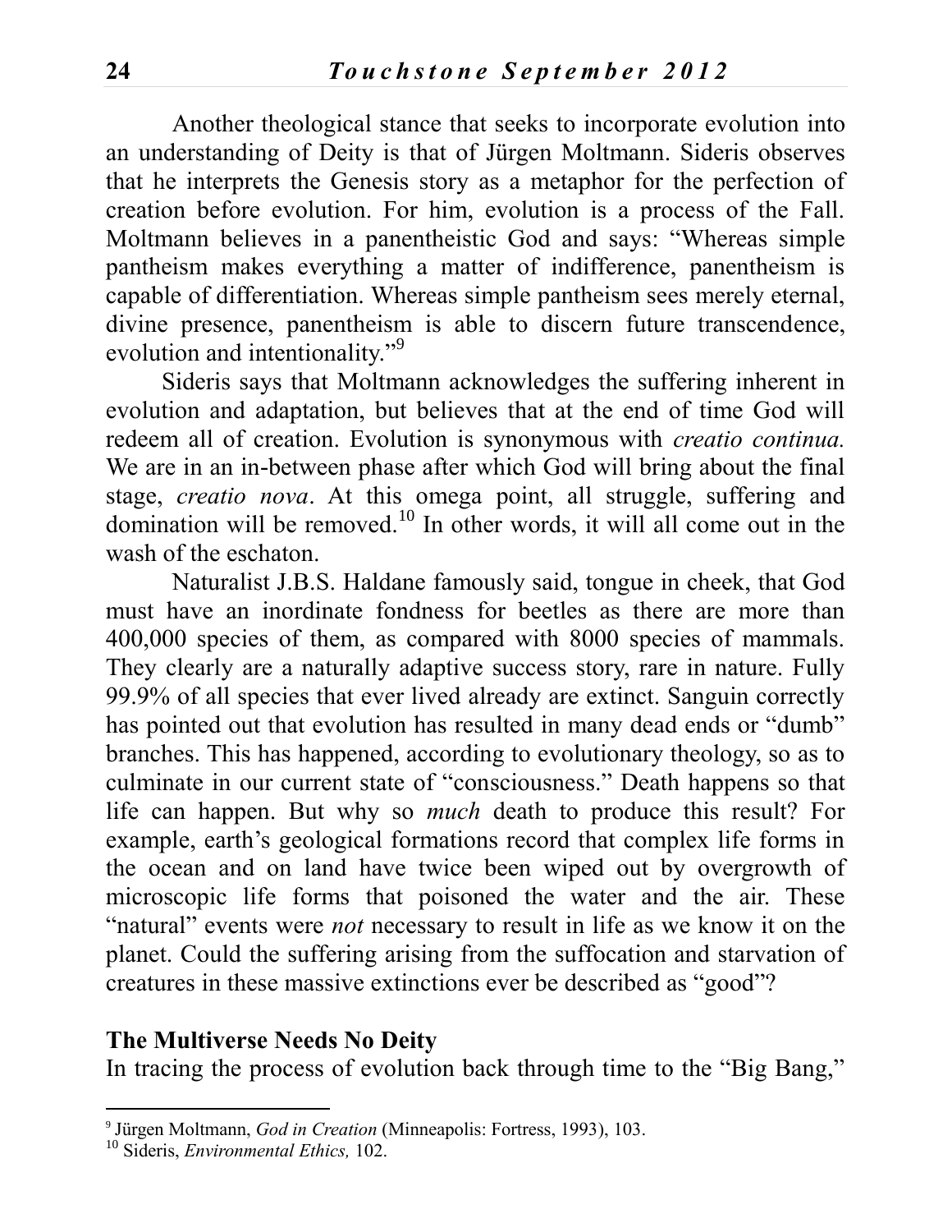Another theological stance that seeks to incorporate evolution into an understanding of Deity is that of Jürgen Moltmann. Sideris observes that he interprets the Genesis story as a metaphor for the perfection of creation before evolution. For him, evolution is a process of the Fall. Moltmann believes in a panentheistic God and says: "Whereas simple pantheism makes everything a matter of indifference, panentheism is capable of differentiation. Whereas simple pantheism sees merely eternal, divine presence, panentheism is able to discern future transcendence, evolution and intentionality."[9]

Sideris says that Moltmann acknowledges the suffering inherent in evolution and adaptation, but believes that at the end of time God will redeem all of creation. Evolution is synonymous with *creatio continua.* We are in an in-between phase after which God will bring about the final stage, *creatio nova*. At this omega point, all struggle, suffering and domination will be removed.[10] In other words, it will all come out in the wash of the eschaton.

Naturalist J.B.S. Haldane famously said, tongue in cheek, that God must have an inordinate fondness for beetles as there are more than 400,000 species of them, as compared with 8000 species of mammals. They clearly are a naturally adaptive success story, rare in nature. Fully 99.9% of all species that ever lived already are extinct. Sanguin correctly has pointed out that evolution has resulted in many dead ends or "dumb" branches. This has happened, according to evolutionary theology, so as to culminate in our current state of "consciousness." Death happens so that life can happen. But why so *much* death to produce this result? For example, earth's geological formations record that complex life forms in the ocean and on land have twice been wiped out by overgrowth of microscopic life forms that poisoned the water and the air. These "natural" events were *not* necessary to result in life as we know it on the planet. Could the suffering arising from the suffocation and starvation of creatures in these massive extinctions ever be described as "good"?

**The Multiverse Needs No Deity**

In tracing the process of evolution back through time to the "Big Bang,"

---

[9] Jürgen Moltmann, *God in Creation* (Minneapolis: Fortress, 1993), 103.

[10] Sideris, *Environmental Ethics,* 102.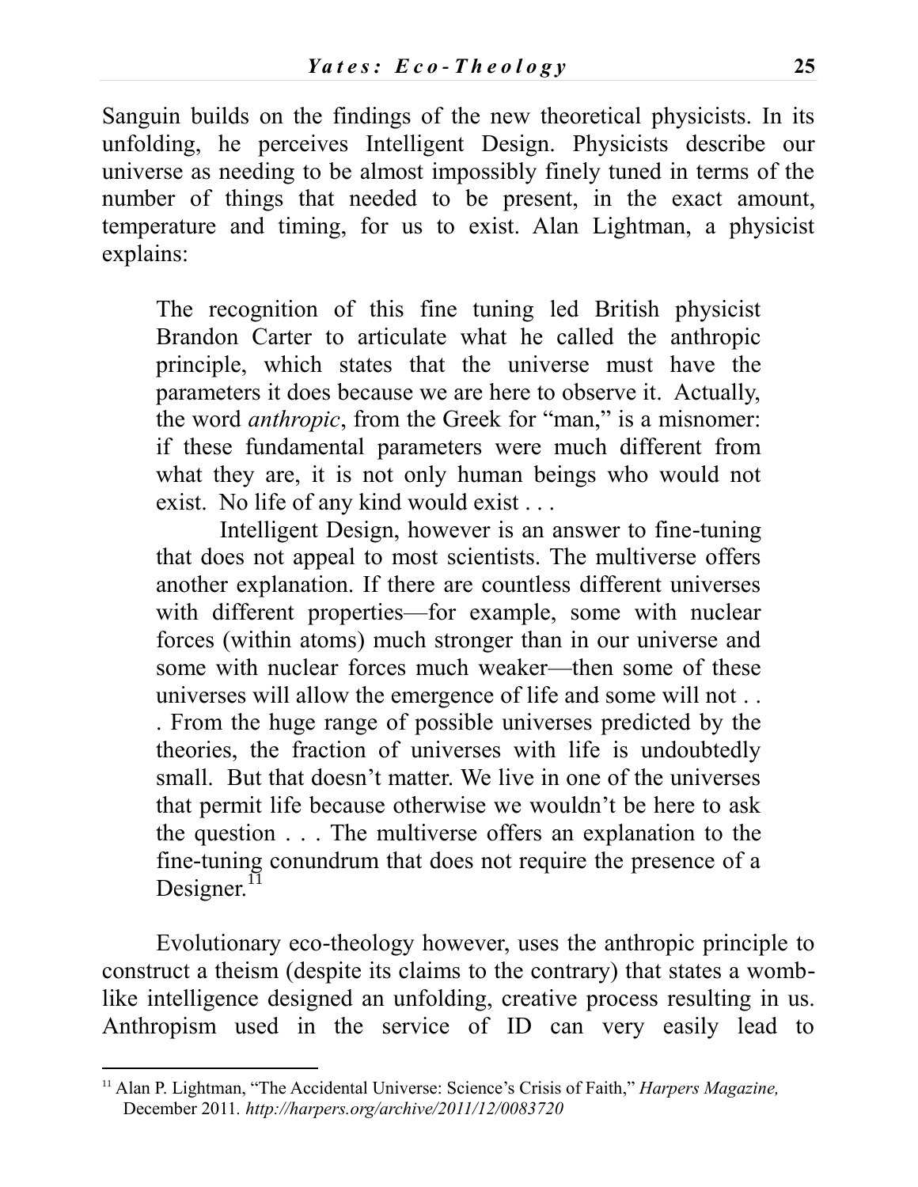Sanguin builds on the findings of the new theoretical physicists. In its unfolding, he perceives Intelligent Design. Physicists describe our universe as needing to be almost impossibly finely tuned in terms of the number of things that needed to be present, in the exact amount, temperature and timing, for us to exist. Alan Lightman, a physicist explains:

> The recognition of this fine tuning led British physicist Brandon Carter to articulate what he called the anthropic principle, which states that the universe must have the parameters it does because we are here to observe it. Actually, the word *anthropic*, from the Greek for "man," is a misnomer: if these fundamental parameters were much different from what they are, it is not only human beings who would not exist. No life of any kind would exist . . .
>
> Intelligent Design, however is an answer to fine-tuning that does not appeal to most scientists. The multiverse offers another explanation. If there are countless different universes with different properties—for example, some with nuclear forces (within atoms) much stronger than in our universe and some with nuclear forces much weaker—then some of these universes will allow the emergence of life and some will not . . . From the huge range of possible universes predicted by the theories, the fraction of universes with life is undoubtedly small. But that doesn't matter. We live in one of the universes that permit life because otherwise we wouldn't be here to ask the question . . . The multiverse offers an explanation to the fine-tuning conundrum that does not require the presence of a Designer.[11]

Evolutionary eco-theology however, uses the anthropic principle to construct a theism (despite its claims to the contrary) that states a womb-like intelligence designed an unfolding, creative process resulting in us. Anthropism used in the service of ID can very easily lead to

---

[11] Alan P. Lightman, "The Accidental Universe: Science's Crisis of Faith," *Harpers Magazine,* December 2011. *http://harpers.org/archive/2011/12/0083720*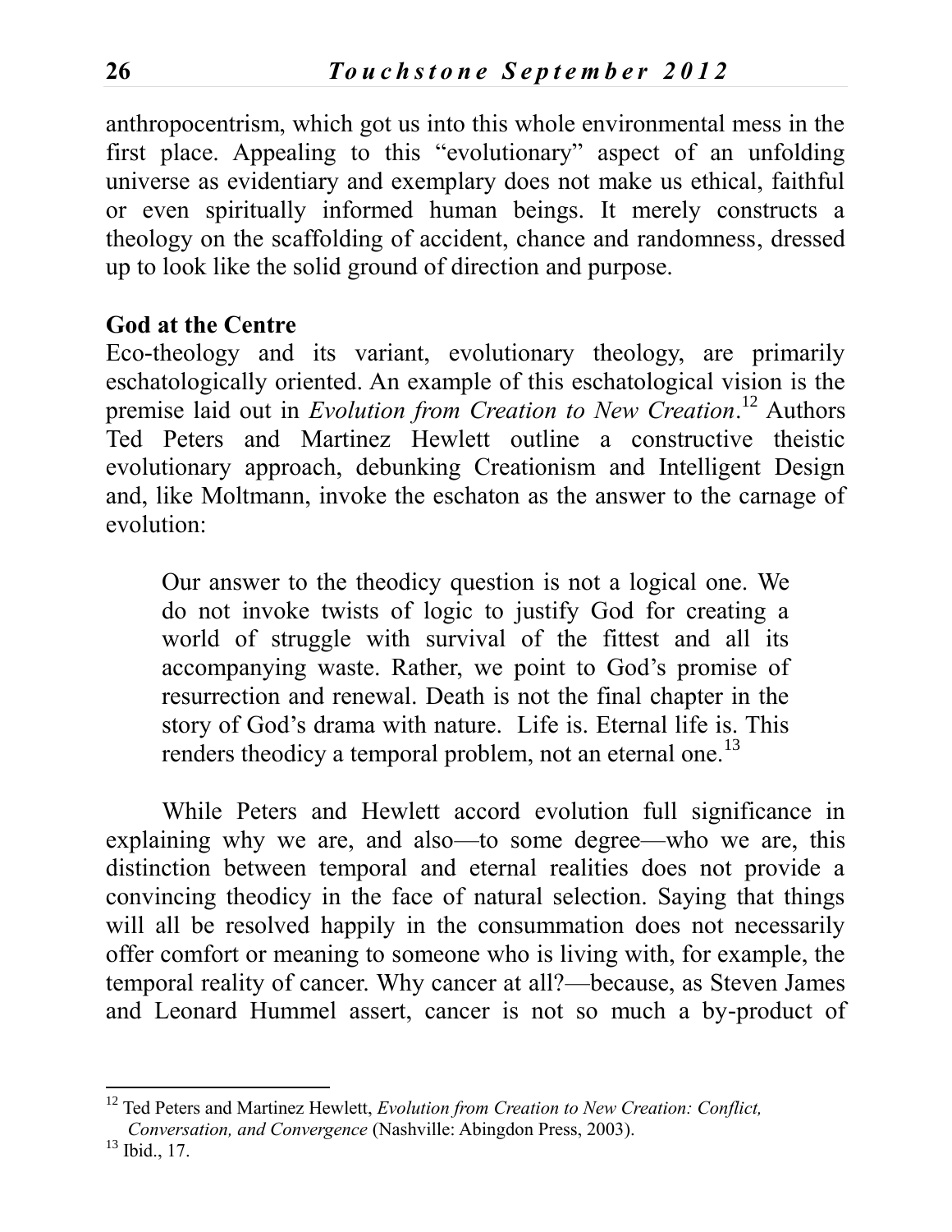anthropocentrism, which got us into this whole environmental mess in the first place. Appealing to this "evolutionary" aspect of an unfolding universe as evidentiary and exemplary does not make us ethical, faithful or even spiritually informed human beings. It merely constructs a theology on the scaffolding of accident, chance and randomness, dressed up to look like the solid ground of direction and purpose.

**God at the Centre**

Eco-theology and its variant, evolutionary theology, are primarily eschatologically oriented. An example of this eschatological vision is the premise laid out in *Evolution from Creation to New Creation*.[12] Authors Ted Peters and Martinez Hewlett outline a constructive theistic evolutionary approach, debunking Creationism and Intelligent Design and, like Moltmann, invoke the eschaton as the answer to the carnage of evolution:

> Our answer to the theodicy question is not a logical one. We do not invoke twists of logic to justify God for creating a world of struggle with survival of the fittest and all its accompanying waste. Rather, we point to God's promise of resurrection and renewal. Death is not the final chapter in the story of God's drama with nature. Life is. Eternal life is. This renders theodicy a temporal problem, not an eternal one.[13]

While Peters and Hewlett accord evolution full significance in explaining why we are, and also—to some degree—who we are, this distinction between temporal and eternal realities does not provide a convincing theodicy in the face of natural selection. Saying that things will all be resolved happily in the consummation does not necessarily offer comfort or meaning to someone who is living with, for example, the temporal reality of cancer. Why cancer at all?—because, as Steven James and Leonard Hummel assert, cancer is not so much a by-product of

---

[12] Ted Peters and Martinez Hewlett, *Evolution from Creation to New Creation: Conflict, Conversation, and Convergence* (Nashville: Abingdon Press, 2003).

[13] Ibid., 17.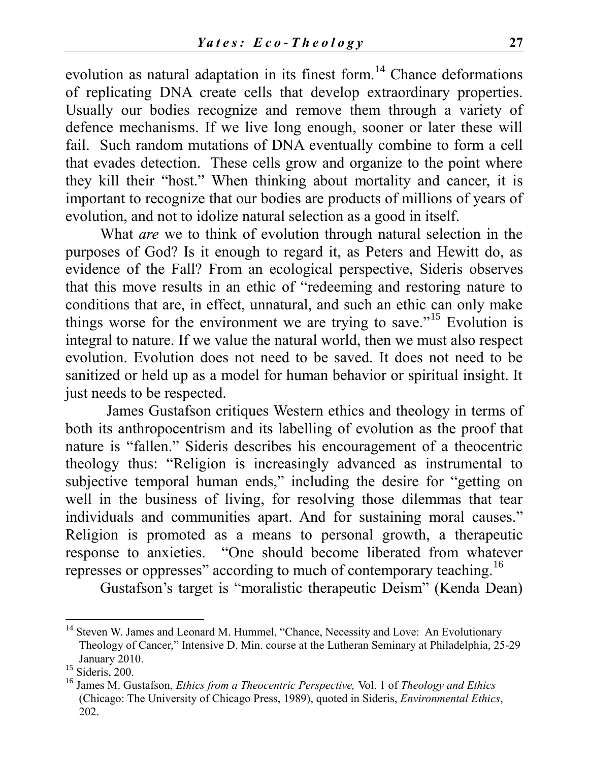evolution as natural adaptation in its finest form.[14] Chance deformations of replicating DNA create cells that develop extraordinary properties. Usually our bodies recognize and remove them through a variety of defence mechanisms. If we live long enough, sooner or later these will fail. Such random mutations of DNA eventually combine to form a cell that evades detection. These cells grow and organize to the point where they kill their "host." When thinking about mortality and cancer, it is important to recognize that our bodies are products of millions of years of evolution, and not to idolize natural selection as a good in itself.

What *are* we to think of evolution through natural selection in the purposes of God? Is it enough to regard it, as Peters and Hewitt do, as evidence of the Fall? From an ecological perspective, Sideris observes that this move results in an ethic of "redeeming and restoring nature to conditions that are, in effect, unnatural, and such an ethic can only make things worse for the environment we are trying to save."[15] Evolution is integral to nature. If we value the natural world, then we must also respect evolution. Evolution does not need to be saved. It does not need to be sanitized or held up as a model for human behavior or spiritual insight. It just needs to be respected.

James Gustafson critiques Western ethics and theology in terms of both its anthropocentrism and its labelling of evolution as the proof that nature is "fallen." Sideris describes his encouragement of a theocentric theology thus: "Religion is increasingly advanced as instrumental to subjective temporal human ends," including the desire for "getting on well in the business of living, for resolving those dilemmas that tear individuals and communities apart. And for sustaining moral causes." Religion is promoted as a means to personal growth, a therapeutic response to anxieties. "One should become liberated from whatever represses or oppresses" according to much of contemporary teaching.[16]

Gustafson's target is "moralistic therapeutic Deism" (Kenda Dean)

---

[14] Steven W. James and Leonard M. Hummel, "Chance, Necessity and Love: An Evolutionary Theology of Cancer," Intensive D. Min. course at the Lutheran Seminary at Philadelphia, 25-29 January 2010.

[15] Sideris, 200.

[16] James M. Gustafson, *Ethics from a Theocentric Perspective,* Vol. 1 of *Theology and Ethics* (Chicago: The University of Chicago Press, 1989), quoted in Sideris, *Environmental Ethics*, 202.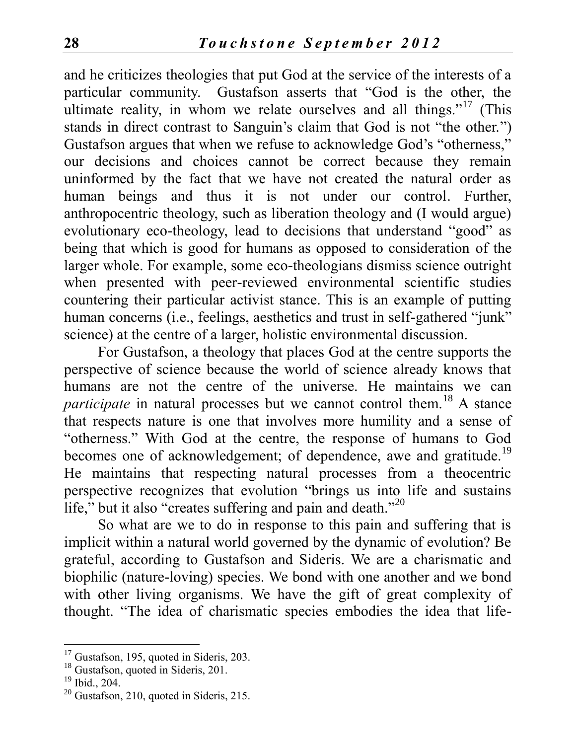and he criticizes theologies that put God at the service of the interests of a particular community. Gustafson asserts that "God is the other, the ultimate reality, in whom we relate ourselves and all things."[17] (This stands in direct contrast to Sanguin's claim that God is not "the other.") Gustafson argues that when we refuse to acknowledge God's "otherness," our decisions and choices cannot be correct because they remain uninformed by the fact that we have not created the natural order as human beings and thus it is not under our control. Further, anthropocentric theology, such as liberation theology and (I would argue) evolutionary eco-theology, lead to decisions that understand "good" as being that which is good for humans as opposed to consideration of the larger whole. For example, some eco-theologians dismiss science outright when presented with peer-reviewed environmental scientific studies countering their particular activist stance. This is an example of putting human concerns (i.e., feelings, aesthetics and trust in self-gathered "junk" science) at the centre of a larger, holistic environmental discussion.

For Gustafson, a theology that places God at the centre supports the perspective of science because the world of science already knows that humans are not the centre of the universe. He maintains we can *participate* in natural processes but we cannot control them.[18] A stance that respects nature is one that involves more humility and a sense of "otherness." With God at the centre, the response of humans to God becomes one of acknowledgement; of dependence, awe and gratitude.[19] He maintains that respecting natural processes from a theocentric perspective recognizes that evolution "brings us into life and sustains life," but it also "creates suffering and pain and death."[20]

So what are we to do in response to this pain and suffering that is implicit within a natural world governed by the dynamic of evolution? Be grateful, according to Gustafson and Sideris. We are a charismatic and biophilic (nature-loving) species. We bond with one another and we bond with other living organisms. We have the gift of great complexity of thought. "The idea of charismatic species embodies the idea that life-

---

[17] Gustafson, 195, quoted in Sideris, 203.

[18] Gustafson, quoted in Sideris, 201.

[19] Ibid., 204.

[20] Gustafson, 210, quoted in Sideris, 215.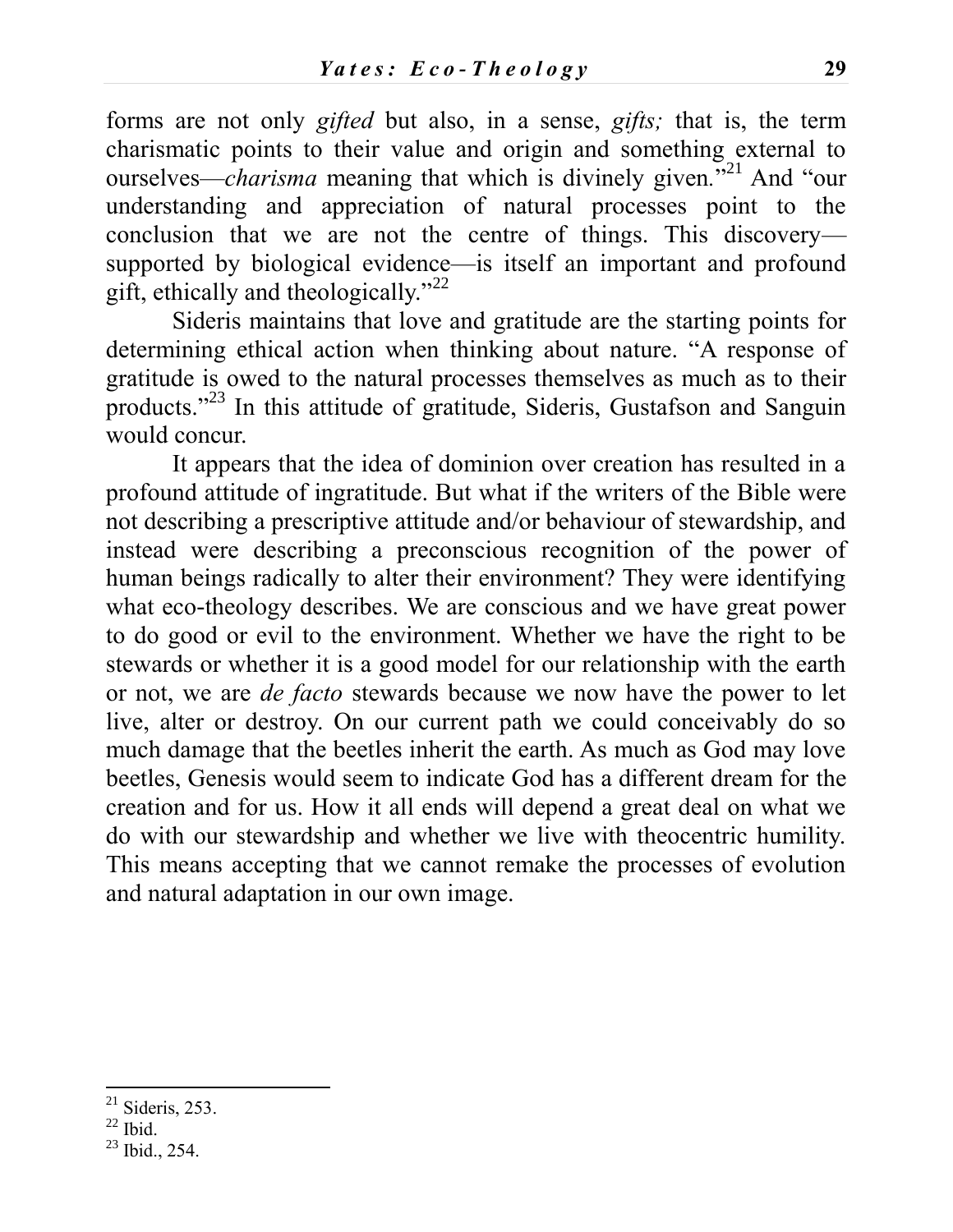forms are not only *gifted* but also, in a sense, *gifts;* that is, the term charismatic points to their value and origin and something external to ourselves—*charisma* meaning that which is divinely given."[21] And "our understanding and appreciation of natural processes point to the conclusion that we are not the centre of things. This discovery—supported by biological evidence—is itself an important and profound gift, ethically and theologically."[22]

Sideris maintains that love and gratitude are the starting points for determining ethical action when thinking about nature. "A response of gratitude is owed to the natural processes themselves as much as to their products."[23] In this attitude of gratitude, Sideris, Gustafson and Sanguin would concur.

It appears that the idea of dominion over creation has resulted in a profound attitude of ingratitude. But what if the writers of the Bible were not describing a prescriptive attitude and/or behaviour of stewardship, and instead were describing a preconscious recognition of the power of human beings radically to alter their environment? They were identifying what eco-theology describes. We are conscious and we have great power to do good or evil to the environment. Whether we have the right to be stewards or whether it is a good model for our relationship with the earth or not, we are *de facto* stewards because we now have the power to let live, alter or destroy. On our current path we could conceivably do so much damage that the beetles inherit the earth. As much as God may love beetles, Genesis would seem to indicate God has a different dream for the creation and for us. How it all ends will depend a great deal on what we do with our stewardship and whether we live with theocentric humility. This means accepting that we cannot remake the processes of evolution and natural adaptation in our own image.

---

[21] Sideris, 253.
[22] Ibid.
[23] Ibid., 254.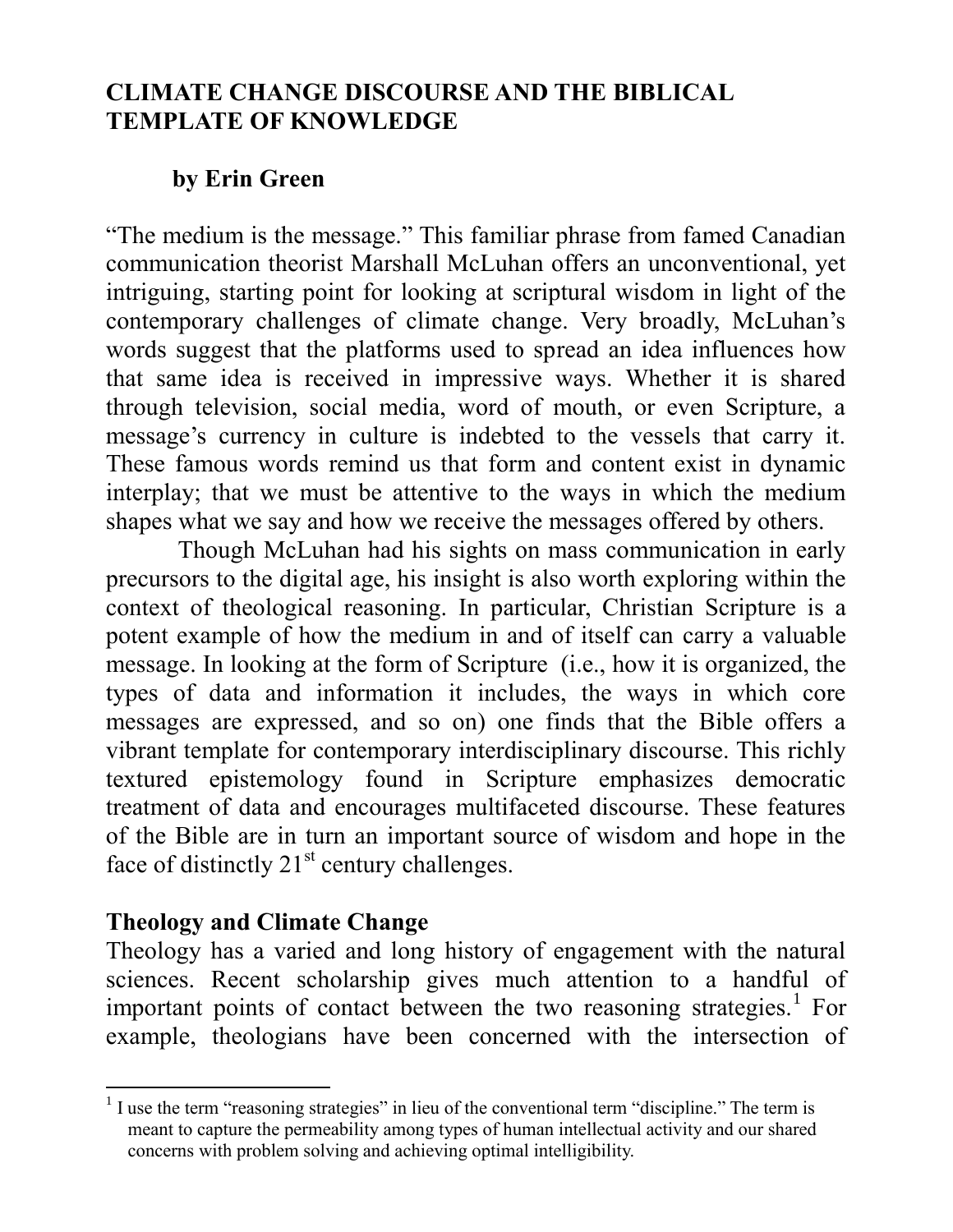# CLIMATE CHANGE DISCOURSE AND THE BIBLICAL TEMPLATE OF KNOWLEDGE

**by Erin Green**

"The medium is the message." This familiar phrase from famed Canadian communication theorist Marshall McLuhan offers an unconventional, yet intriguing, starting point for looking at scriptural wisdom in light of the contemporary challenges of climate change. Very broadly, McLuhan's words suggest that the platforms used to spread an idea influences how that same idea is received in impressive ways. Whether it is shared through television, social media, word of mouth, or even Scripture, a message's currency in culture is indebted to the vessels that carry it. These famous words remind us that form and content exist in dynamic interplay; that we must be attentive to the ways in which the medium shapes what we say and how we receive the messages offered by others.

Though McLuhan had his sights on mass communication in early precursors to the digital age, his insight is also worth exploring within the context of theological reasoning. In particular, Christian Scripture is a potent example of how the medium in and of itself can carry a valuable message. In looking at the form of Scripture (i.e., how it is organized, the types of data and information it includes, the ways in which core messages are expressed, and so on) one finds that the Bible offers a vibrant template for contemporary interdisciplinary discourse. This richly textured epistemology found in Scripture emphasizes democratic treatment of data and encourages multifaceted discourse. These features of the Bible are in turn an important source of wisdom and hope in the face of distinctly 21st century challenges.

## Theology and Climate Change

Theology has a varied and long history of engagement with the natural sciences. Recent scholarship gives much attention to a handful of important points of contact between the two reasoning strategies.[1] For example, theologians have been concerned with the intersection of

[1] I use the term "reasoning strategies" in lieu of the conventional term "discipline." The term is meant to capture the permeability among types of human intellectual activity and our shared concerns with problem solving and achieving optimal intelligibility.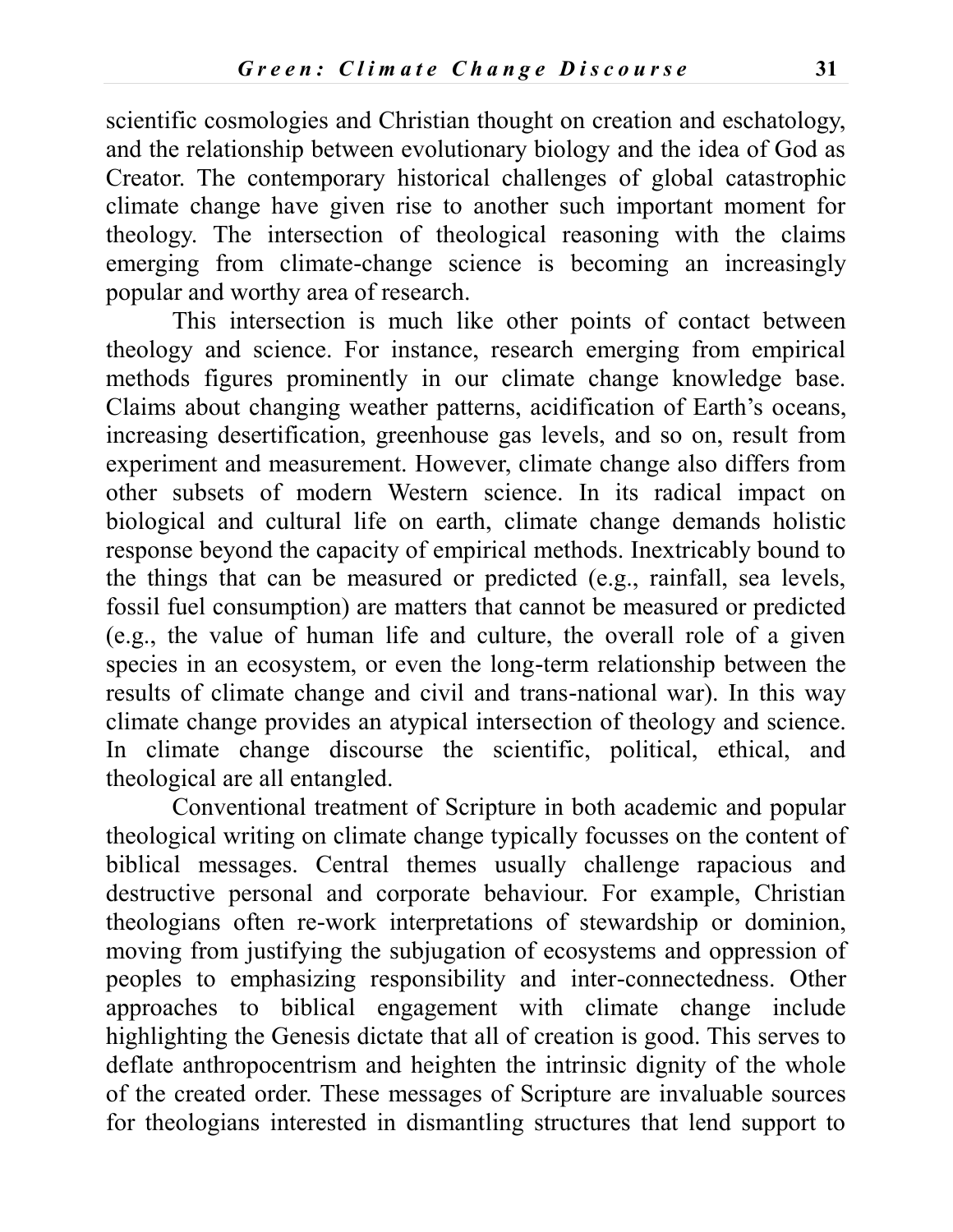scientific cosmologies and Christian thought on creation and eschatology, and the relationship between evolutionary biology and the idea of God as Creator. The contemporary historical challenges of global catastrophic climate change have given rise to another such important moment for theology. The intersection of theological reasoning with the claims emerging from climate-change science is becoming an increasingly popular and worthy area of research.

This intersection is much like other points of contact between theology and science. For instance, research emerging from empirical methods figures prominently in our climate change knowledge base. Claims about changing weather patterns, acidification of Earth's oceans, increasing desertification, greenhouse gas levels, and so on, result from experiment and measurement. However, climate change also differs from other subsets of modern Western science. In its radical impact on biological and cultural life on earth, climate change demands holistic response beyond the capacity of empirical methods. Inextricably bound to the things that can be measured or predicted (e.g., rainfall, sea levels, fossil fuel consumption) are matters that cannot be measured or predicted (e.g., the value of human life and culture, the overall role of a given species in an ecosystem, or even the long-term relationship between the results of climate change and civil and trans-national war). In this way climate change provides an atypical intersection of theology and science. In climate change discourse the scientific, political, ethical, and theological are all entangled.

Conventional treatment of Scripture in both academic and popular theological writing on climate change typically focusses on the content of biblical messages. Central themes usually challenge rapacious and destructive personal and corporate behaviour. For example, Christian theologians often re-work interpretations of stewardship or dominion, moving from justifying the subjugation of ecosystems and oppression of peoples to emphasizing responsibility and inter-connectedness. Other approaches to biblical engagement with climate change include highlighting the Genesis dictate that all of creation is good. This serves to deflate anthropocentrism and heighten the intrinsic dignity of the whole of the created order. These messages of Scripture are invaluable sources for theologians interested in dismantling structures that lend support to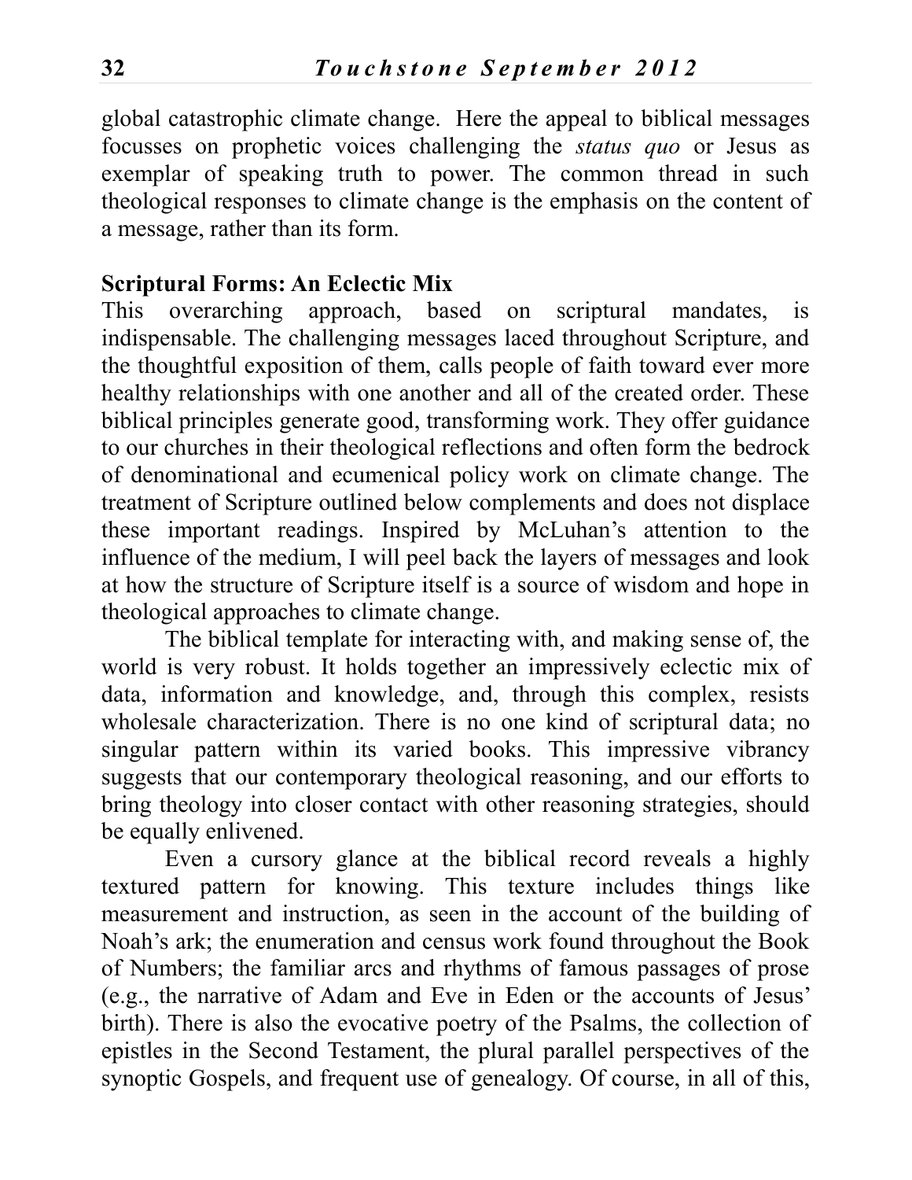global catastrophic climate change. Here the appeal to biblical messages focusses on prophetic voices challenging the *status quo* or Jesus as exemplar of speaking truth to power. The common thread in such theological responses to climate change is the emphasis on the content of a message, rather than its form.

**Scriptural Forms: An Eclectic Mix**

This overarching approach, based on scriptural mandates, is indispensable. The challenging messages laced throughout Scripture, and the thoughtful exposition of them, calls people of faith toward ever more healthy relationships with one another and all of the created order. These biblical principles generate good, transforming work. They offer guidance to our churches in their theological reflections and often form the bedrock of denominational and ecumenical policy work on climate change. The treatment of Scripture outlined below complements and does not displace these important readings. Inspired by McLuhan's attention to the influence of the medium, I will peel back the layers of messages and look at how the structure of Scripture itself is a source of wisdom and hope in theological approaches to climate change.

The biblical template for interacting with, and making sense of, the world is very robust. It holds together an impressively eclectic mix of data, information and knowledge, and, through this complex, resists wholesale characterization. There is no one kind of scriptural data; no singular pattern within its varied books. This impressive vibrancy suggests that our contemporary theological reasoning, and our efforts to bring theology into closer contact with other reasoning strategies, should be equally enlivened.

Even a cursory glance at the biblical record reveals a highly textured pattern for knowing. This texture includes things like measurement and instruction, as seen in the account of the building of Noah's ark; the enumeration and census work found throughout the Book of Numbers; the familiar arcs and rhythms of famous passages of prose (e.g., the narrative of Adam and Eve in Eden or the accounts of Jesus' birth). There is also the evocative poetry of the Psalms, the collection of epistles in the Second Testament, the plural parallel perspectives of the synoptic Gospels, and frequent use of genealogy. Of course, in all of this,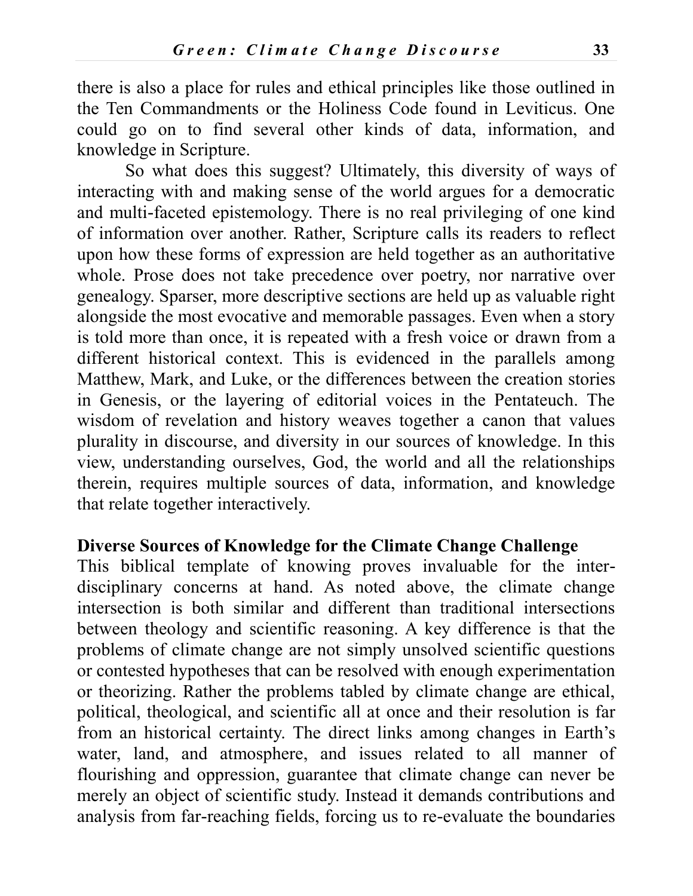there is also a place for rules and ethical principles like those outlined in the Ten Commandments or the Holiness Code found in Leviticus. One could go on to find several other kinds of data, information, and knowledge in Scripture.

So what does this suggest? Ultimately, this diversity of ways of interacting with and making sense of the world argues for a democratic and multi-faceted epistemology. There is no real privileging of one kind of information over another. Rather, Scripture calls its readers to reflect upon how these forms of expression are held together as an authoritative whole. Prose does not take precedence over poetry, nor narrative over genealogy. Sparser, more descriptive sections are held up as valuable right alongside the most evocative and memorable passages. Even when a story is told more than once, it is repeated with a fresh voice or drawn from a different historical context. This is evidenced in the parallels among Matthew, Mark, and Luke, or the differences between the creation stories in Genesis, or the layering of editorial voices in the Pentateuch. The wisdom of revelation and history weaves together a canon that values plurality in discourse, and diversity in our sources of knowledge. In this view, understanding ourselves, God, the world and all the relationships therein, requires multiple sources of data, information, and knowledge that relate together interactively.

### Diverse Sources of Knowledge for the Climate Change Challenge

This biblical template of knowing proves invaluable for the inter-disciplinary concerns at hand. As noted above, the climate change intersection is both similar and different than traditional intersections between theology and scientific reasoning. A key difference is that the problems of climate change are not simply unsolved scientific questions or contested hypotheses that can be resolved with enough experimentation or theorizing. Rather the problems tabled by climate change are ethical, political, theological, and scientific all at once and their resolution is far from an historical certainty. The direct links among changes in Earth's water, land, and atmosphere, and issues related to all manner of flourishing and oppression, guarantee that climate change can never be merely an object of scientific study. Instead it demands contributions and analysis from far-reaching fields, forcing us to re-evaluate the boundaries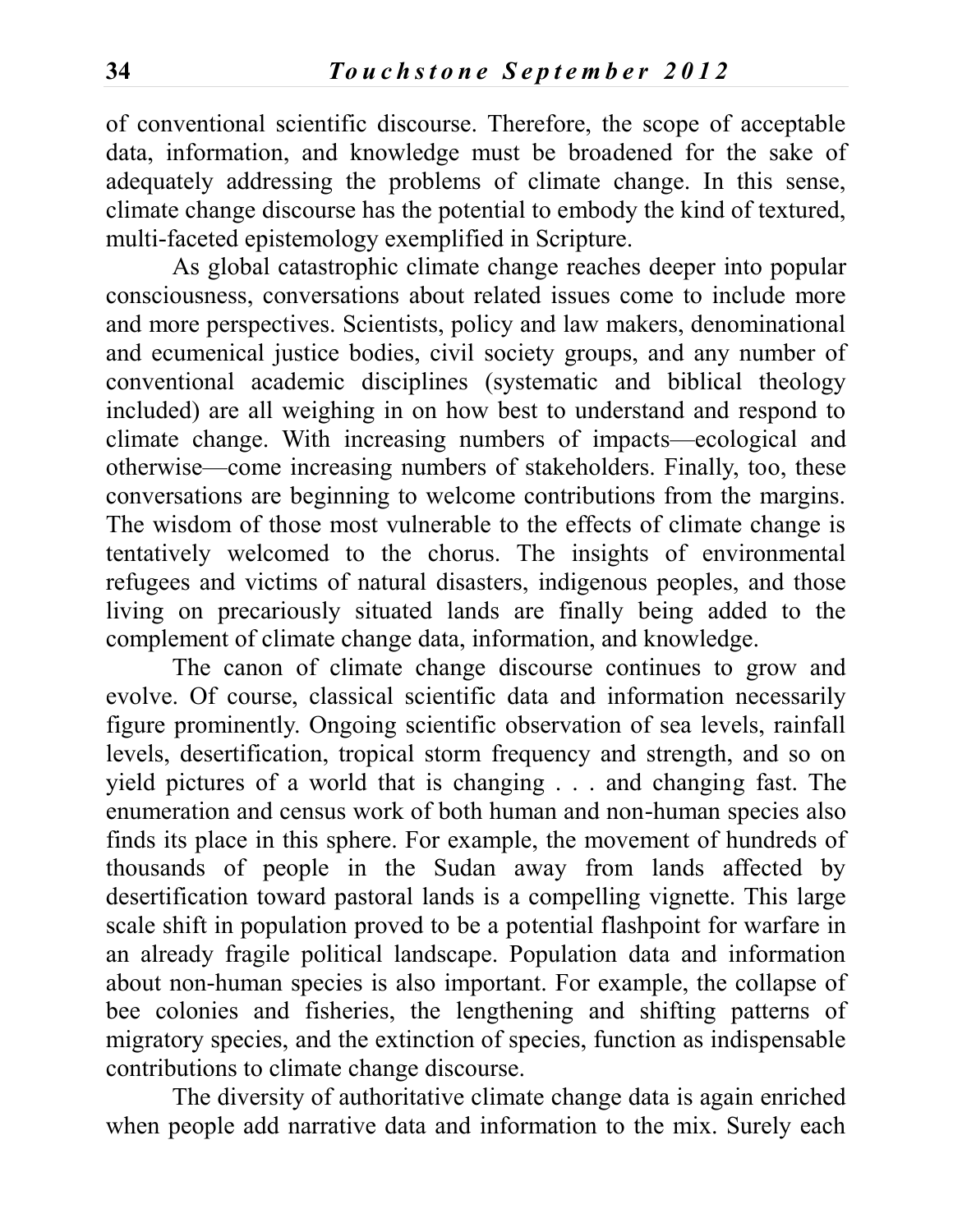of conventional scientific discourse. Therefore, the scope of acceptable data, information, and knowledge must be broadened for the sake of adequately addressing the problems of climate change. In this sense, climate change discourse has the potential to embody the kind of textured, multi-faceted epistemology exemplified in Scripture.

As global catastrophic climate change reaches deeper into popular consciousness, conversations about related issues come to include more and more perspectives. Scientists, policy and law makers, denominational and ecumenical justice bodies, civil society groups, and any number of conventional academic disciplines (systematic and biblical theology included) are all weighing in on how best to understand and respond to climate change. With increasing numbers of impacts—ecological and otherwise—come increasing numbers of stakeholders. Finally, too, these conversations are beginning to welcome contributions from the margins. The wisdom of those most vulnerable to the effects of climate change is tentatively welcomed to the chorus. The insights of environmental refugees and victims of natural disasters, indigenous peoples, and those living on precariously situated lands are finally being added to the complement of climate change data, information, and knowledge.

The canon of climate change discourse continues to grow and evolve. Of course, classical scientific data and information necessarily figure prominently. Ongoing scientific observation of sea levels, rainfall levels, desertification, tropical storm frequency and strength, and so on yield pictures of a world that is changing . . . and changing fast. The enumeration and census work of both human and non-human species also finds its place in this sphere. For example, the movement of hundreds of thousands of people in the Sudan away from lands affected by desertification toward pastoral lands is a compelling vignette. This large scale shift in population proved to be a potential flashpoint for warfare in an already fragile political landscape. Population data and information about non-human species is also important. For example, the collapse of bee colonies and fisheries, the lengthening and shifting patterns of migratory species, and the extinction of species, function as indispensable contributions to climate change discourse.

The diversity of authoritative climate change data is again enriched when people add narrative data and information to the mix. Surely each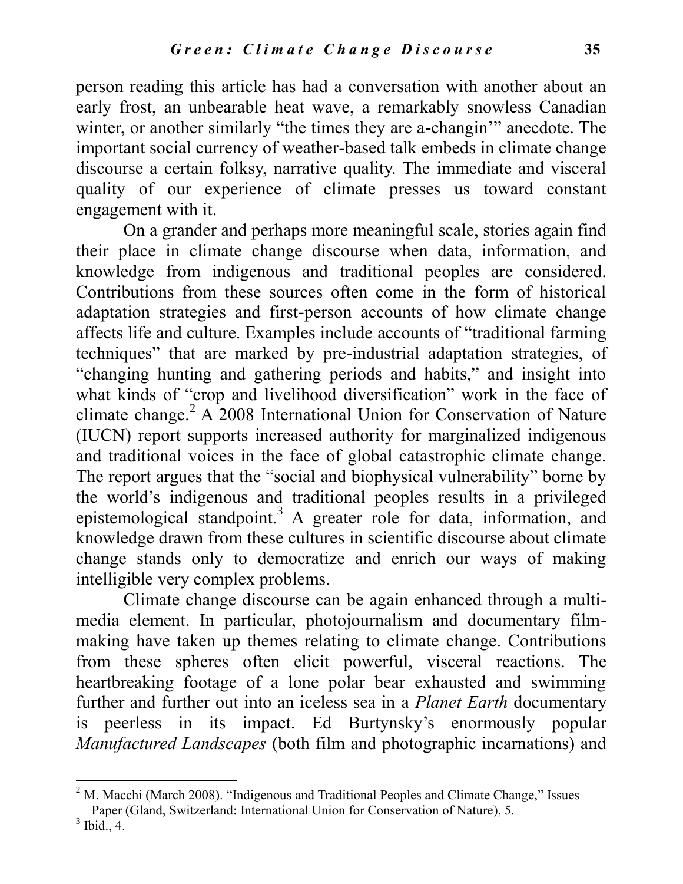person reading this article has had a conversation with another about an early frost, an unbearable heat wave, a remarkably snowless Canadian winter, or another similarly "the times they are a-changin'" anecdote. The important social currency of weather-based talk embeds in climate change discourse a certain folksy, narrative quality. The immediate and visceral quality of our experience of climate presses us toward constant engagement with it.

On a grander and perhaps more meaningful scale, stories again find their place in climate change discourse when data, information, and knowledge from indigenous and traditional peoples are considered. Contributions from these sources often come in the form of historical adaptation strategies and first-person accounts of how climate change affects life and culture. Examples include accounts of "traditional farming techniques" that are marked by pre-industrial adaptation strategies, of "changing hunting and gathering periods and habits," and insight into what kinds of "crop and livelihood diversification" work in the face of climate change.[2] A 2008 International Union for Conservation of Nature (IUCN) report supports increased authority for marginalized indigenous and traditional voices in the face of global catastrophic climate change. The report argues that the "social and biophysical vulnerability" borne by the world's indigenous and traditional peoples results in a privileged epistemological standpoint.[3] A greater role for data, information, and knowledge drawn from these cultures in scientific discourse about climate change stands only to democratize and enrich our ways of making intelligible very complex problems.

Climate change discourse can be again enhanced through a multi-media element. In particular, photojournalism and documentary film-making have taken up themes relating to climate change. Contributions from these spheres often elicit powerful, visceral reactions. The heartbreaking footage of a lone polar bear exhausted and swimming further and further out into an iceless sea in a *Planet Earth* documentary is peerless in its impact. Ed Burtynsky's enormously popular *Manufactured Landscapes* (both film and photographic incarnations) and

---

[2] M. Macchi (March 2008). "Indigenous and Traditional Peoples and Climate Change," Issues Paper (Gland, Switzerland: International Union for Conservation of Nature), 5.

[3] Ibid., 4.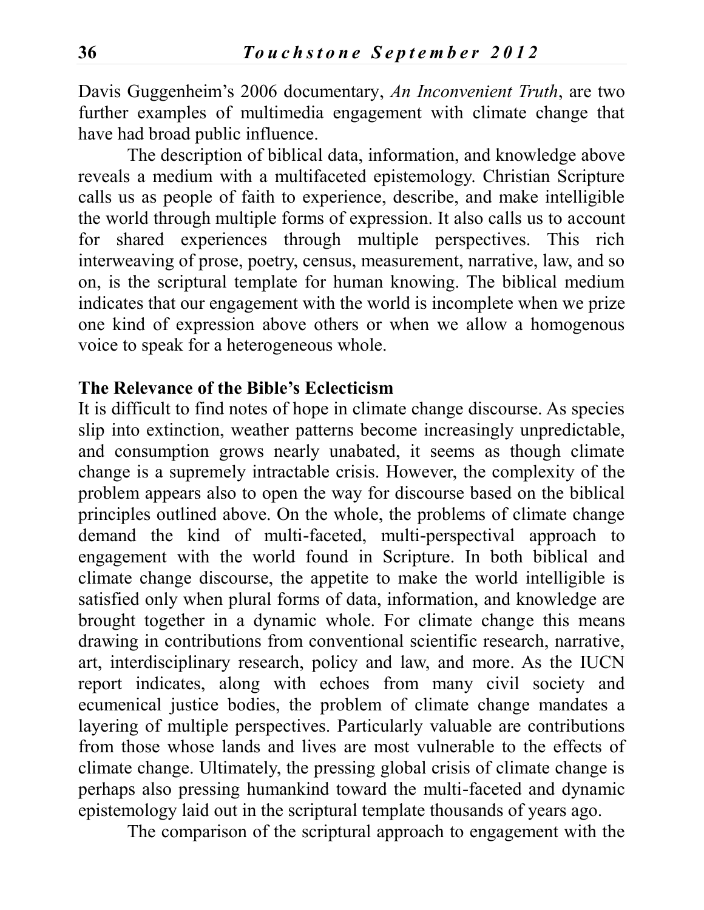Davis Guggenheim's 2006 documentary, *An Inconvenient Truth*, are two further examples of multimedia engagement with climate change that have had broad public influence.

The description of biblical data, information, and knowledge above reveals a medium with a multifaceted epistemology. Christian Scripture calls us as people of faith to experience, describe, and make intelligible the world through multiple forms of expression. It also calls us to account for shared experiences through multiple perspectives. This rich interweaving of prose, poetry, census, measurement, narrative, law, and so on, is the scriptural template for human knowing. The biblical medium indicates that our engagement with the world is incomplete when we prize one kind of expression above others or when we allow a homogenous voice to speak for a heterogeneous whole.

**The Relevance of the Bible's Eclecticism**

It is difficult to find notes of hope in climate change discourse. As species slip into extinction, weather patterns become increasingly unpredictable, and consumption grows nearly unabated, it seems as though climate change is a supremely intractable crisis. However, the complexity of the problem appears also to open the way for discourse based on the biblical principles outlined above. On the whole, the problems of climate change demand the kind of multi-faceted, multi-perspectival approach to engagement with the world found in Scripture. In both biblical and climate change discourse, the appetite to make the world intelligible is satisfied only when plural forms of data, information, and knowledge are brought together in a dynamic whole. For climate change this means drawing in contributions from conventional scientific research, narrative, art, interdisciplinary research, policy and law, and more. As the IUCN report indicates, along with echoes from many civil society and ecumenical justice bodies, the problem of climate change mandates a layering of multiple perspectives. Particularly valuable are contributions from those whose lands and lives are most vulnerable to the effects of climate change. Ultimately, the pressing global crisis of climate change is perhaps also pressing humankind toward the multi-faceted and dynamic epistemology laid out in the scriptural template thousands of years ago.

The comparison of the scriptural approach to engagement with the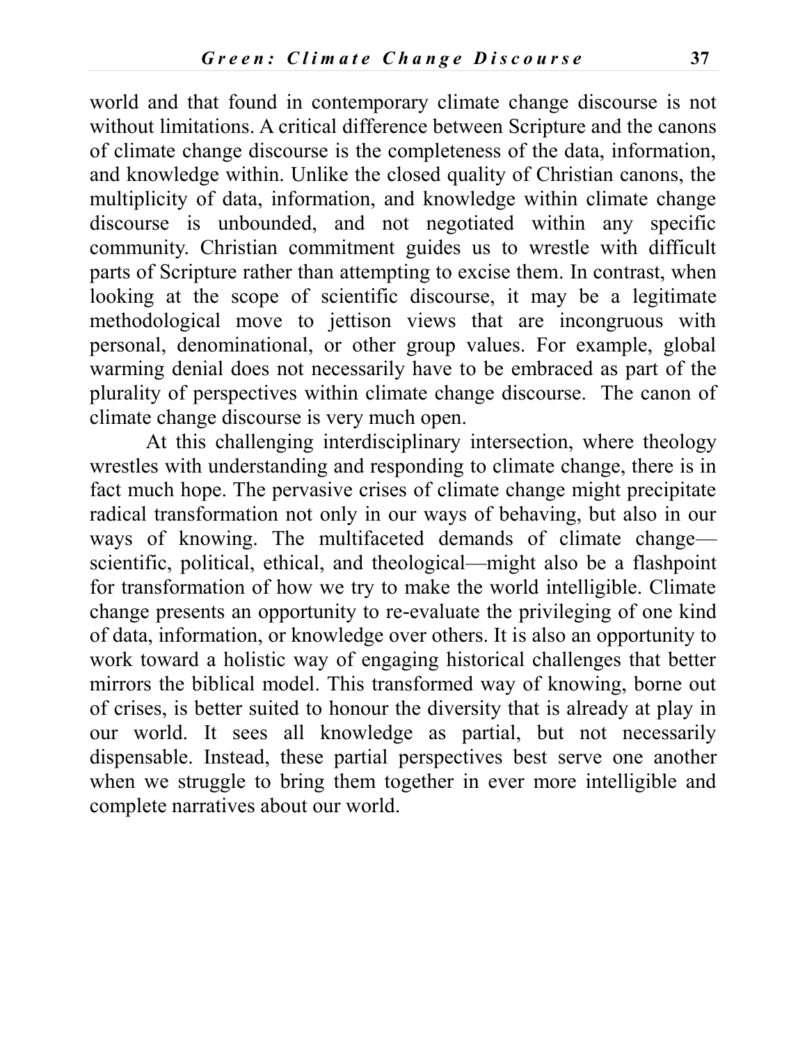world and that found in contemporary climate change discourse is not without limitations. A critical difference between Scripture and the canons of climate change discourse is the completeness of the data, information, and knowledge within. Unlike the closed quality of Christian canons, the multiplicity of data, information, and knowledge within climate change discourse is unbounded, and not negotiated within any specific community. Christian commitment guides us to wrestle with difficult parts of Scripture rather than attempting to excise them. In contrast, when looking at the scope of scientific discourse, it may be a legitimate methodological move to jettison views that are incongruous with personal, denominational, or other group values. For example, global warming denial does not necessarily have to be embraced as part of the plurality of perspectives within climate change discourse. The canon of climate change discourse is very much open.

At this challenging interdisciplinary intersection, where theology wrestles with understanding and responding to climate change, there is in fact much hope. The pervasive crises of climate change might precipitate radical transformation not only in our ways of behaving, but also in our ways of knowing. The multifaceted demands of climate change—scientific, political, ethical, and theological—might also be a flashpoint for transformation of how we try to make the world intelligible. Climate change presents an opportunity to re-evaluate the privileging of one kind of data, information, or knowledge over others. It is also an opportunity to work toward a holistic way of engaging historical challenges that better mirrors the biblical model. This transformed way of knowing, borne out of crises, is better suited to honour the diversity that is already at play in our world. It sees all knowledge as partial, but not necessarily dispensable. Instead, these partial perspectives best serve one another when we struggle to bring them together in ever more intelligible and complete narratives about our world.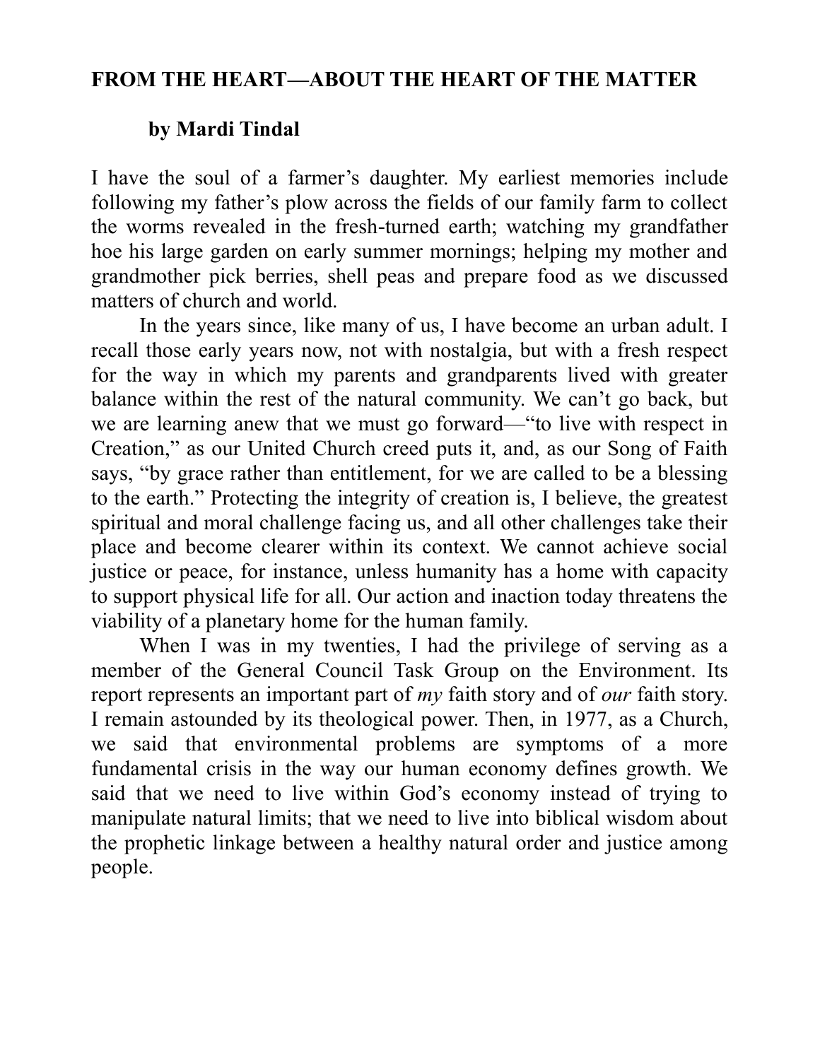## FROM THE HEART—ABOUT THE HEART OF THE MATTER

**by Mardi Tindal**

I have the soul of a farmer's daughter. My earliest memories include following my father's plow across the fields of our family farm to collect the worms revealed in the fresh-turned earth; watching my grandfather hoe his large garden on early summer mornings; helping my mother and grandmother pick berries, shell peas and prepare food as we discussed matters of church and world.

In the years since, like many of us, I have become an urban adult. I recall those early years now, not with nostalgia, but with a fresh respect for the way in which my parents and grandparents lived with greater balance within the rest of the natural community. We can't go back, but we are learning anew that we must go forward—"to live with respect in Creation," as our United Church creed puts it, and, as our Song of Faith says, "by grace rather than entitlement, for we are called to be a blessing to the earth." Protecting the integrity of creation is, I believe, the greatest spiritual and moral challenge facing us, and all other challenges take their place and become clearer within its context. We cannot achieve social justice or peace, for instance, unless humanity has a home with capacity to support physical life for all. Our action and inaction today threatens the viability of a planetary home for the human family.

When I was in my twenties, I had the privilege of serving as a member of the General Council Task Group on the Environment. Its report represents an important part of *my* faith story and of *our* faith story. I remain astounded by its theological power. Then, in 1977, as a Church, we said that environmental problems are symptoms of a more fundamental crisis in the way our human economy defines growth. We said that we need to live within God's economy instead of trying to manipulate natural limits; that we need to live into biblical wisdom about the prophetic linkage between a healthy natural order and justice among people.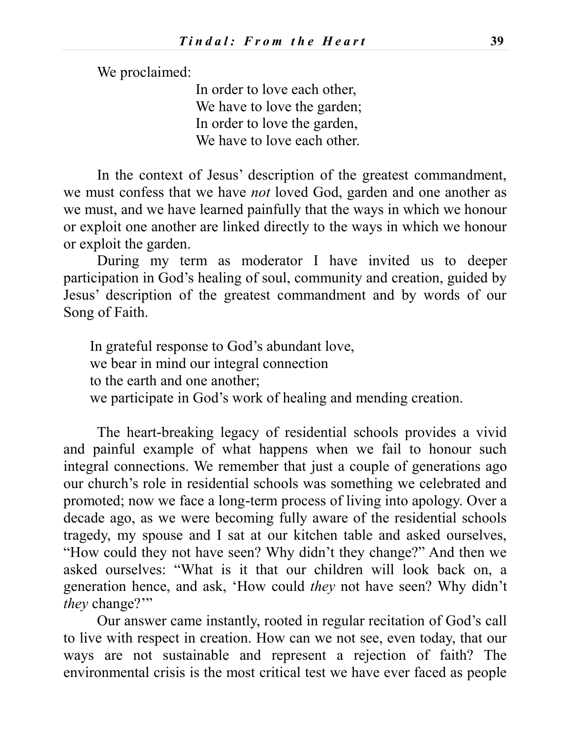We proclaimed:

> In order to love each other,  
> We have to love the garden;  
> In order to love the garden,  
> We have to love each other.

In the context of Jesus' description of the greatest commandment, we must confess that we have *not* loved God, garden and one another as we must, and we have learned painfully that the ways in which we honour or exploit one another are linked directly to the ways in which we honour or exploit the garden.

During my term as moderator I have invited us to deeper participation in God's healing of soul, community and creation, guided by Jesus' description of the greatest commandment and by words of our Song of Faith.

> In grateful response to God's abundant love,  
> we bear in mind our integral connection  
> to the earth and one another;  
> we participate in God's work of healing and mending creation.

The heart-breaking legacy of residential schools provides a vivid and painful example of what happens when we fail to honour such integral connections. We remember that just a couple of generations ago our church's role in residential schools was something we celebrated and promoted; now we face a long-term process of living into apology. Over a decade ago, as we were becoming fully aware of the residential schools tragedy, my spouse and I sat at our kitchen table and asked ourselves, "How could they not have seen? Why didn't they change?" And then we asked ourselves: "What is it that our children will look back on, a generation hence, and ask, 'How could *they* not have seen? Why didn't *they* change?'"

Our answer came instantly, rooted in regular recitation of God's call to live with respect in creation. How can we not see, even today, that our ways are not sustainable and represent a rejection of faith? The environmental crisis is the most critical test we have ever faced as people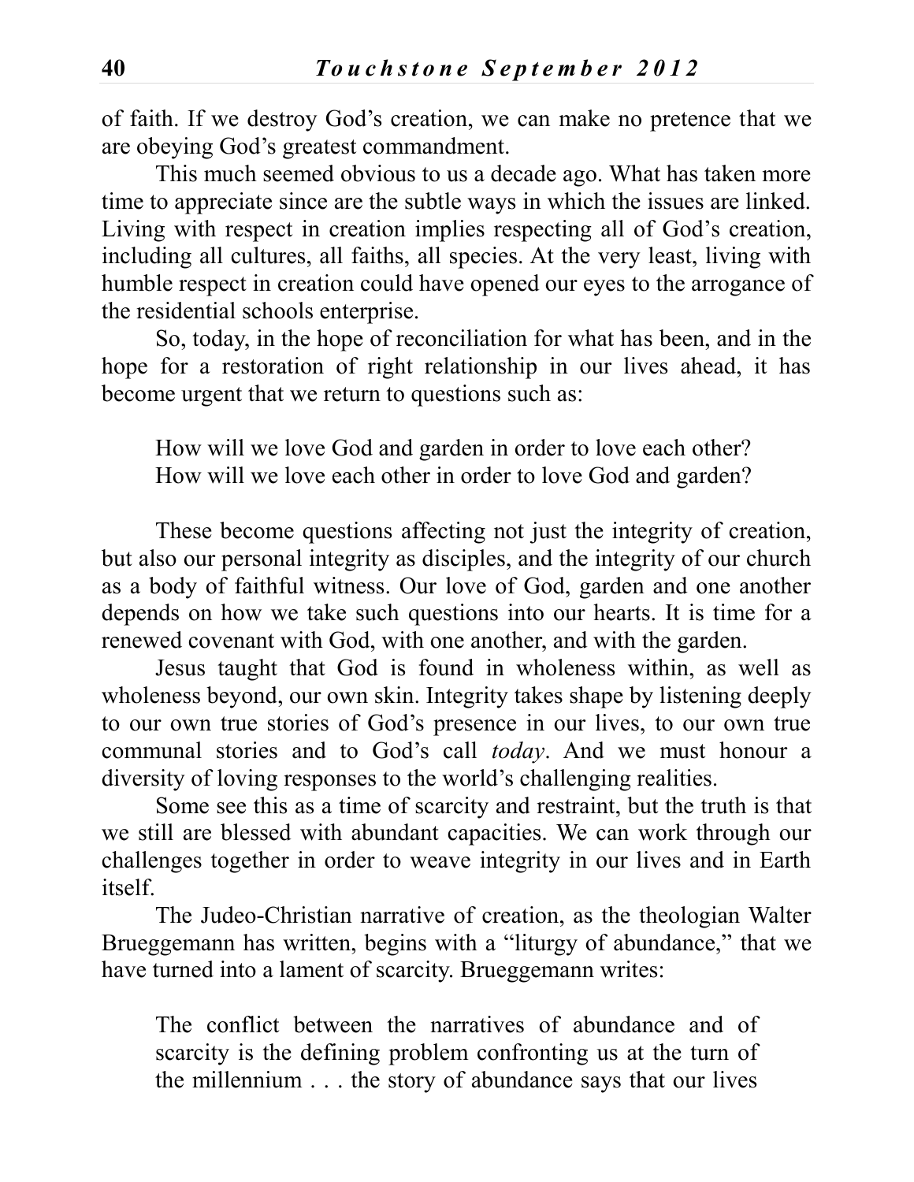of faith. If we destroy God's creation, we can make no pretence that we are obeying God's greatest commandment.

This much seemed obvious to us a decade ago. What has taken more time to appreciate since are the subtle ways in which the issues are linked. Living with respect in creation implies respecting all of God's creation, including all cultures, all faiths, all species. At the very least, living with humble respect in creation could have opened our eyes to the arrogance of the residential schools enterprise.

So, today, in the hope of reconciliation for what has been, and in the hope for a restoration of right relationship in our lives ahead, it has become urgent that we return to questions such as:

> How will we love God and garden in order to love each other?
> How will we love each other in order to love God and garden?

These become questions affecting not just the integrity of creation, but also our personal integrity as disciples, and the integrity of our church as a body of faithful witness. Our love of God, garden and one another depends on how we take such questions into our hearts. It is time for a renewed covenant with God, with one another, and with the garden.

Jesus taught that God is found in wholeness within, as well as wholeness beyond, our own skin. Integrity takes shape by listening deeply to our own true stories of God's presence in our lives, to our own true communal stories and to God's call *today*. And we must honour a diversity of loving responses to the world's challenging realities.

Some see this as a time of scarcity and restraint, but the truth is that we still are blessed with abundant capacities. We can work through our challenges together in order to weave integrity in our lives and in Earth itself.

The Judeo-Christian narrative of creation, as the theologian Walter Brueggemann has written, begins with a "liturgy of abundance," that we have turned into a lament of scarcity. Brueggemann writes:

> The conflict between the narratives of abundance and of scarcity is the defining problem confronting us at the turn of the millennium . . . the story of abundance says that our lives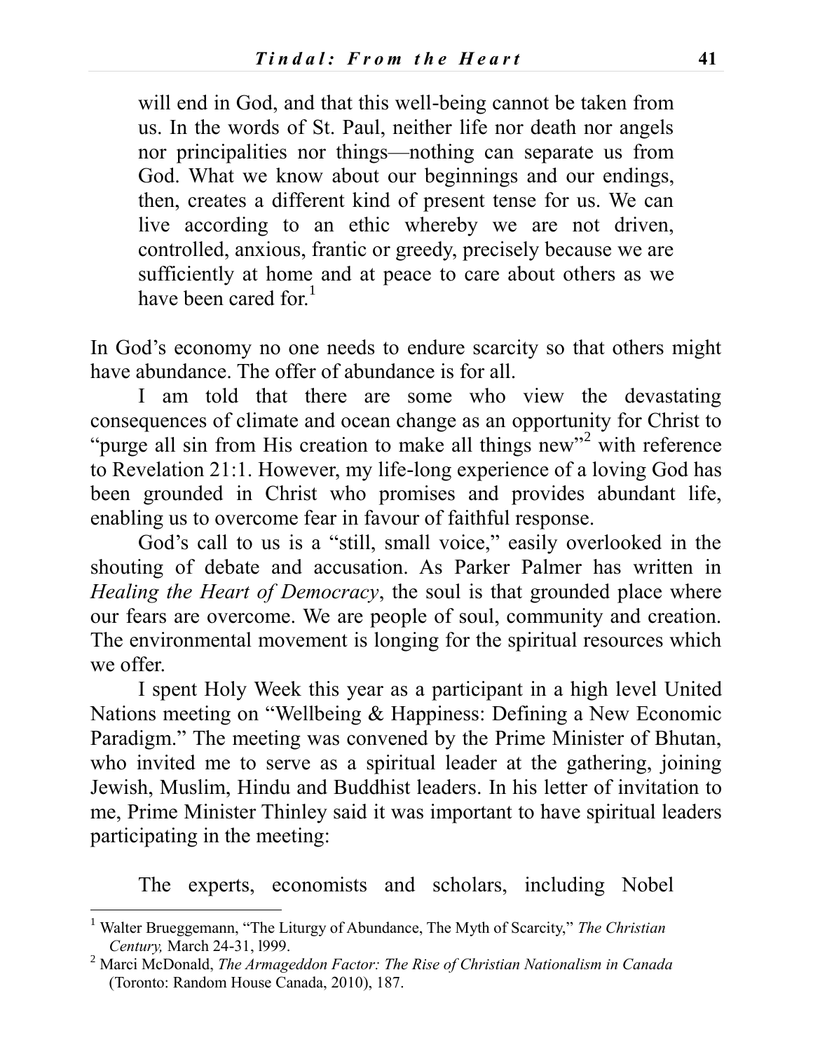> will end in God, and that this well-being cannot be taken from us. In the words of St. Paul, neither life nor death nor angels nor principalities nor things—nothing can separate us from God. What we know about our beginnings and our endings, then, creates a different kind of present tense for us. We can live according to an ethic whereby we are not driven, controlled, anxious, frantic or greedy, precisely because we are sufficiently at home and at peace to care about others as we have been cared for.[1]

In God's economy no one needs to endure scarcity so that others might have abundance. The offer of abundance is for all.

I am told that there are some who view the devastating consequences of climate and ocean change as an opportunity for Christ to "purge all sin from His creation to make all things new"[2] with reference to Revelation 21:1. However, my life-long experience of a loving God has been grounded in Christ who promises and provides abundant life, enabling us to overcome fear in favour of faithful response.

God's call to us is a "still, small voice," easily overlooked in the shouting of debate and accusation. As Parker Palmer has written in *Healing the Heart of Democracy*, the soul is that grounded place where our fears are overcome. We are people of soul, community and creation. The environmental movement is longing for the spiritual resources which we offer.

I spent Holy Week this year as a participant in a high level United Nations meeting on "Wellbeing & Happiness: Defining a New Economic Paradigm." The meeting was convened by the Prime Minister of Bhutan, who invited me to serve as a spiritual leader at the gathering, joining Jewish, Muslim, Hindu and Buddhist leaders. In his letter of invitation to me, Prime Minister Thinley said it was important to have spiritual leaders participating in the meeting:

> The experts, economists and scholars, including Nobel

---

[1] Walter Brueggemann, "The Liturgy of Abundance, The Myth of Scarcity," *The Christian Century,* March 24-31, l999.

[2] Marci McDonald, *The Armageddon Factor: The Rise of Christian Nationalism in Canada* (Toronto: Random House Canada, 2010), 187.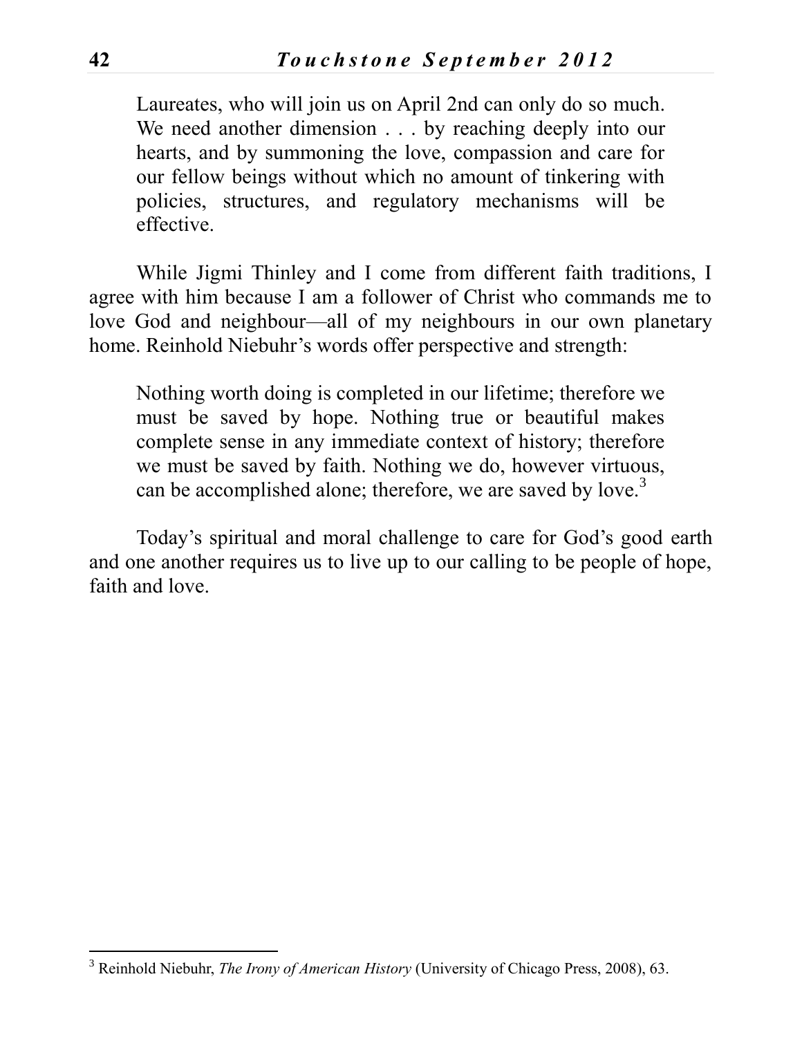> Laureates, who will join us on April 2nd can only do so much. We need another dimension . . . by reaching deeply into our hearts, and by summoning the love, compassion and care for our fellow beings without which no amount of tinkering with policies, structures, and regulatory mechanisms will be effective.

While Jigmi Thinley and I come from different faith traditions, I agree with him because I am a follower of Christ who commands me to love God and neighbour—all of my neighbours in our own planetary home. Reinhold Niebuhr's words offer perspective and strength:

> Nothing worth doing is completed in our lifetime; therefore we must be saved by hope. Nothing true or beautiful makes complete sense in any immediate context of history; therefore we must be saved by faith. Nothing we do, however virtuous, can be accomplished alone; therefore, we are saved by love.[3]

Today's spiritual and moral challenge to care for God's good earth and one another requires us to live up to our calling to be people of hope, faith and love.

---

[3] Reinhold Niebuhr, *The Irony of American History* (University of Chicago Press, 2008), 63.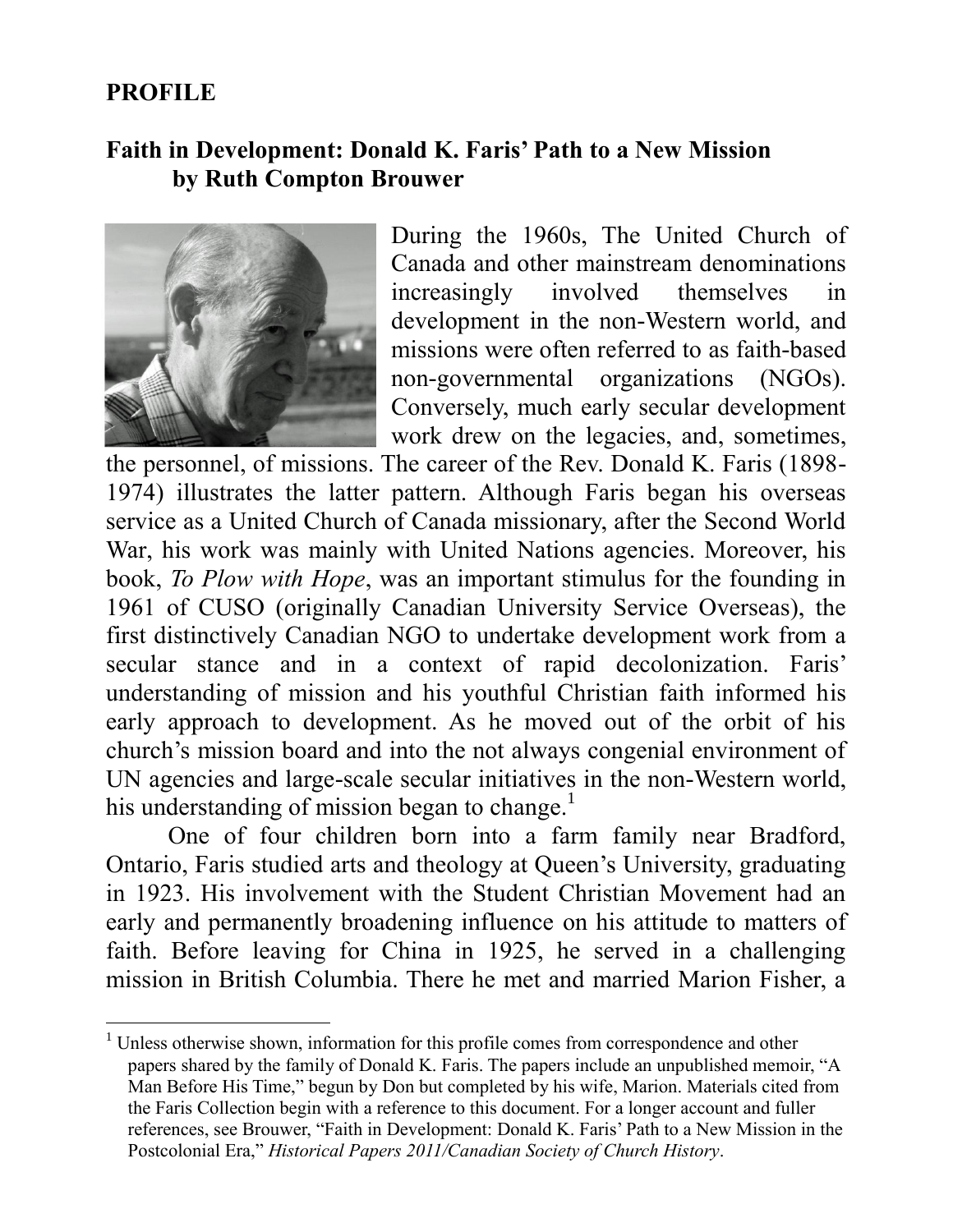## PROFILE

### Faith in Development: Donald K. Faris' Path to a New Mission by Ruth Compton Brouwer

During the 1960s, The United Church of Canada and other mainstream denominations increasingly involved themselves in development in the non-Western world, and missions were often referred to as faith-based non-governmental organizations (NGOs). Conversely, much early secular development work drew on the legacies, and, sometimes, the personnel, of missions. The career of the Rev. Donald K. Faris (1898-1974) illustrates the latter pattern. Although Faris began his overseas service as a United Church of Canada missionary, after the Second World War, his work was mainly with United Nations agencies. Moreover, his book, *To Plow with Hope*, was an important stimulus for the founding in 1961 of CUSO (originally Canadian University Service Overseas), the first distinctively Canadian NGO to undertake development work from a secular stance and in a context of rapid decolonization. Faris' understanding of mission and his youthful Christian faith informed his early approach to development. As he moved out of the orbit of his church's mission board and into the not always congenial environment of UN agencies and large-scale secular initiatives in the non-Western world, his understanding of mission began to change.[1]

One of four children born into a farm family near Bradford, Ontario, Faris studied arts and theology at Queen's University, graduating in 1923. His involvement with the Student Christian Movement had an early and permanently broadening influence on his attitude to matters of faith. Before leaving for China in 1925, he served in a challenging mission in British Columbia. There he met and married Marion Fisher, a

---

[1] Unless otherwise shown, information for this profile comes from correspondence and other papers shared by the family of Donald K. Faris. The papers include an unpublished memoir, "A Man Before His Time," begun by Don but completed by his wife, Marion. Materials cited from the Faris Collection begin with a reference to this document. For a longer account and fuller references, see Brouwer, "Faith in Development: Donald K. Faris' Path to a New Mission in the Postcolonial Era," *Historical Papers 2011/Canadian Society of Church History*.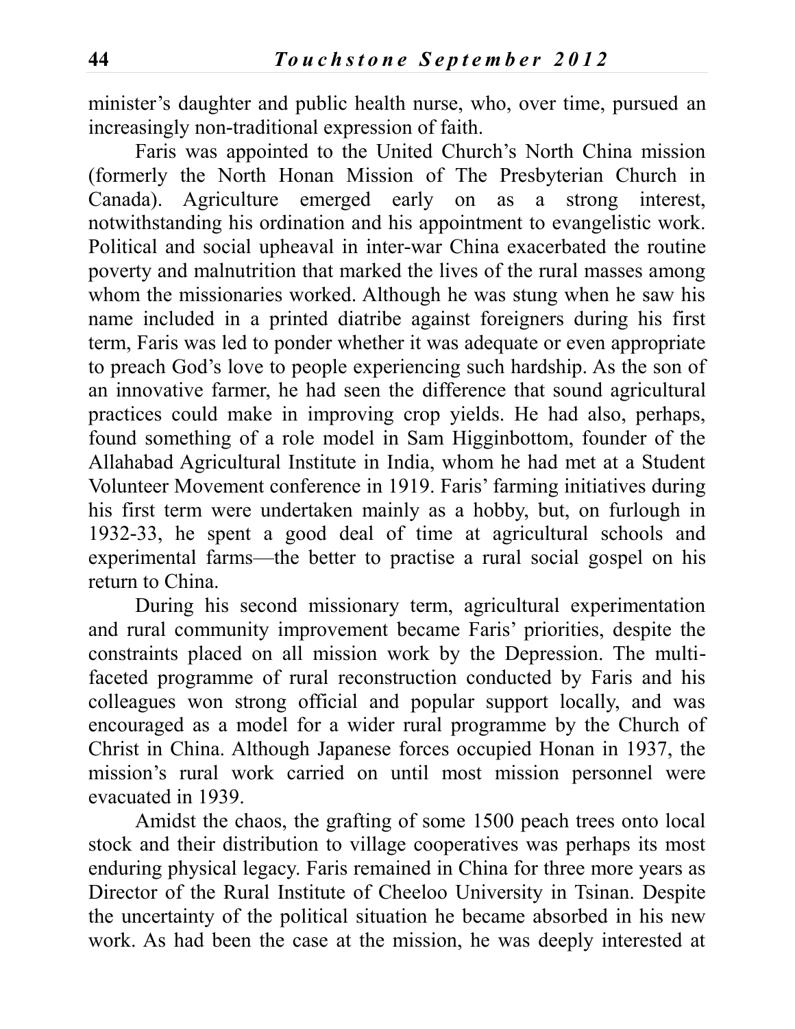minister's daughter and public health nurse, who, over time, pursued an increasingly non-traditional expression of faith.

Faris was appointed to the United Church's North China mission (formerly the North Honan Mission of The Presbyterian Church in Canada). Agriculture emerged early on as a strong interest, notwithstanding his ordination and his appointment to evangelistic work. Political and social upheaval in inter-war China exacerbated the routine poverty and malnutrition that marked the lives of the rural masses among whom the missionaries worked. Although he was stung when he saw his name included in a printed diatribe against foreigners during his first term, Faris was led to ponder whether it was adequate or even appropriate to preach God's love to people experiencing such hardship. As the son of an innovative farmer, he had seen the difference that sound agricultural practices could make in improving crop yields. He had also, perhaps, found something of a role model in Sam Higginbottom, founder of the Allahabad Agricultural Institute in India, whom he had met at a Student Volunteer Movement conference in 1919. Faris' farming initiatives during his first term were undertaken mainly as a hobby, but, on furlough in 1932-33, he spent a good deal of time at agricultural schools and experimental farms—the better to practise a rural social gospel on his return to China.

During his second missionary term, agricultural experimentation and rural community improvement became Faris' priorities, despite the constraints placed on all mission work by the Depression. The multi-faceted programme of rural reconstruction conducted by Faris and his colleagues won strong official and popular support locally, and was encouraged as a model for a wider rural programme by the Church of Christ in China. Although Japanese forces occupied Honan in 1937, the mission's rural work carried on until most mission personnel were evacuated in 1939.

Amidst the chaos, the grafting of some 1500 peach trees onto local stock and their distribution to village cooperatives was perhaps its most enduring physical legacy. Faris remained in China for three more years as Director of the Rural Institute of Cheeloo University in Tsinan. Despite the uncertainty of the political situation he became absorbed in his new work. As had been the case at the mission, he was deeply interested at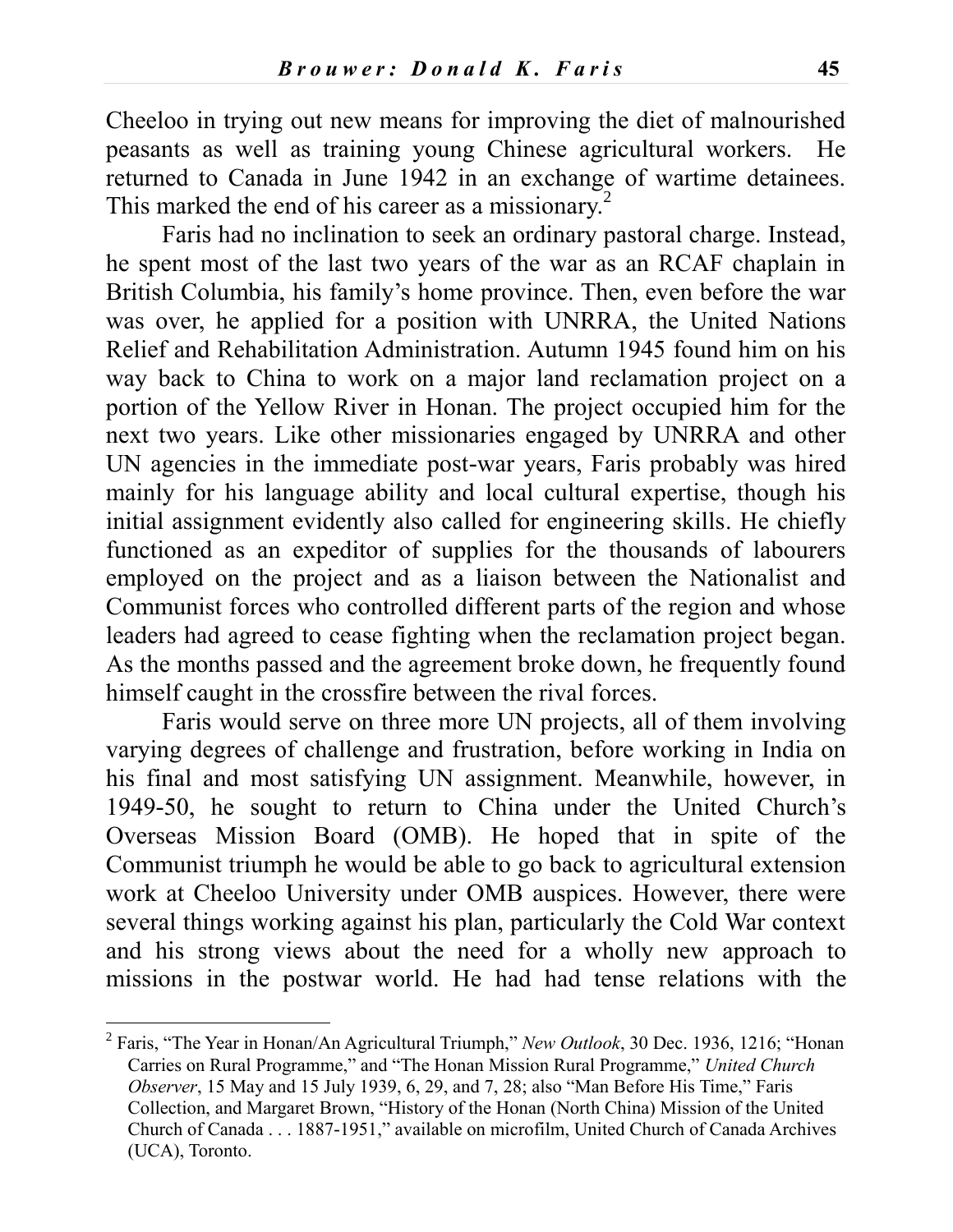Cheeloo in trying out new means for improving the diet of malnourished peasants as well as training young Chinese agricultural workers. He returned to Canada in June 1942 in an exchange of wartime detainees. This marked the end of his career as a missionary.[2]

Faris had no inclination to seek an ordinary pastoral charge. Instead, he spent most of the last two years of the war as an RCAF chaplain in British Columbia, his family's home province. Then, even before the war was over, he applied for a position with UNRRA, the United Nations Relief and Rehabilitation Administration. Autumn 1945 found him on his way back to China to work on a major land reclamation project on a portion of the Yellow River in Honan. The project occupied him for the next two years. Like other missionaries engaged by UNRRA and other UN agencies in the immediate post-war years, Faris probably was hired mainly for his language ability and local cultural expertise, though his initial assignment evidently also called for engineering skills. He chiefly functioned as an expeditor of supplies for the thousands of labourers employed on the project and as a liaison between the Nationalist and Communist forces who controlled different parts of the region and whose leaders had agreed to cease fighting when the reclamation project began. As the months passed and the agreement broke down, he frequently found himself caught in the crossfire between the rival forces.

Faris would serve on three more UN projects, all of them involving varying degrees of challenge and frustration, before working in India on his final and most satisfying UN assignment. Meanwhile, however, in 1949-50, he sought to return to China under the United Church's Overseas Mission Board (OMB). He hoped that in spite of the Communist triumph he would be able to go back to agricultural extension work at Cheeloo University under OMB auspices. However, there were several things working against his plan, particularly the Cold War context and his strong views about the need for a wholly new approach to missions in the postwar world. He had had tense relations with the

[2] Faris, "The Year in Honan/An Agricultural Triumph," *New Outlook*, 30 Dec. 1936, 1216; "Honan Carries on Rural Programme," and "The Honan Mission Rural Programme," *United Church Observer*, 15 May and 15 July 1939, 6, 29, and 7, 28; also "Man Before His Time," Faris Collection, and Margaret Brown, "History of the Honan (North China) Mission of the United Church of Canada . . . 1887-1951," available on microfilm, United Church of Canada Archives (UCA), Toronto.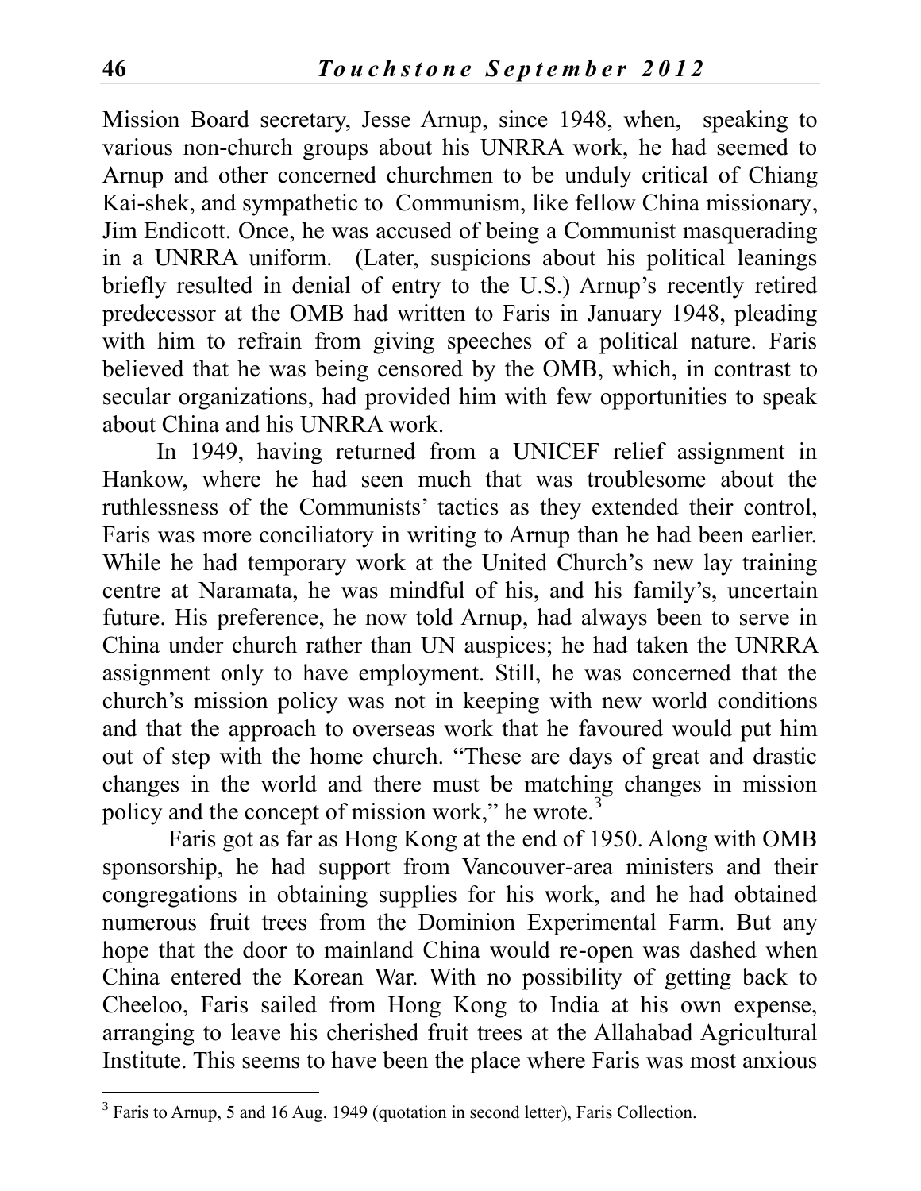Mission Board secretary, Jesse Arnup, since 1948, when, speaking to various non-church groups about his UNRRA work, he had seemed to Arnup and other concerned churchmen to be unduly critical of Chiang Kai-shek, and sympathetic to Communism, like fellow China missionary, Jim Endicott. Once, he was accused of being a Communist masquerading in a UNRRA uniform. (Later, suspicions about his political leanings briefly resulted in denial of entry to the U.S.) Arnup's recently retired predecessor at the OMB had written to Faris in January 1948, pleading with him to refrain from giving speeches of a political nature. Faris believed that he was being censored by the OMB, which, in contrast to secular organizations, had provided him with few opportunities to speak about China and his UNRRA work.

In 1949, having returned from a UNICEF relief assignment in Hankow, where he had seen much that was troublesome about the ruthlessness of the Communists' tactics as they extended their control, Faris was more conciliatory in writing to Arnup than he had been earlier. While he had temporary work at the United Church's new lay training centre at Naramata, he was mindful of his, and his family's, uncertain future. His preference, he now told Arnup, had always been to serve in China under church rather than UN auspices; he had taken the UNRRA assignment only to have employment. Still, he was concerned that the church's mission policy was not in keeping with new world conditions and that the approach to overseas work that he favoured would put him out of step with the home church. "These are days of great and drastic changes in the world and there must be matching changes in mission policy and the concept of mission work," he wrote.[3]

Faris got as far as Hong Kong at the end of 1950. Along with OMB sponsorship, he had support from Vancouver-area ministers and their congregations in obtaining supplies for his work, and he had obtained numerous fruit trees from the Dominion Experimental Farm. But any hope that the door to mainland China would re-open was dashed when China entered the Korean War. With no possibility of getting back to Cheeloo, Faris sailed from Hong Kong to India at his own expense, arranging to leave his cherished fruit trees at the Allahabad Agricultural Institute. This seems to have been the place where Faris was most anxious

[3] Faris to Arnup, 5 and 16 Aug. 1949 (quotation in second letter), Faris Collection.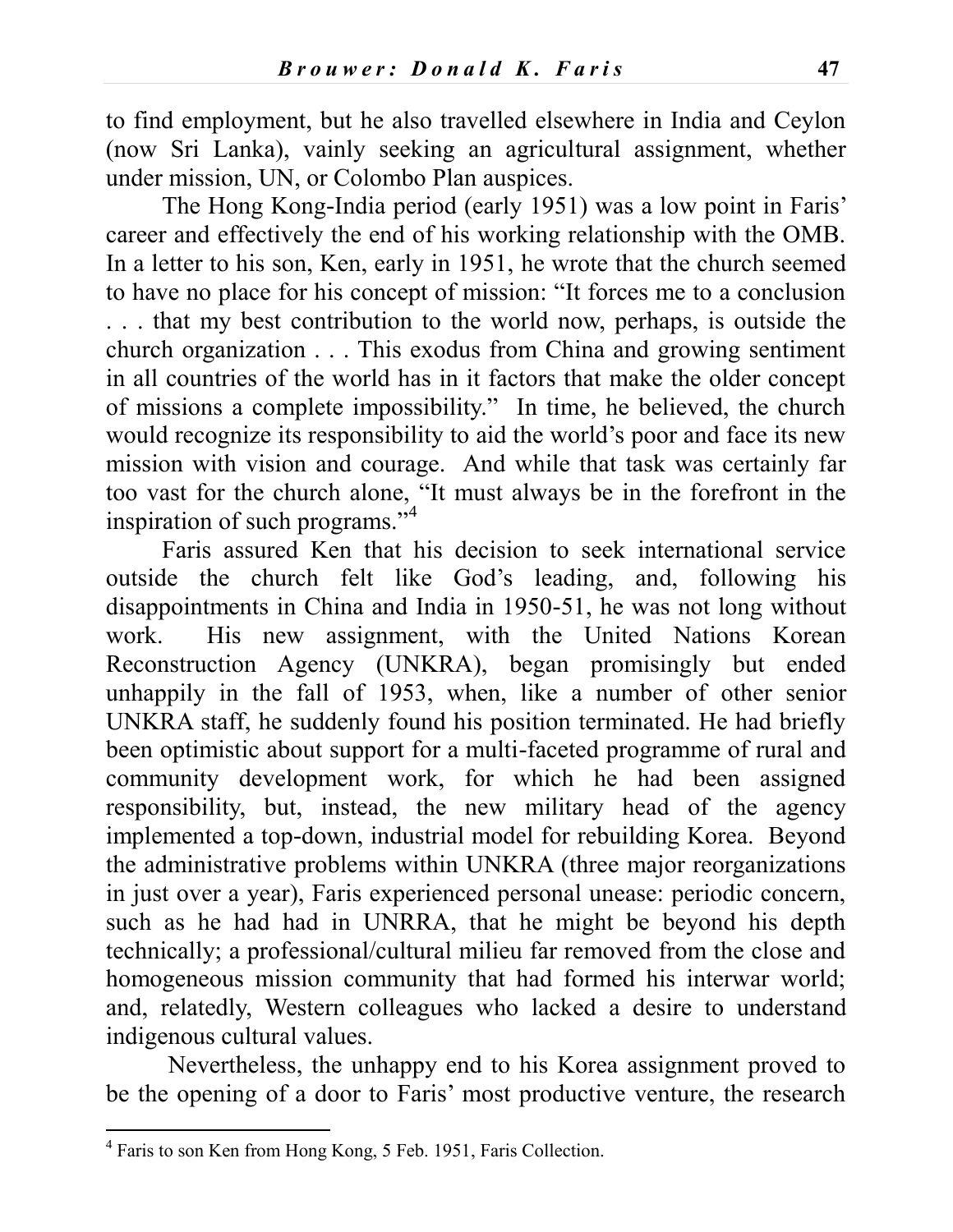to find employment, but he also travelled elsewhere in India and Ceylon (now Sri Lanka), vainly seeking an agricultural assignment, whether under mission, UN, or Colombo Plan auspices.

The Hong Kong-India period (early 1951) was a low point in Faris' career and effectively the end of his working relationship with the OMB. In a letter to his son, Ken, early in 1951, he wrote that the church seemed to have no place for his concept of mission: "It forces me to a conclusion . . . that my best contribution to the world now, perhaps, is outside the church organization . . . This exodus from China and growing sentiment in all countries of the world has in it factors that make the older concept of missions a complete impossibility." In time, he believed, the church would recognize its responsibility to aid the world's poor and face its new mission with vision and courage. And while that task was certainly far too vast for the church alone, "It must always be in the forefront in the inspiration of such programs."[4]

Faris assured Ken that his decision to seek international service outside the church felt like God's leading, and, following his disappointments in China and India in 1950-51, he was not long without work. His new assignment, with the United Nations Korean Reconstruction Agency (UNKRA), began promisingly but ended unhappily in the fall of 1953, when, like a number of other senior UNKRA staff, he suddenly found his position terminated. He had briefly been optimistic about support for a multi-faceted programme of rural and community development work, for which he had been assigned responsibility, but, instead, the new military head of the agency implemented a top-down, industrial model for rebuilding Korea. Beyond the administrative problems within UNKRA (three major reorganizations in just over a year), Faris experienced personal unease: periodic concern, such as he had had in UNRRA, that he might be beyond his depth technically; a professional/cultural milieu far removed from the close and homogeneous mission community that had formed his interwar world; and, relatedly, Western colleagues who lacked a desire to understand indigenous cultural values.

Nevertheless, the unhappy end to his Korea assignment proved to be the opening of a door to Faris' most productive venture, the research

[4] Faris to son Ken from Hong Kong, 5 Feb. 1951, Faris Collection.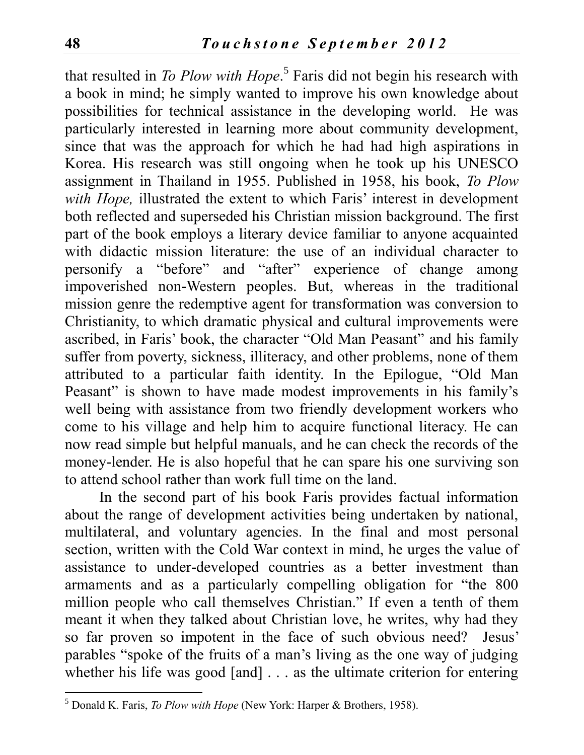that resulted in *To Plow with Hope*.[5] Faris did not begin his research with a book in mind; he simply wanted to improve his own knowledge about possibilities for technical assistance in the developing world. He was particularly interested in learning more about community development, since that was the approach for which he had had high aspirations in Korea. His research was still ongoing when he took up his UNESCO assignment in Thailand in 1955. Published in 1958, his book, *To Plow with Hope,* illustrated the extent to which Faris' interest in development both reflected and superseded his Christian mission background. The first part of the book employs a literary device familiar to anyone acquainted with didactic mission literature: the use of an individual character to personify a "before" and "after" experience of change among impoverished non-Western peoples. But, whereas in the traditional mission genre the redemptive agent for transformation was conversion to Christianity, to which dramatic physical and cultural improvements were ascribed, in Faris' book, the character "Old Man Peasant" and his family suffer from poverty, sickness, illiteracy, and other problems, none of them attributed to a particular faith identity. In the Epilogue, "Old Man Peasant" is shown to have made modest improvements in his family's well being with assistance from two friendly development workers who come to his village and help him to acquire functional literacy. He can now read simple but helpful manuals, and he can check the records of the money-lender. He is also hopeful that he can spare his one surviving son to attend school rather than work full time on the land.

In the second part of his book Faris provides factual information about the range of development activities being undertaken by national, multilateral, and voluntary agencies. In the final and most personal section, written with the Cold War context in mind, he urges the value of assistance to under-developed countries as a better investment than armaments and as a particularly compelling obligation for "the 800 million people who call themselves Christian." If even a tenth of them meant it when they talked about Christian love, he writes, why had they so far proven so impotent in the face of such obvious need? Jesus' parables "spoke of the fruits of a man's living as the one way of judging whether his life was good [and] . . . as the ultimate criterion for entering

[5] Donald K. Faris, *To Plow with Hope* (New York: Harper & Brothers, 1958).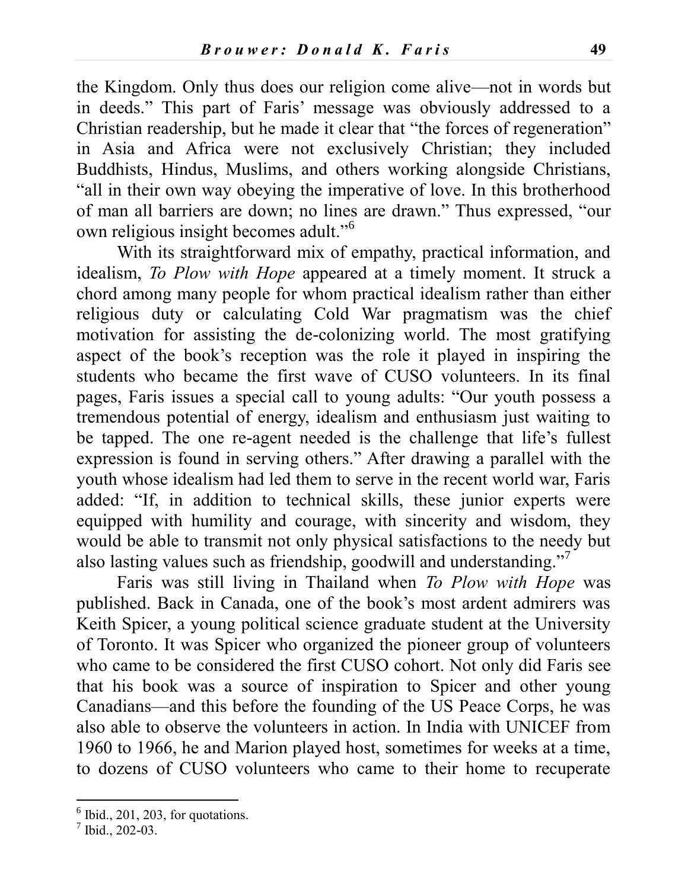the Kingdom. Only thus does our religion come alive—not in words but in deeds." This part of Faris' message was obviously addressed to a Christian readership, but he made it clear that "the forces of regeneration" in Asia and Africa were not exclusively Christian; they included Buddhists, Hindus, Muslims, and others working alongside Christians, "all in their own way obeying the imperative of love. In this brotherhood of man all barriers are down; no lines are drawn." Thus expressed, "our own religious insight becomes adult."[6]

With its straightforward mix of empathy, practical information, and idealism, *To Plow with Hope* appeared at a timely moment. It struck a chord among many people for whom practical idealism rather than either religious duty or calculating Cold War pragmatism was the chief motivation for assisting the de-colonizing world. The most gratifying aspect of the book's reception was the role it played in inspiring the students who became the first wave of CUSO volunteers. In its final pages, Faris issues a special call to young adults: "Our youth possess a tremendous potential of energy, idealism and enthusiasm just waiting to be tapped. The one re-agent needed is the challenge that life's fullest expression is found in serving others." After drawing a parallel with the youth whose idealism had led them to serve in the recent world war, Faris added: "If, in addition to technical skills, these junior experts were equipped with humility and courage, with sincerity and wisdom, they would be able to transmit not only physical satisfactions to the needy but also lasting values such as friendship, goodwill and understanding."[7]

Faris was still living in Thailand when *To Plow with Hope* was published. Back in Canada, one of the book's most ardent admirers was Keith Spicer, a young political science graduate student at the University of Toronto. It was Spicer who organized the pioneer group of volunteers who came to be considered the first CUSO cohort. Not only did Faris see that his book was a source of inspiration to Spicer and other young Canadians—and this before the founding of the US Peace Corps, he was also able to observe the volunteers in action. In India with UNICEF from 1960 to 1966, he and Marion played host, sometimes for weeks at a time, to dozens of CUSO volunteers who came to their home to recuperate

---

[6] Ibid., 201, 203, for quotations.

[7] Ibid., 202-03.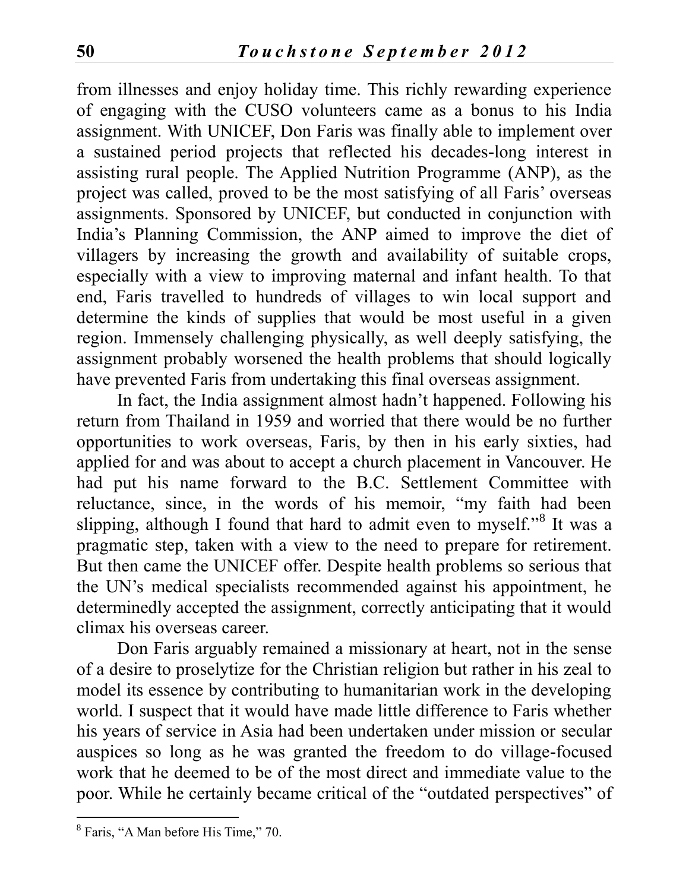from illnesses and enjoy holiday time. This richly rewarding experience of engaging with the CUSO volunteers came as a bonus to his India assignment. With UNICEF, Don Faris was finally able to implement over a sustained period projects that reflected his decades-long interest in assisting rural people. The Applied Nutrition Programme (ANP), as the project was called, proved to be the most satisfying of all Faris' overseas assignments. Sponsored by UNICEF, but conducted in conjunction with India's Planning Commission, the ANP aimed to improve the diet of villagers by increasing the growth and availability of suitable crops, especially with a view to improving maternal and infant health. To that end, Faris travelled to hundreds of villages to win local support and determine the kinds of supplies that would be most useful in a given region. Immensely challenging physically, as well deeply satisfying, the assignment probably worsened the health problems that should logically have prevented Faris from undertaking this final overseas assignment.

In fact, the India assignment almost hadn't happened. Following his return from Thailand in 1959 and worried that there would be no further opportunities to work overseas, Faris, by then in his early sixties, had applied for and was about to accept a church placement in Vancouver. He had put his name forward to the B.C. Settlement Committee with reluctance, since, in the words of his memoir, "my faith had been slipping, although I found that hard to admit even to myself."[8] It was a pragmatic step, taken with a view to the need to prepare for retirement. But then came the UNICEF offer. Despite health problems so serious that the UN's medical specialists recommended against his appointment, he determinedly accepted the assignment, correctly anticipating that it would climax his overseas career.

Don Faris arguably remained a missionary at heart, not in the sense of a desire to proselytize for the Christian religion but rather in his zeal to model its essence by contributing to humanitarian work in the developing world. I suspect that it would have made little difference to Faris whether his years of service in Asia had been undertaken under mission or secular auspices so long as he was granted the freedom to do village-focused work that he deemed to be of the most direct and immediate value to the poor. While he certainly became critical of the "outdated perspectives" of

---

[8] Faris, "A Man before His Time," 70.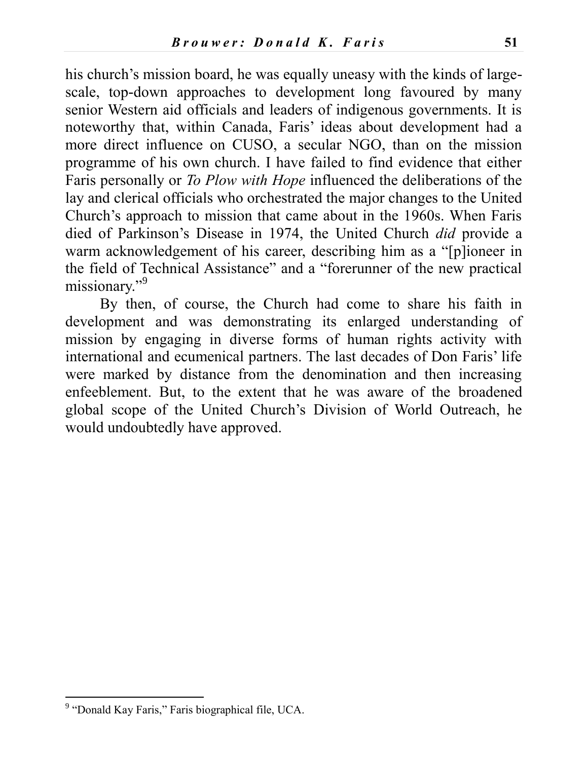his church's mission board, he was equally uneasy with the kinds of large-scale, top-down approaches to development long favoured by many senior Western aid officials and leaders of indigenous governments. It is noteworthy that, within Canada, Faris' ideas about development had a more direct influence on CUSO, a secular NGO, than on the mission programme of his own church. I have failed to find evidence that either Faris personally or *To Plow with Hope* influenced the deliberations of the lay and clerical officials who orchestrated the major changes to the United Church's approach to mission that came about in the 1960s. When Faris died of Parkinson's Disease in 1974, the United Church *did* provide a warm acknowledgement of his career, describing him as a "[p]ioneer in the field of Technical Assistance" and a "forerunner of the new practical missionary."[9]

By then, of course, the Church had come to share his faith in development and was demonstrating its enlarged understanding of mission by engaging in diverse forms of human rights activity with international and ecumenical partners. The last decades of Don Faris' life were marked by distance from the denomination and then increasing enfeeblement. But, to the extent that he was aware of the broadened global scope of the United Church's Division of World Outreach, he would undoubtedly have approved.

---

[9] "Donald Kay Faris," Faris biographical file, UCA.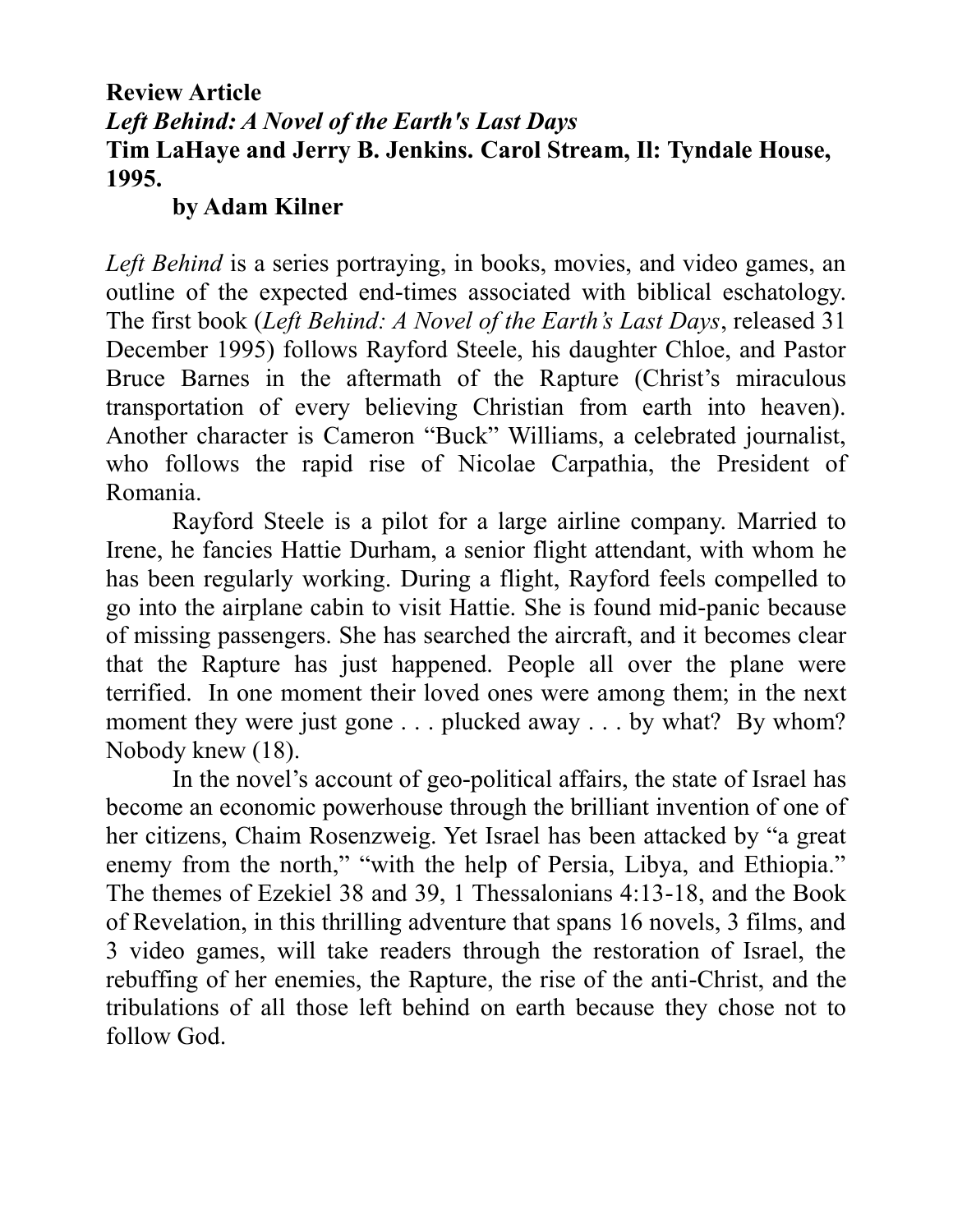**Review Article**
***Left Behind: A Novel of the Earth's Last Days***
**Tim LaHaye and Jerry B. Jenkins. Carol Stream, Il: Tyndale House, 1995.**
**by Adam Kilner**

*Left Behind* is a series portraying, in books, movies, and video games, an outline of the expected end-times associated with biblical eschatology. The first book (*Left Behind: A Novel of the Earth's Last Days*, released 31 December 1995) follows Rayford Steele, his daughter Chloe, and Pastor Bruce Barnes in the aftermath of the Rapture (Christ's miraculous transportation of every believing Christian from earth into heaven). Another character is Cameron "Buck" Williams, a celebrated journalist, who follows the rapid rise of Nicolae Carpathia, the President of Romania.

Rayford Steele is a pilot for a large airline company. Married to Irene, he fancies Hattie Durham, a senior flight attendant, with whom he has been regularly working. During a flight, Rayford feels compelled to go into the airplane cabin to visit Hattie. She is found mid-panic because of missing passengers. She has searched the aircraft, and it becomes clear that the Rapture has just happened. People all over the plane were terrified. In one moment their loved ones were among them; in the next moment they were just gone . . . plucked away . . . by what? By whom? Nobody knew (18).

In the novel's account of geo-political affairs, the state of Israel has become an economic powerhouse through the brilliant invention of one of her citizens, Chaim Rosenzweig. Yet Israel has been attacked by "a great enemy from the north," "with the help of Persia, Libya, and Ethiopia." The themes of Ezekiel 38 and 39, 1 Thessalonians 4:13-18, and the Book of Revelation, in this thrilling adventure that spans 16 novels, 3 films, and 3 video games, will take readers through the restoration of Israel, the rebuffing of her enemies, the Rapture, the rise of the anti-Christ, and the tribulations of all those left behind on earth because they chose not to follow God.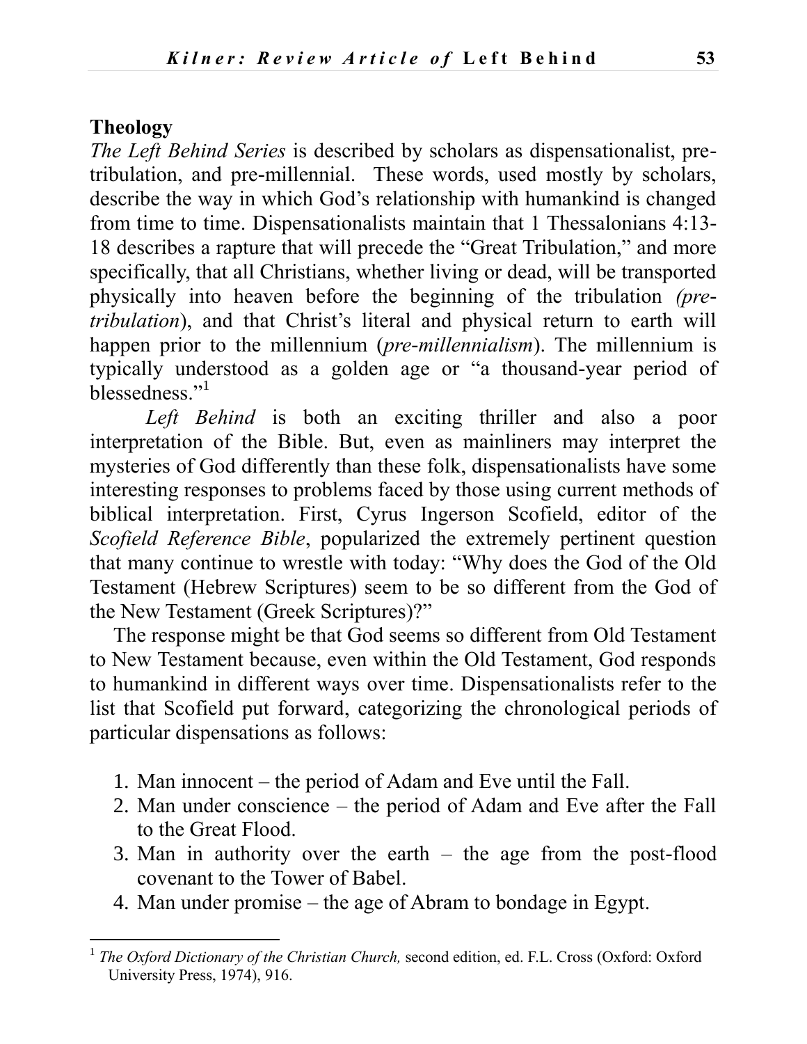## Theology

*The Left Behind Series* is described by scholars as dispensationalist, pre-tribulation, and pre-millennial. These words, used mostly by scholars, describe the way in which God's relationship with humankind is changed from time to time. Dispensationalists maintain that 1 Thessalonians 4:13-18 describes a rapture that will precede the "Great Tribulation," and more specifically, that all Christians, whether living or dead, will be transported physically into heaven before the beginning of the tribulation *(pre-tribulation*), and that Christ's literal and physical return to earth will happen prior to the millennium (*pre-millennialism*). The millennium is typically understood as a golden age or "a thousand-year period of blessedness."[1]

*Left Behind* is both an exciting thriller and also a poor interpretation of the Bible. But, even as mainliners may interpret the mysteries of God differently than these folk, dispensationalists have some interesting responses to problems faced by those using current methods of biblical interpretation. First, Cyrus Ingerson Scofield, editor of the *Scofield Reference Bible*, popularized the extremely pertinent question that many continue to wrestle with today: "Why does the God of the Old Testament (Hebrew Scriptures) seem to be so different from the God of the New Testament (Greek Scriptures)?"

The response might be that God seems so different from Old Testament to New Testament because, even within the Old Testament, God responds to humankind in different ways over time. Dispensationalists refer to the list that Scofield put forward, categorizing the chronological periods of particular dispensations as follows:

1. Man innocent – the period of Adam and Eve until the Fall.
2. Man under conscience – the period of Adam and Eve after the Fall to the Great Flood.
3. Man in authority over the earth – the age from the post-flood covenant to the Tower of Babel.
4. Man under promise – the age of Abram to bondage in Egypt.

[1] *The Oxford Dictionary of the Christian Church,* second edition, ed. F.L. Cross (Oxford: Oxford University Press, 1974), 916.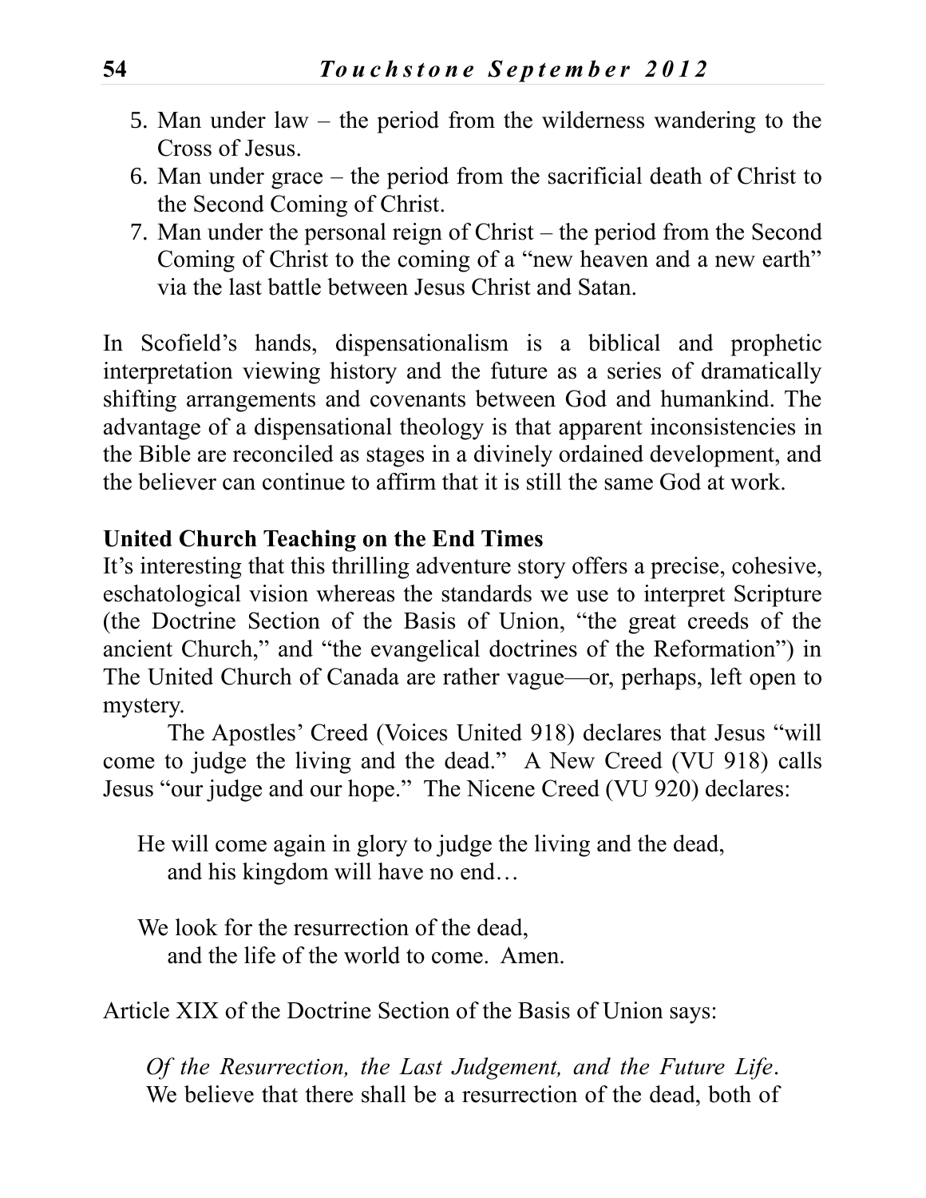5. Man under law – the period from the wilderness wandering to the Cross of Jesus.
6. Man under grace – the period from the sacrificial death of Christ to the Second Coming of Christ.
7. Man under the personal reign of Christ – the period from the Second Coming of Christ to the coming of a "new heaven and a new earth" via the last battle between Jesus Christ and Satan.

In Scofield's hands, dispensationalism is a biblical and prophetic interpretation viewing history and the future as a series of dramatically shifting arrangements and covenants between God and humankind. The advantage of a dispensational theology is that apparent inconsistencies in the Bible are reconciled as stages in a divinely ordained development, and the believer can continue to affirm that it is still the same God at work.

**United Church Teaching on the End Times**

It's interesting that this thrilling adventure story offers a precise, cohesive, eschatological vision whereas the standards we use to interpret Scripture (the Doctrine Section of the Basis of Union, "the great creeds of the ancient Church," and "the evangelical doctrines of the Reformation") in The United Church of Canada are rather vague—or, perhaps, left open to mystery.

The Apostles' Creed (Voices United 918) declares that Jesus "will come to judge the living and the dead." A New Creed (VU 918) calls Jesus "our judge and our hope." The Nicene Creed (VU 920) declares:

> He will come again in glory to judge the living and the dead,
> and his kingdom will have no end…
>
> We look for the resurrection of the dead,
> and the life of the world to come. Amen.

Article XIX of the Doctrine Section of the Basis of Union says:

> *Of the Resurrection, the Last Judgement, and the Future Life*. We believe that there shall be a resurrection of the dead, both of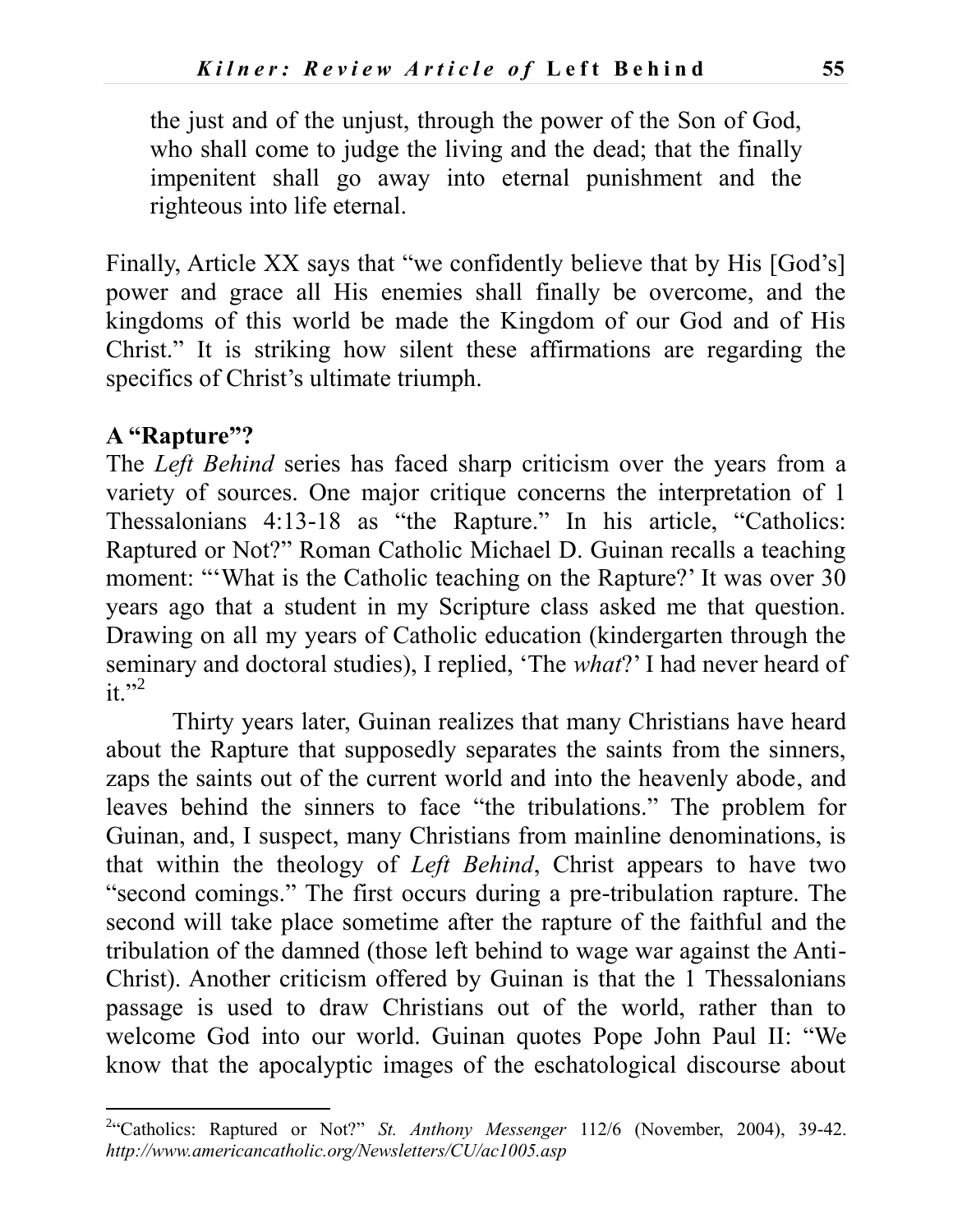the just and of the unjust, through the power of the Son of God, who shall come to judge the living and the dead; that the finally impenitent shall go away into eternal punishment and the righteous into life eternal.

Finally, Article XX says that "we confidently believe that by His [God's] power and grace all His enemies shall finally be overcome, and the kingdoms of this world be made the Kingdom of our God and of His Christ." It is striking how silent these affirmations are regarding the specifics of Christ's ultimate triumph.

**A "Rapture"?**

The *Left Behind* series has faced sharp criticism over the years from a variety of sources. One major critique concerns the interpretation of 1 Thessalonians 4:13-18 as "the Rapture." In his article, "Catholics: Raptured or Not?" Roman Catholic Michael D. Guinan recalls a teaching moment: "'What is the Catholic teaching on the Rapture?' It was over 30 years ago that a student in my Scripture class asked me that question. Drawing on all my years of Catholic education (kindergarten through the seminary and doctoral studies), I replied, 'The *what*?' I had never heard of it."[2]

Thirty years later, Guinan realizes that many Christians have heard about the Rapture that supposedly separates the saints from the sinners, zaps the saints out of the current world and into the heavenly abode, and leaves behind the sinners to face "the tribulations." The problem for Guinan, and, I suspect, many Christians from mainline denominations, is that within the theology of *Left Behind*, Christ appears to have two "second comings." The first occurs during a pre-tribulation rapture. The second will take place sometime after the rapture of the faithful and the tribulation of the damned (those left behind to wage war against the Anti-Christ). Another criticism offered by Guinan is that the 1 Thessalonians passage is used to draw Christians out of the world, rather than to welcome God into our world. Guinan quotes Pope John Paul II: "We know that the apocalyptic images of the eschatological discourse about

---

[2] "Catholics: Raptured or Not?" *St. Anthony Messenger* 112/6 (November, 2004), 39-42. *http://www.americancatholic.org/Newsletters/CU/ac1005.asp*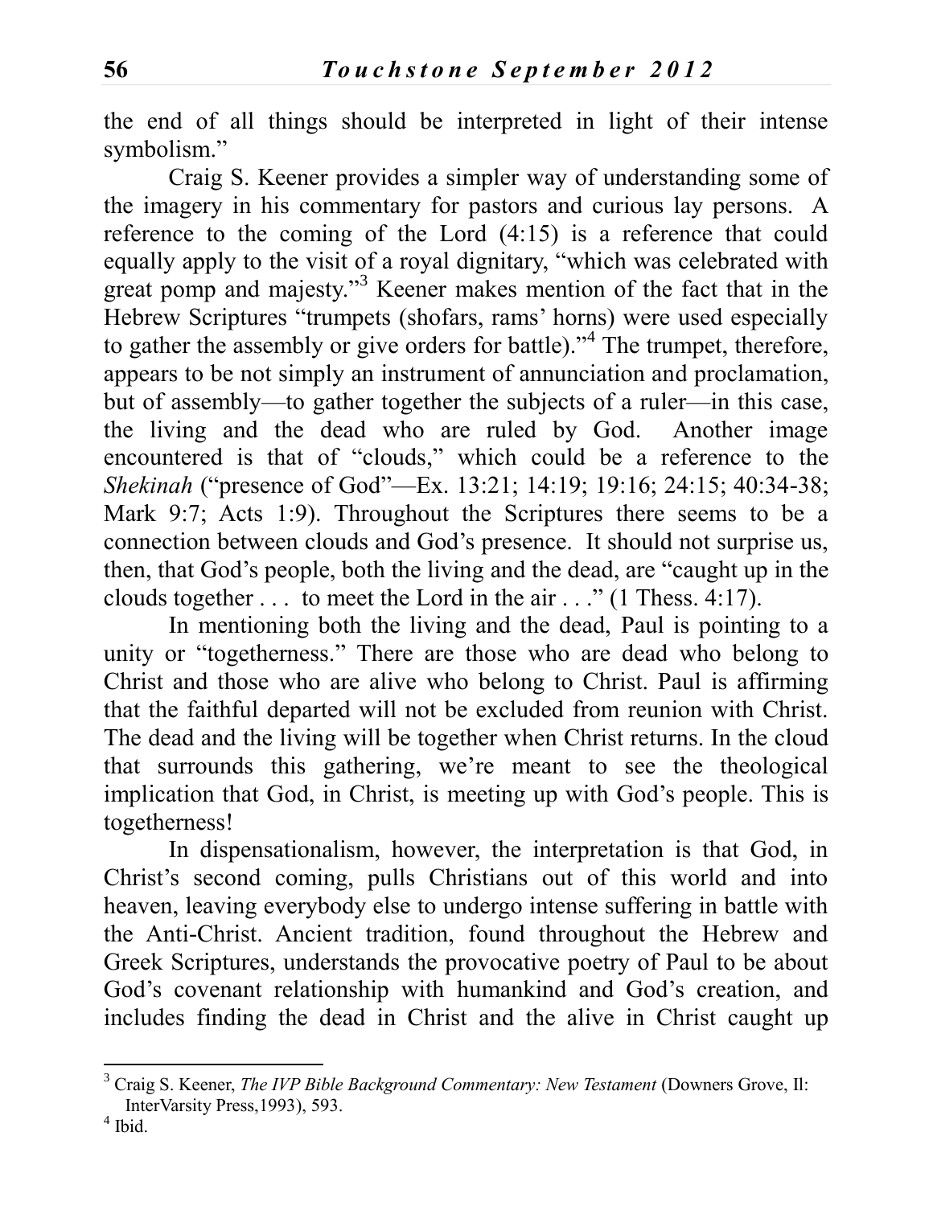the end of all things should be interpreted in light of their intense symbolism."

Craig S. Keener provides a simpler way of understanding some of the imagery in his commentary for pastors and curious lay persons. A reference to the coming of the Lord (4:15) is a reference that could equally apply to the visit of a royal dignitary, "which was celebrated with great pomp and majesty."[3] Keener makes mention of the fact that in the Hebrew Scriptures "trumpets (shofars, rams' horns) were used especially to gather the assembly or give orders for battle)."[4] The trumpet, therefore, appears to be not simply an instrument of annunciation and proclamation, but of assembly—to gather together the subjects of a ruler—in this case, the living and the dead who are ruled by God. Another image encountered is that of "clouds," which could be a reference to the *Shekinah* ("presence of God"—Ex. 13:21; 14:19; 19:16; 24:15; 40:34-38; Mark 9:7; Acts 1:9). Throughout the Scriptures there seems to be a connection between clouds and God's presence. It should not surprise us, then, that God's people, both the living and the dead, are "caught up in the clouds together . . . to meet the Lord in the air . . ." (1 Thess. 4:17).

In mentioning both the living and the dead, Paul is pointing to a unity or "togetherness." There are those who are dead who belong to Christ and those who are alive who belong to Christ. Paul is affirming that the faithful departed will not be excluded from reunion with Christ. The dead and the living will be together when Christ returns. In the cloud that surrounds this gathering, we're meant to see the theological implication that God, in Christ, is meeting up with God's people. This is togetherness!

In dispensationalism, however, the interpretation is that God, in Christ's second coming, pulls Christians out of this world and into heaven, leaving everybody else to undergo intense suffering in battle with the Anti-Christ. Ancient tradition, found throughout the Hebrew and Greek Scriptures, understands the provocative poetry of Paul to be about God's covenant relationship with humankind and God's creation, and includes finding the dead in Christ and the alive in Christ caught up

---

[3] Craig S. Keener, *The IVP Bible Background Commentary: New Testament* (Downers Grove, Il: InterVarsity Press,1993), 593.

[4] Ibid.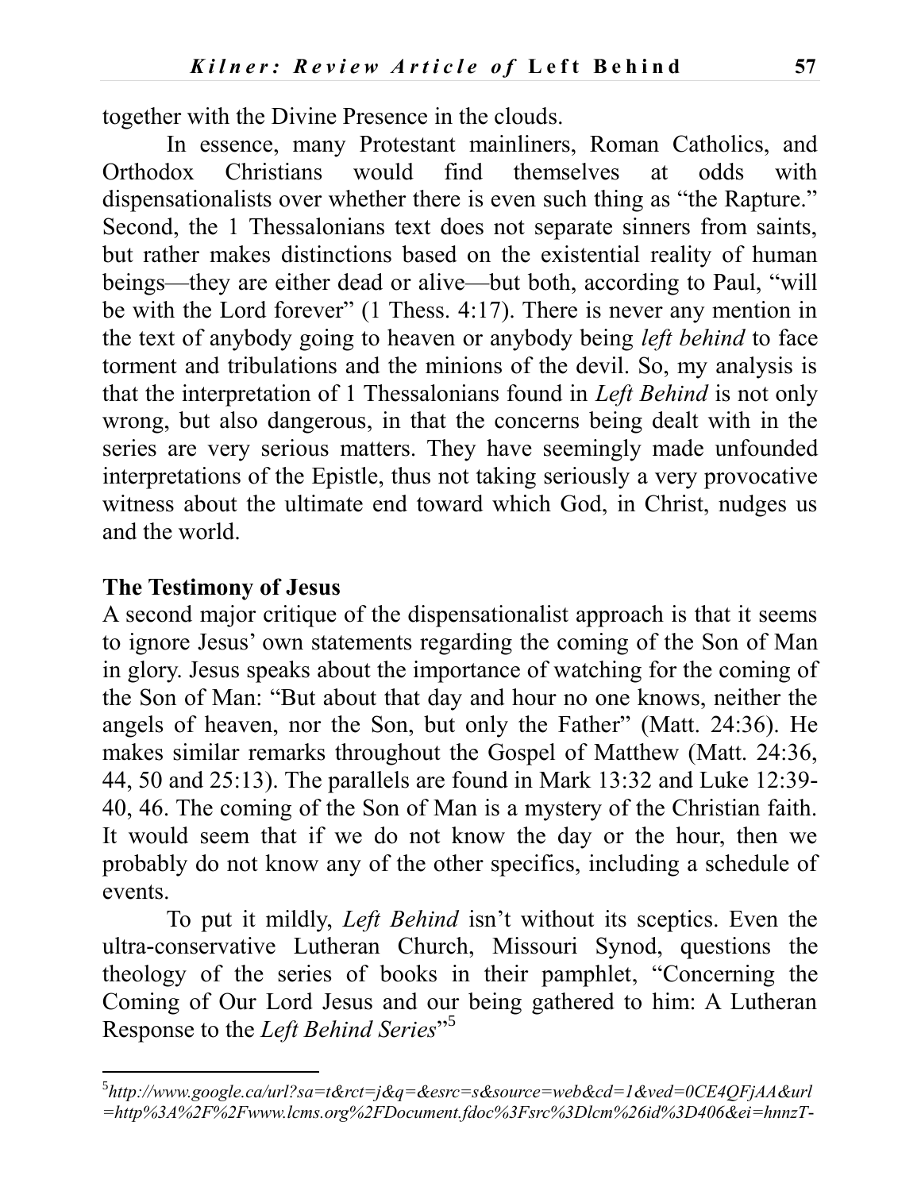together with the Divine Presence in the clouds.

In essence, many Protestant mainliners, Roman Catholics, and Orthodox Christians would find themselves at odds with dispensationalists over whether there is even such thing as "the Rapture." Second, the 1 Thessalonians text does not separate sinners from saints, but rather makes distinctions based on the existential reality of human beings—they are either dead or alive—but both, according to Paul, "will be with the Lord forever" (1 Thess. 4:17). There is never any mention in the text of anybody going to heaven or anybody being *left behind* to face torment and tribulations and the minions of the devil. So, my analysis is that the interpretation of 1 Thessalonians found in *Left Behind* is not only wrong, but also dangerous, in that the concerns being dealt with in the series are very serious matters. They have seemingly made unfounded interpretations of the Epistle, thus not taking seriously a very provocative witness about the ultimate end toward which God, in Christ, nudges us and the world.

### The Testimony of Jesus

A second major critique of the dispensationalist approach is that it seems to ignore Jesus' own statements regarding the coming of the Son of Man in glory. Jesus speaks about the importance of watching for the coming of the Son of Man: "But about that day and hour no one knows, neither the angels of heaven, nor the Son, but only the Father" (Matt. 24:36). He makes similar remarks throughout the Gospel of Matthew (Matt. 24:36, 44, 50 and 25:13). The parallels are found in Mark 13:32 and Luke 12:39-40, 46. The coming of the Son of Man is a mystery of the Christian faith. It would seem that if we do not know the day or the hour, then we probably do not know any of the other specifics, including a schedule of events.

To put it mildly, *Left Behind* isn't without its sceptics. Even the ultra-conservative Lutheran Church, Missouri Synod, questions the theology of the series of books in their pamphlet, "Concerning the Coming of Our Lord Jesus and our being gathered to him: A Lutheran Response to the *Left Behind Series*"[5]

---

[5] *http://www.google.ca/url?sa=t&rct=j&q=&esrc=s&source=web&cd=1&ved=0CE4QFjAA&url=http%3A%2F%2Fwww.lcms.org%2FDocument.fdoc%3Fsrc%3Dlcm%26id%3D406&ei=hnnzT-*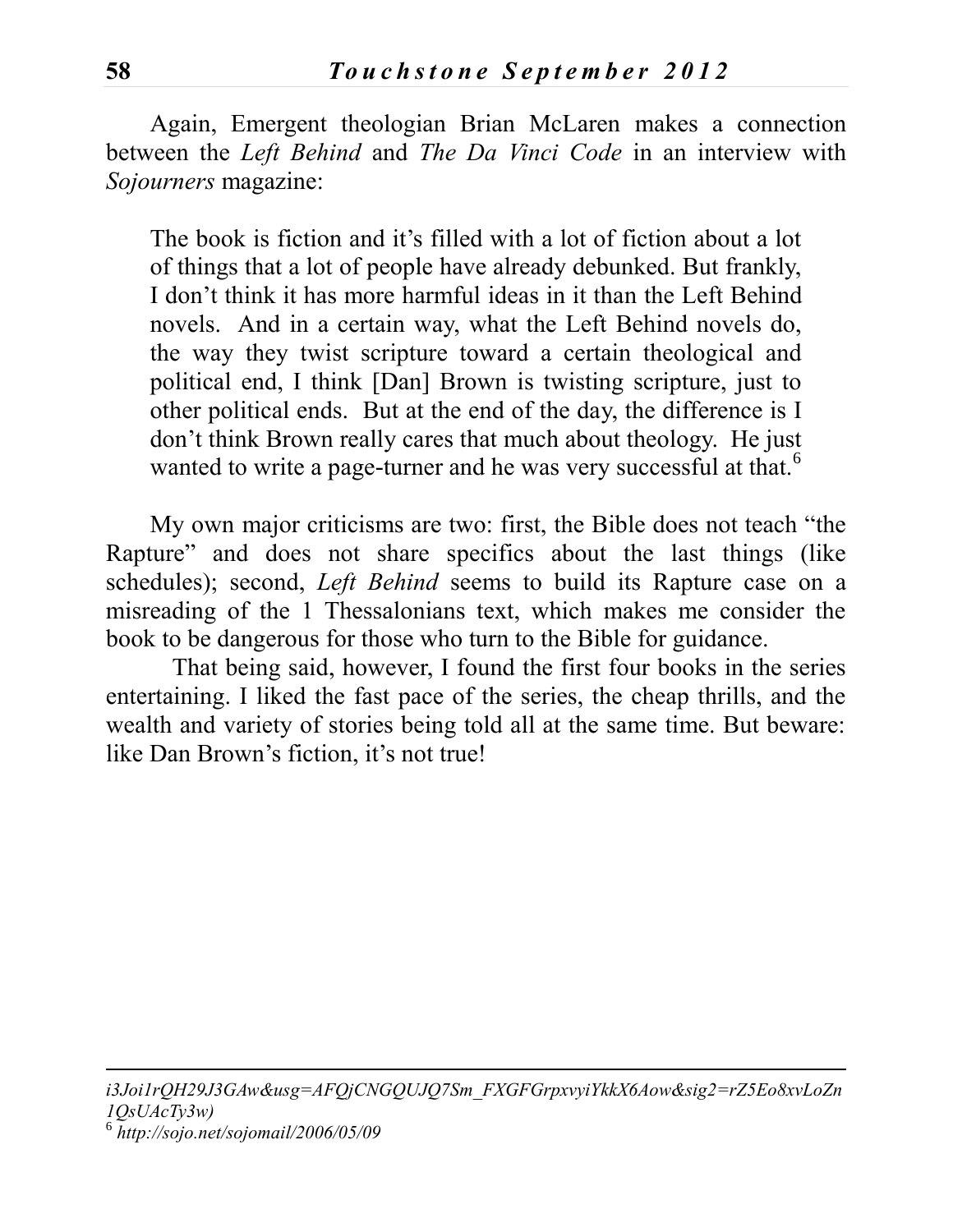Again, Emergent theologian Brian McLaren makes a connection between the *Left Behind* and *The Da Vinci Code* in an interview with *Sojourners* magazine:

> The book is fiction and it's filled with a lot of fiction about a lot of things that a lot of people have already debunked. But frankly, I don't think it has more harmful ideas in it than the Left Behind novels. And in a certain way, what the Left Behind novels do, the way they twist scripture toward a certain theological and political end, I think [Dan] Brown is twisting scripture, just to other political ends. But at the end of the day, the difference is I don't think Brown really cares that much about theology. He just wanted to write a page-turner and he was very successful at that.[6]

My own major criticisms are two: first, the Bible does not teach "the Rapture" and does not share specifics about the last things (like schedules); second, *Left Behind* seems to build its Rapture case on a misreading of the 1 Thessalonians text, which makes me consider the book to be dangerous for those who turn to the Bible for guidance.

That being said, however, I found the first four books in the series entertaining. I liked the fast pace of the series, the cheap thrills, and the wealth and variety of stories being told all at the same time. But beware: like Dan Brown's fiction, it's not true!

---

*i3Joi1rQH29J3GAw&usg=AFQjCNGQUJQ7Sm_FXGFGrpxvyiYkkX6Aow&sig2=rZ5Eo8xvLoZn1QsUAcTy3w)*

[6] *http://sojo.net/sojomail/2006/05/09*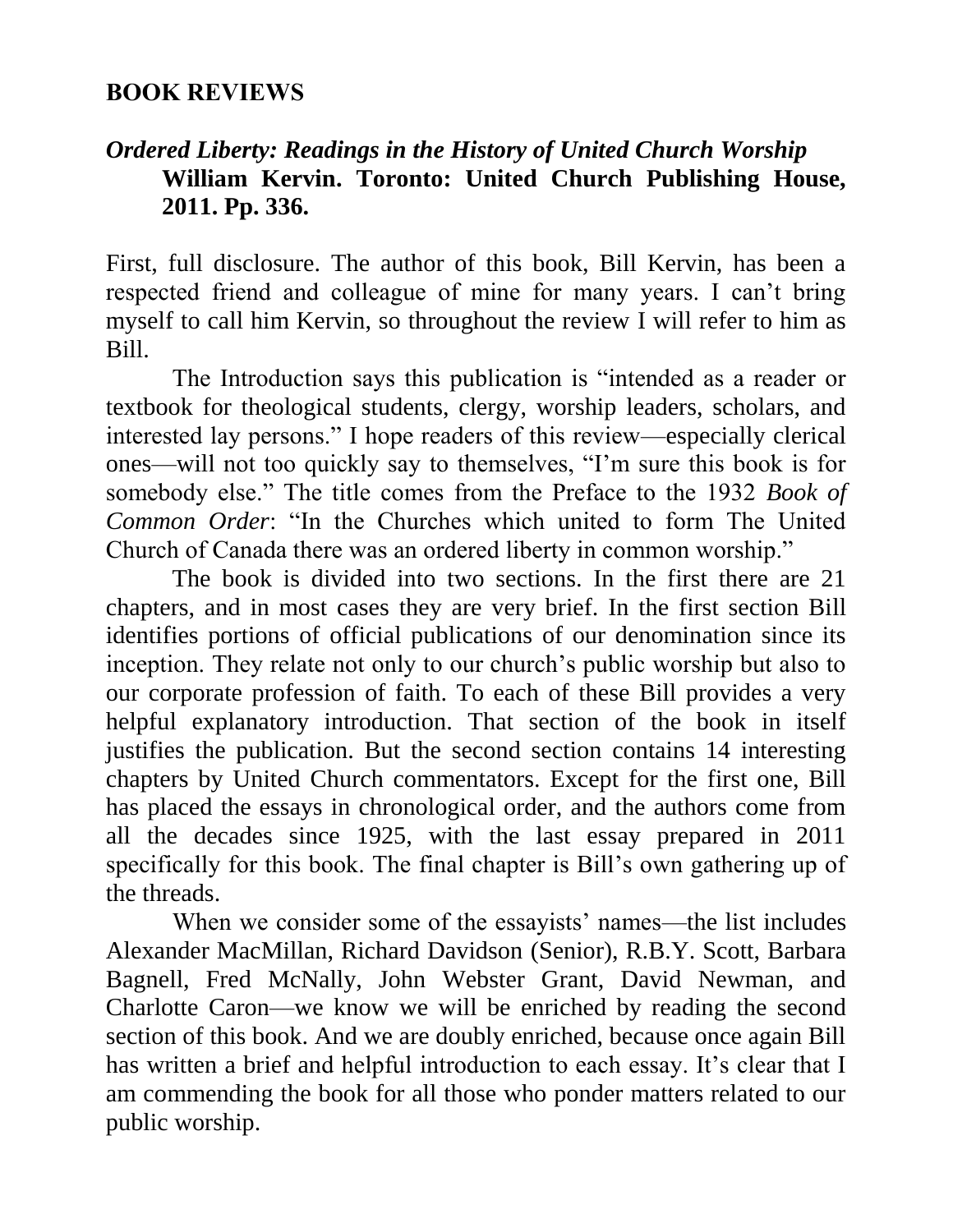## BOOK REVIEWS

### *Ordered Liberty: Readings in the History of United Church Worship*

**William Kervin. Toronto: United Church Publishing House, 2011. Pp. 336.**

First, full disclosure. The author of this book, Bill Kervin, has been a respected friend and colleague of mine for many years. I can't bring myself to call him Kervin, so throughout the review I will refer to him as Bill.

The Introduction says this publication is "intended as a reader or textbook for theological students, clergy, worship leaders, scholars, and interested lay persons." I hope readers of this review—especially clerical ones—will not too quickly say to themselves, "I'm sure this book is for somebody else." The title comes from the Preface to the 1932 *Book of Common Order*: "In the Churches which united to form The United Church of Canada there was an ordered liberty in common worship."

The book is divided into two sections. In the first there are 21 chapters, and in most cases they are very brief. In the first section Bill identifies portions of official publications of our denomination since its inception. They relate not only to our church's public worship but also to our corporate profession of faith. To each of these Bill provides a very helpful explanatory introduction. That section of the book in itself justifies the publication. But the second section contains 14 interesting chapters by United Church commentators. Except for the first one, Bill has placed the essays in chronological order, and the authors come from all the decades since 1925, with the last essay prepared in 2011 specifically for this book. The final chapter is Bill's own gathering up of the threads.

When we consider some of the essayists' names—the list includes Alexander MacMillan, Richard Davidson (Senior), R.B.Y. Scott, Barbara Bagnell, Fred McNally, John Webster Grant, David Newman, and Charlotte Caron—we know we will be enriched by reading the second section of this book. And we are doubly enriched, because once again Bill has written a brief and helpful introduction to each essay. It's clear that I am commending the book for all those who ponder matters related to our public worship.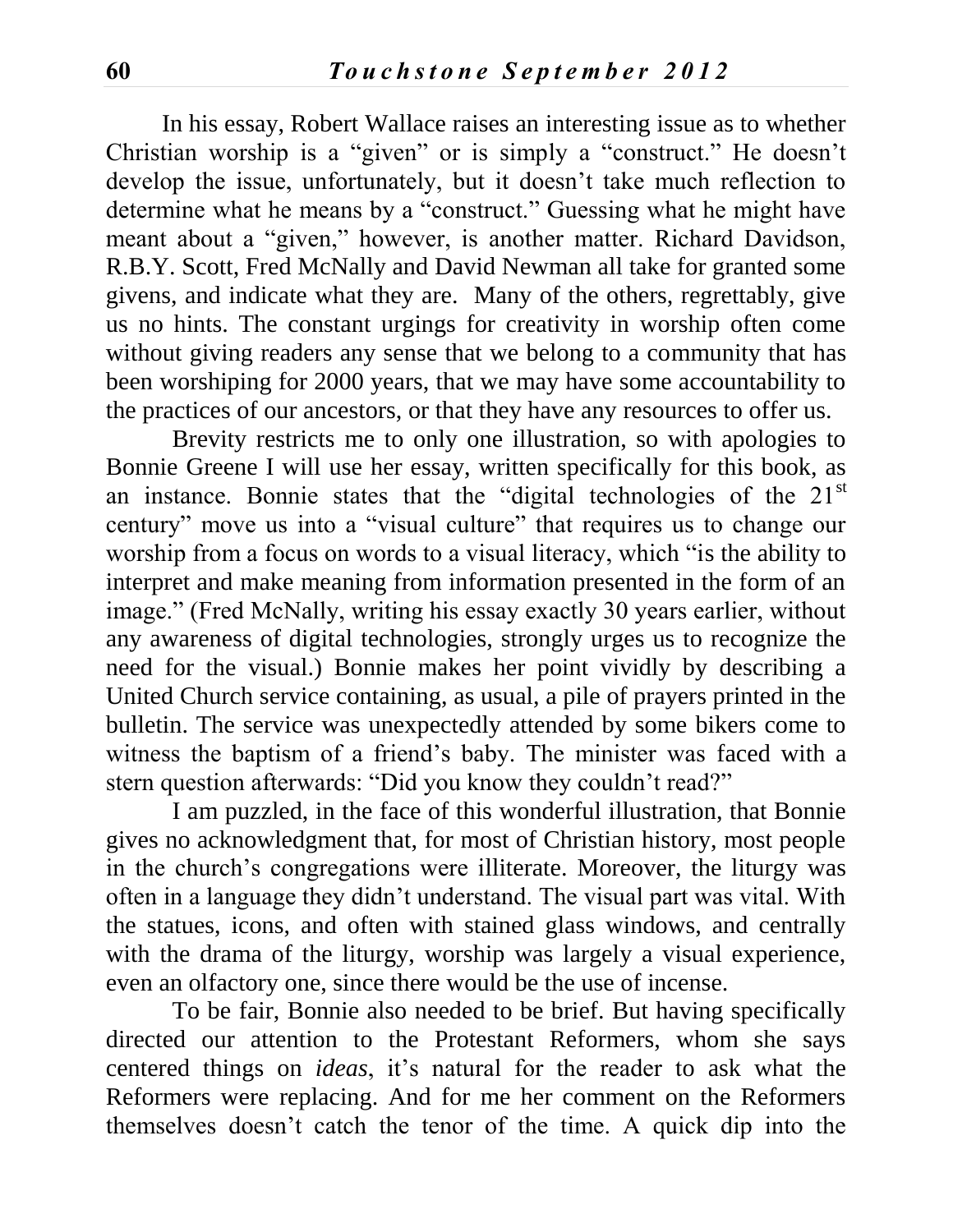In his essay, Robert Wallace raises an interesting issue as to whether Christian worship is a "given" or is simply a "construct." He doesn't develop the issue, unfortunately, but it doesn't take much reflection to determine what he means by a "construct." Guessing what he might have meant about a "given," however, is another matter. Richard Davidson, R.B.Y. Scott, Fred McNally and David Newman all take for granted some givens, and indicate what they are. Many of the others, regrettably, give us no hints. The constant urgings for creativity in worship often come without giving readers any sense that we belong to a community that has been worshiping for 2000 years, that we may have some accountability to the practices of our ancestors, or that they have any resources to offer us.

Brevity restricts me to only one illustration, so with apologies to Bonnie Greene I will use her essay, written specifically for this book, as an instance. Bonnie states that the "digital technologies of the 21st century" move us into a "visual culture" that requires us to change our worship from a focus on words to a visual literacy, which "is the ability to interpret and make meaning from information presented in the form of an image." (Fred McNally, writing his essay exactly 30 years earlier, without any awareness of digital technologies, strongly urges us to recognize the need for the visual.) Bonnie makes her point vividly by describing a United Church service containing, as usual, a pile of prayers printed in the bulletin. The service was unexpectedly attended by some bikers come to witness the baptism of a friend's baby. The minister was faced with a stern question afterwards: "Did you know they couldn't read?"

I am puzzled, in the face of this wonderful illustration, that Bonnie gives no acknowledgment that, for most of Christian history, most people in the church's congregations were illiterate. Moreover, the liturgy was often in a language they didn't understand. The visual part was vital. With the statues, icons, and often with stained glass windows, and centrally with the drama of the liturgy, worship was largely a visual experience, even an olfactory one, since there would be the use of incense.

To be fair, Bonnie also needed to be brief. But having specifically directed our attention to the Protestant Reformers, whom she says centered things on *ideas*, it's natural for the reader to ask what the Reformers were replacing. And for me her comment on the Reformers themselves doesn't catch the tenor of the time. A quick dip into the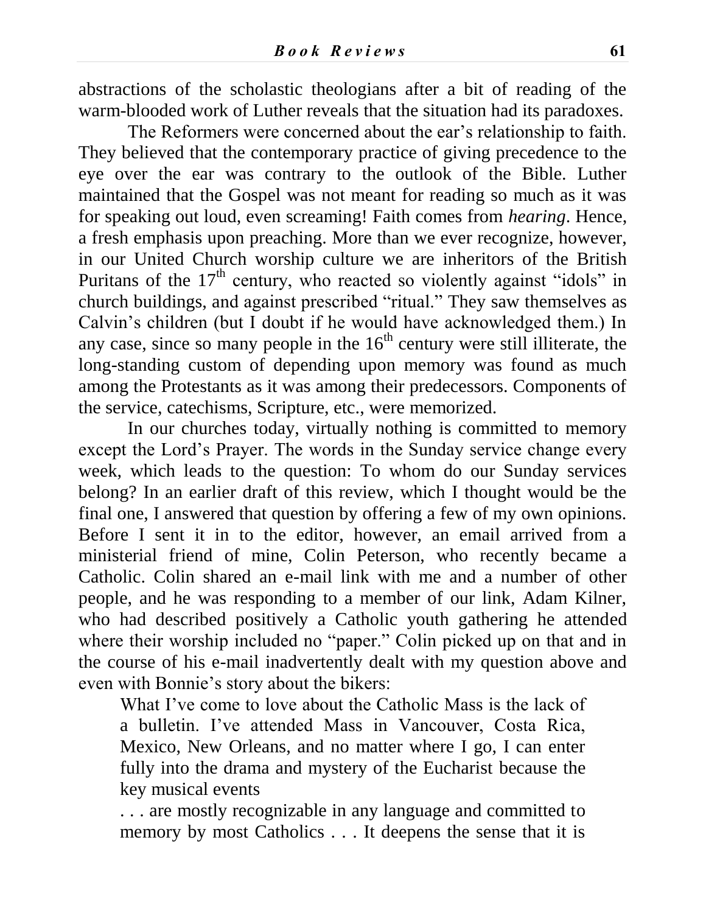abstractions of the scholastic theologians after a bit of reading of the warm-blooded work of Luther reveals that the situation had its paradoxes.

The Reformers were concerned about the ear's relationship to faith. They believed that the contemporary practice of giving precedence to the eye over the ear was contrary to the outlook of the Bible. Luther maintained that the Gospel was not meant for reading so much as it was for speaking out loud, even screaming! Faith comes from *hearing*. Hence, a fresh emphasis upon preaching. More than we ever recognize, however, in our United Church worship culture we are inheritors of the British Puritans of the 17th century, who reacted so violently against "idols" in church buildings, and against prescribed "ritual." They saw themselves as Calvin's children (but I doubt if he would have acknowledged them.) In any case, since so many people in the 16th century were still illiterate, the long-standing custom of depending upon memory was found as much among the Protestants as it was among their predecessors. Components of the service, catechisms, Scripture, etc., were memorized.

In our churches today, virtually nothing is committed to memory except the Lord's Prayer. The words in the Sunday service change every week, which leads to the question: To whom do our Sunday services belong? In an earlier draft of this review, which I thought would be the final one, I answered that question by offering a few of my own opinions. Before I sent it in to the editor, however, an email arrived from a ministerial friend of mine, Colin Peterson, who recently became a Catholic. Colin shared an e-mail link with me and a number of other people, and he was responding to a member of our link, Adam Kilner, who had described positively a Catholic youth gathering he attended where their worship included no "paper." Colin picked up on that and in the course of his e-mail inadvertently dealt with my question above and even with Bonnie's story about the bikers:

> What I've come to love about the Catholic Mass is the lack of a bulletin. I've attended Mass in Vancouver, Costa Rica, Mexico, New Orleans, and no matter where I go, I can enter fully into the drama and mystery of the Eucharist because the key musical events
>
> . . . are mostly recognizable in any language and committed to memory by most Catholics . . . It deepens the sense that it is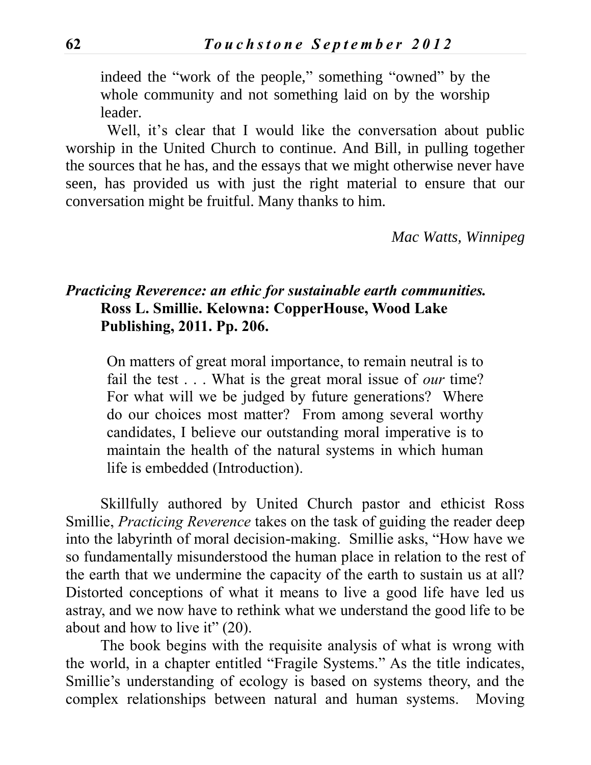indeed the "work of the people," something "owned" by the whole community and not something laid on by the worship leader.

Well, it's clear that I would like the conversation about public worship in the United Church to continue. And Bill, in pulling together the sources that he has, and the essays that we might otherwise never have seen, has provided us with just the right material to ensure that our conversation might be fruitful. Many thanks to him.

*Mac Watts, Winnipeg*

***Practicing Reverence: an ethic for sustainable earth communities.* Ross L. Smillie. Kelowna: CopperHouse, Wood Lake Publishing, 2011. Pp. 206.**

> On matters of great moral importance, to remain neutral is to fail the test . . . What is the great moral issue of *our* time? For what will we be judged by future generations? Where do our choices most matter? From among several worthy candidates, I believe our outstanding moral imperative is to maintain the health of the natural systems in which human life is embedded (Introduction).

Skillfully authored by United Church pastor and ethicist Ross Smillie, *Practicing Reverence* takes on the task of guiding the reader deep into the labyrinth of moral decision-making. Smillie asks, "How have we so fundamentally misunderstood the human place in relation to the rest of the earth that we undermine the capacity of the earth to sustain us at all? Distorted conceptions of what it means to live a good life have led us astray, and we now have to rethink what we understand the good life to be about and how to live it" (20).

The book begins with the requisite analysis of what is wrong with the world, in a chapter entitled "Fragile Systems." As the title indicates, Smillie's understanding of ecology is based on systems theory, and the complex relationships between natural and human systems. Moving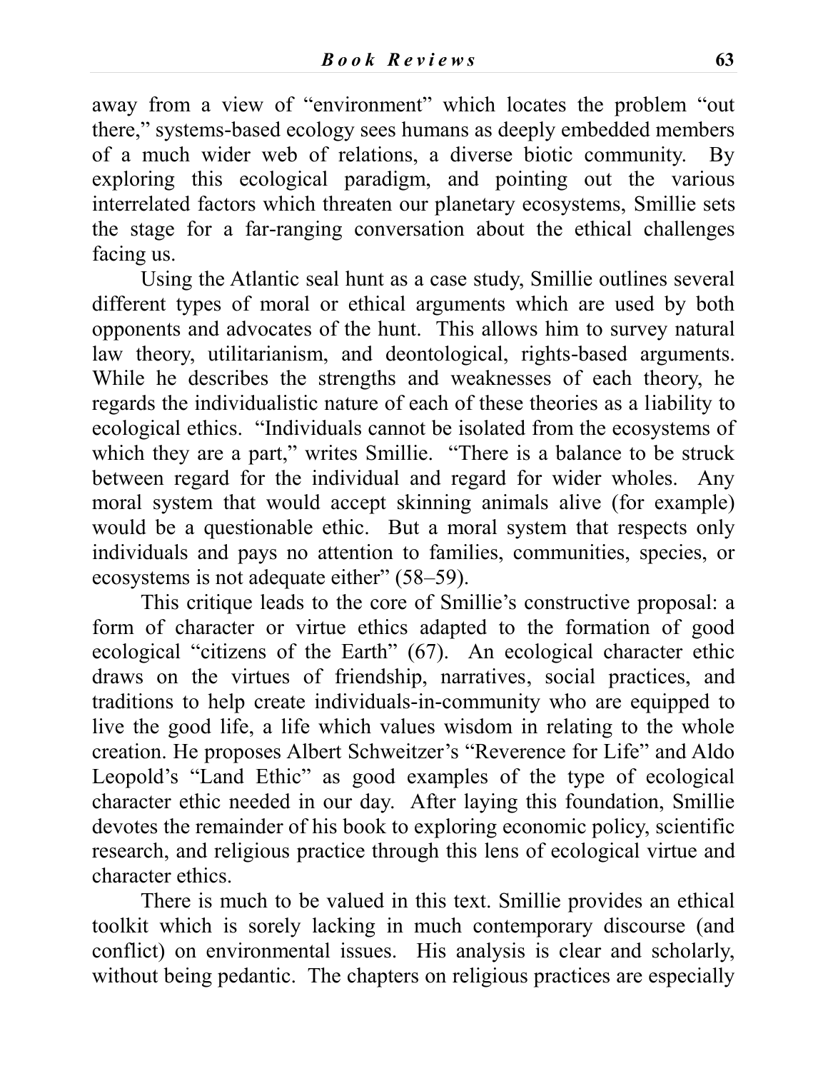away from a view of "environment" which locates the problem "out there," systems-based ecology sees humans as deeply embedded members of a much wider web of relations, a diverse biotic community. By exploring this ecological paradigm, and pointing out the various interrelated factors which threaten our planetary ecosystems, Smillie sets the stage for a far-ranging conversation about the ethical challenges facing us.

Using the Atlantic seal hunt as a case study, Smillie outlines several different types of moral or ethical arguments which are used by both opponents and advocates of the hunt. This allows him to survey natural law theory, utilitarianism, and deontological, rights-based arguments. While he describes the strengths and weaknesses of each theory, he regards the individualistic nature of each of these theories as a liability to ecological ethics. "Individuals cannot be isolated from the ecosystems of which they are a part," writes Smillie. "There is a balance to be struck between regard for the individual and regard for wider wholes. Any moral system that would accept skinning animals alive (for example) would be a questionable ethic. But a moral system that respects only individuals and pays no attention to families, communities, species, or ecosystems is not adequate either" (58–59).

This critique leads to the core of Smillie's constructive proposal: a form of character or virtue ethics adapted to the formation of good ecological "citizens of the Earth" (67). An ecological character ethic draws on the virtues of friendship, narratives, social practices, and traditions to help create individuals-in-community who are equipped to live the good life, a life which values wisdom in relating to the whole creation. He proposes Albert Schweitzer's "Reverence for Life" and Aldo Leopold's "Land Ethic" as good examples of the type of ecological character ethic needed in our day. After laying this foundation, Smillie devotes the remainder of his book to exploring economic policy, scientific research, and religious practice through this lens of ecological virtue and character ethics.

There is much to be valued in this text. Smillie provides an ethical toolkit which is sorely lacking in much contemporary discourse (and conflict) on environmental issues. His analysis is clear and scholarly, without being pedantic. The chapters on religious practices are especially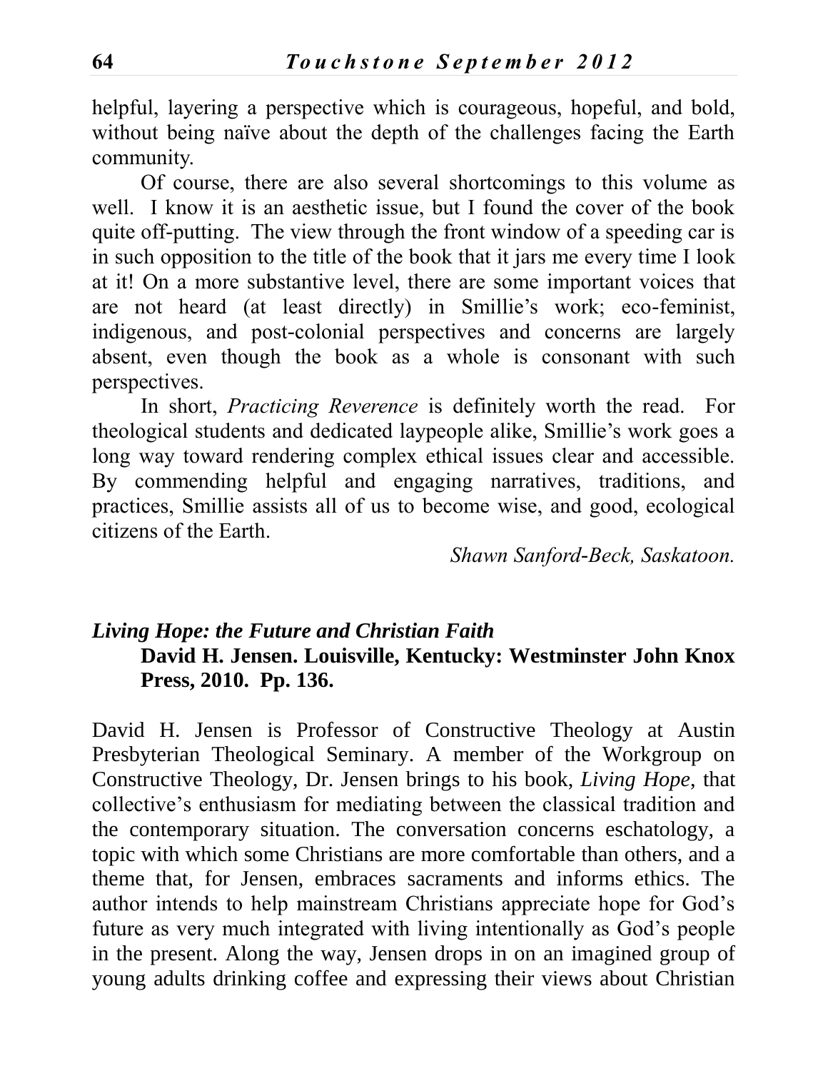helpful, layering a perspective which is courageous, hopeful, and bold, without being naïve about the depth of the challenges facing the Earth community.

Of course, there are also several shortcomings to this volume as well. I know it is an aesthetic issue, but I found the cover of the book quite off-putting. The view through the front window of a speeding car is in such opposition to the title of the book that it jars me every time I look at it! On a more substantive level, there are some important voices that are not heard (at least directly) in Smillie's work; eco-feminist, indigenous, and post-colonial perspectives and concerns are largely absent, even though the book as a whole is consonant with such perspectives.

In short, *Practicing Reverence* is definitely worth the read. For theological students and dedicated laypeople alike, Smillie's work goes a long way toward rendering complex ethical issues clear and accessible. By commending helpful and engaging narratives, traditions, and practices, Smillie assists all of us to become wise, and good, ecological citizens of the Earth.

*Shawn Sanford-Beck, Saskatoon.*

***Living Hope: the Future and Christian Faith***

**David H. Jensen. Louisville, Kentucky: Westminster John Knox Press, 2010. Pp. 136.**

David H. Jensen is Professor of Constructive Theology at Austin Presbyterian Theological Seminary. A member of the Workgroup on Constructive Theology, Dr. Jensen brings to his book, *Living Hope*, that collective's enthusiasm for mediating between the classical tradition and the contemporary situation. The conversation concerns eschatology, a topic with which some Christians are more comfortable than others, and a theme that, for Jensen, embraces sacraments and informs ethics. The author intends to help mainstream Christians appreciate hope for God's future as very much integrated with living intentionally as God's people in the present. Along the way, Jensen drops in on an imagined group of young adults drinking coffee and expressing their views about Christian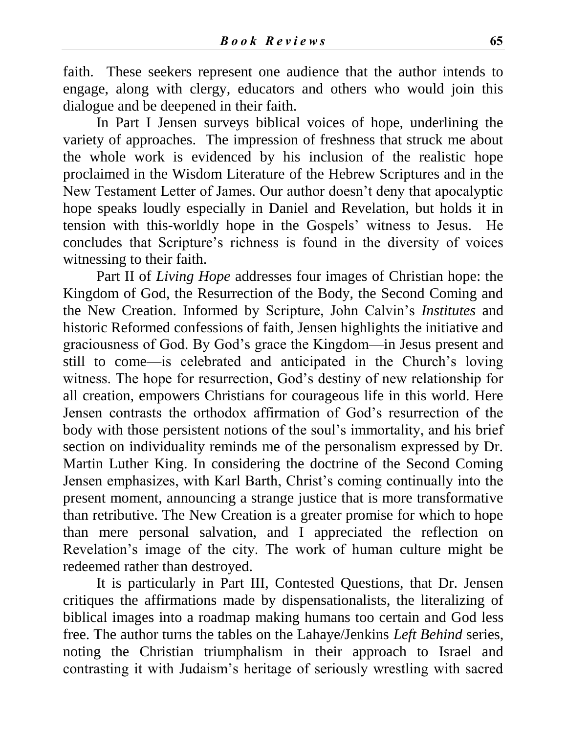faith. These seekers represent one audience that the author intends to engage, along with clergy, educators and others who would join this dialogue and be deepened in their faith.

In Part I Jensen surveys biblical voices of hope, underlining the variety of approaches. The impression of freshness that struck me about the whole work is evidenced by his inclusion of the realistic hope proclaimed in the Wisdom Literature of the Hebrew Scriptures and in the New Testament Letter of James. Our author doesn't deny that apocalyptic hope speaks loudly especially in Daniel and Revelation, but holds it in tension with this-worldly hope in the Gospels' witness to Jesus. He concludes that Scripture's richness is found in the diversity of voices witnessing to their faith.

Part II of *Living Hope* addresses four images of Christian hope: the Kingdom of God, the Resurrection of the Body, the Second Coming and the New Creation. Informed by Scripture, John Calvin's *Institutes* and historic Reformed confessions of faith, Jensen highlights the initiative and graciousness of God. By God's grace the Kingdom—in Jesus present and still to come—is celebrated and anticipated in the Church's loving witness. The hope for resurrection, God's destiny of new relationship for all creation, empowers Christians for courageous life in this world. Here Jensen contrasts the orthodox affirmation of God's resurrection of the body with those persistent notions of the soul's immortality, and his brief section on individuality reminds me of the personalism expressed by Dr. Martin Luther King. In considering the doctrine of the Second Coming Jensen emphasizes, with Karl Barth, Christ's coming continually into the present moment, announcing a strange justice that is more transformative than retributive. The New Creation is a greater promise for which to hope than mere personal salvation, and I appreciated the reflection on Revelation's image of the city. The work of human culture might be redeemed rather than destroyed.

It is particularly in Part III, Contested Questions, that Dr. Jensen critiques the affirmations made by dispensationalists, the literalizing of biblical images into a roadmap making humans too certain and God less free. The author turns the tables on the Lahaye/Jenkins *Left Behind* series, noting the Christian triumphalism in their approach to Israel and contrasting it with Judaism's heritage of seriously wrestling with sacred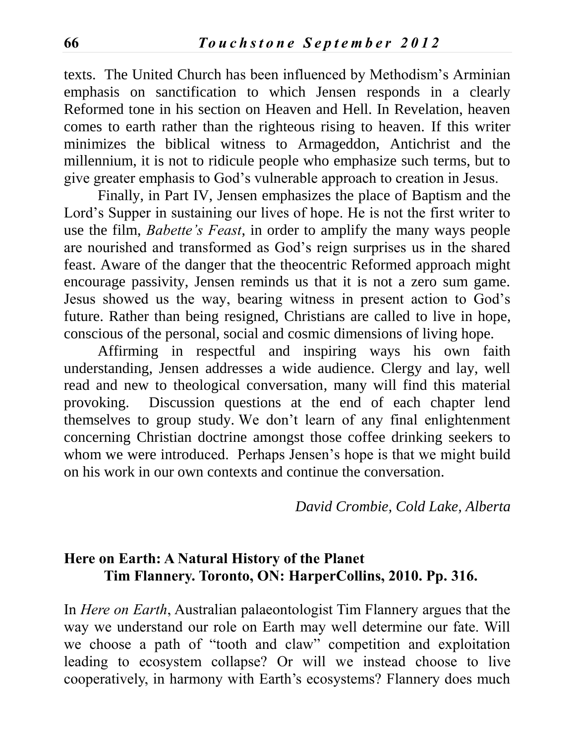texts. The United Church has been influenced by Methodism's Arminian emphasis on sanctification to which Jensen responds in a clearly Reformed tone in his section on Heaven and Hell. In Revelation, heaven comes to earth rather than the righteous rising to heaven. If this writer minimizes the biblical witness to Armageddon, Antichrist and the millennium, it is not to ridicule people who emphasize such terms, but to give greater emphasis to God's vulnerable approach to creation in Jesus.

Finally, in Part IV, Jensen emphasizes the place of Baptism and the Lord's Supper in sustaining our lives of hope. He is not the first writer to use the film, *Babette's Feast*, in order to amplify the many ways people are nourished and transformed as God's reign surprises us in the shared feast. Aware of the danger that the theocentric Reformed approach might encourage passivity, Jensen reminds us that it is not a zero sum game. Jesus showed us the way, bearing witness in present action to God's future. Rather than being resigned, Christians are called to live in hope, conscious of the personal, social and cosmic dimensions of living hope.

Affirming in respectful and inspiring ways his own faith understanding, Jensen addresses a wide audience. Clergy and lay, well read and new to theological conversation, many will find this material provoking. Discussion questions at the end of each chapter lend themselves to group study. We don't learn of any final enlightenment concerning Christian doctrine amongst those coffee drinking seekers to whom we were introduced. Perhaps Jensen's hope is that we might build on his work in our own contexts and continue the conversation.

*David Crombie, Cold Lake, Alberta*

**Here on Earth: A Natural History of the Planet**
**Tim Flannery. Toronto, ON: HarperCollins, 2010. Pp. 316.**

In *Here on Earth*, Australian palaeontologist Tim Flannery argues that the way we understand our role on Earth may well determine our fate. Will we choose a path of "tooth and claw" competition and exploitation leading to ecosystem collapse? Or will we instead choose to live cooperatively, in harmony with Earth's ecosystems? Flannery does much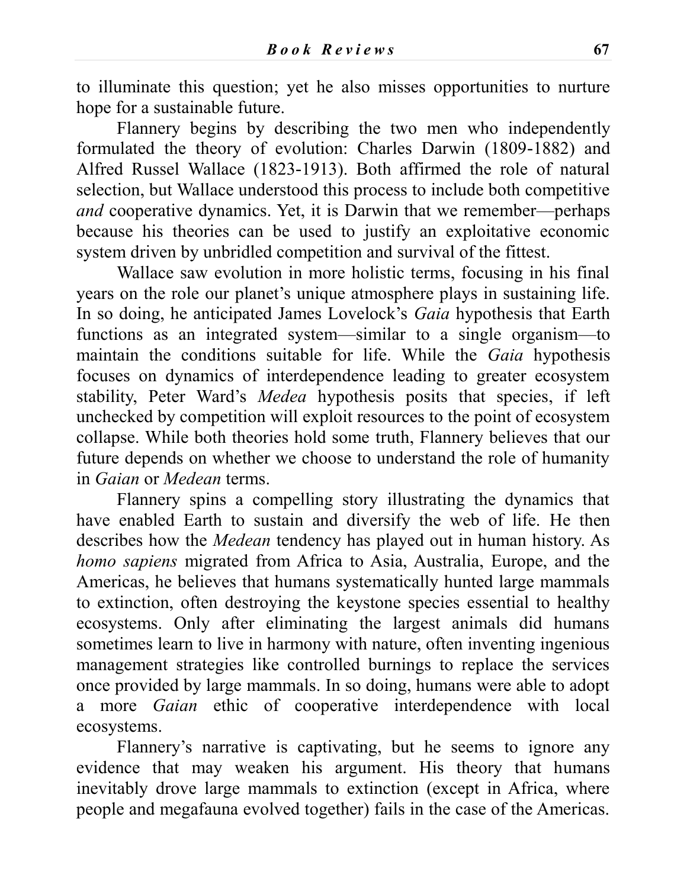to illuminate this question; yet he also misses opportunities to nurture hope for a sustainable future.

Flannery begins by describing the two men who independently formulated the theory of evolution: Charles Darwin (1809-1882) and Alfred Russel Wallace (1823-1913). Both affirmed the role of natural selection, but Wallace understood this process to include both competitive *and* cooperative dynamics. Yet, it is Darwin that we remember—perhaps because his theories can be used to justify an exploitative economic system driven by unbridled competition and survival of the fittest.

Wallace saw evolution in more holistic terms, focusing in his final years on the role our planet's unique atmosphere plays in sustaining life. In so doing, he anticipated James Lovelock's *Gaia* hypothesis that Earth functions as an integrated system—similar to a single organism—to maintain the conditions suitable for life. While the *Gaia* hypothesis focuses on dynamics of interdependence leading to greater ecosystem stability, Peter Ward's *Medea* hypothesis posits that species, if left unchecked by competition will exploit resources to the point of ecosystem collapse. While both theories hold some truth, Flannery believes that our future depends on whether we choose to understand the role of humanity in *Gaian* or *Medean* terms.

Flannery spins a compelling story illustrating the dynamics that have enabled Earth to sustain and diversify the web of life. He then describes how the *Medean* tendency has played out in human history. As *homo sapiens* migrated from Africa to Asia, Australia, Europe, and the Americas, he believes that humans systematically hunted large mammals to extinction, often destroying the keystone species essential to healthy ecosystems. Only after eliminating the largest animals did humans sometimes learn to live in harmony with nature, often inventing ingenious management strategies like controlled burnings to replace the services once provided by large mammals. In so doing, humans were able to adopt a more *Gaian* ethic of cooperative interdependence with local ecosystems.

Flannery's narrative is captivating, but he seems to ignore any evidence that may weaken his argument. His theory that humans inevitably drove large mammals to extinction (except in Africa, where people and megafauna evolved together) fails in the case of the Americas.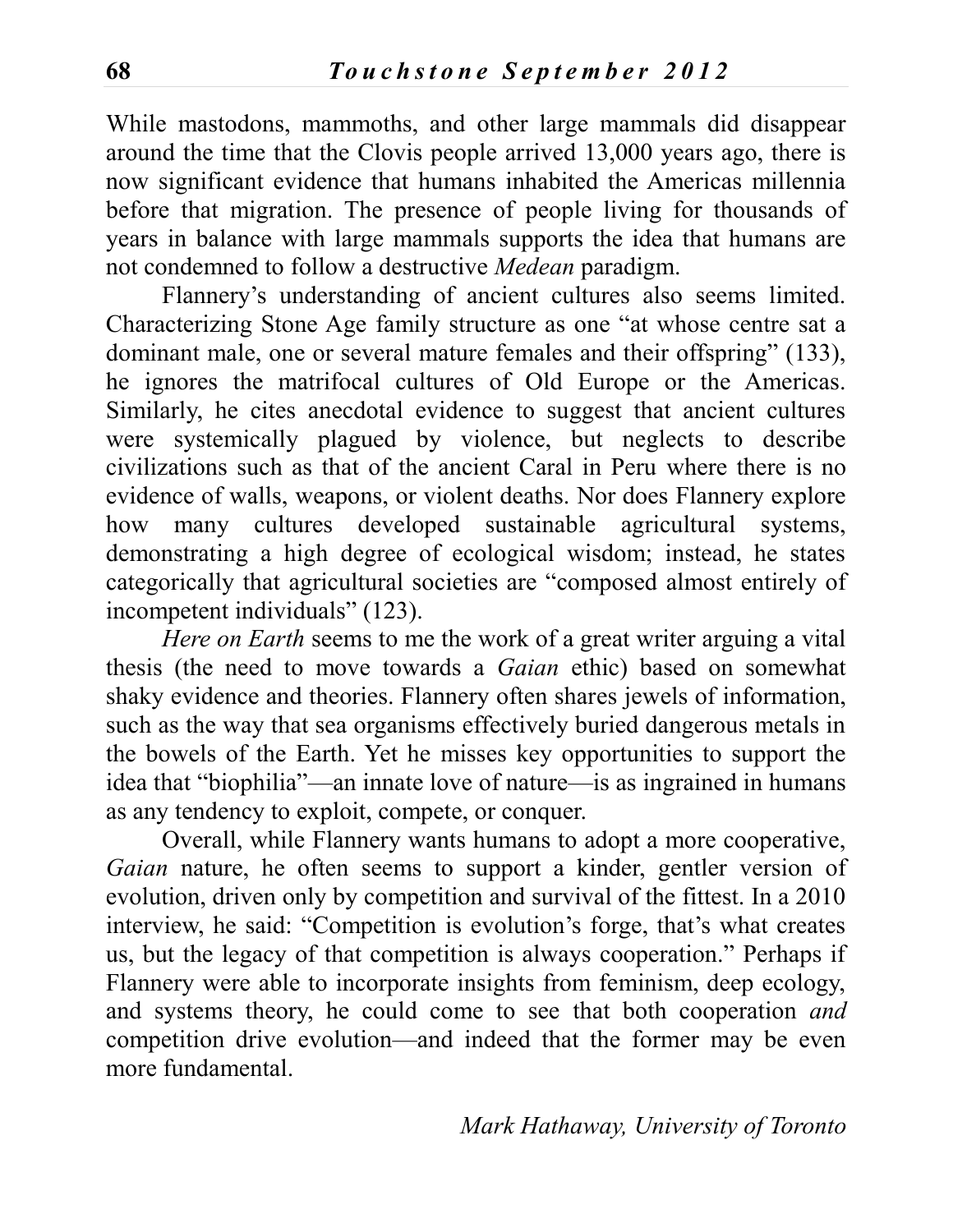While mastodons, mammoths, and other large mammals did disappear around the time that the Clovis people arrived 13,000 years ago, there is now significant evidence that humans inhabited the Americas millennia before that migration. The presence of people living for thousands of years in balance with large mammals supports the idea that humans are not condemned to follow a destructive *Medean* paradigm.

Flannery's understanding of ancient cultures also seems limited. Characterizing Stone Age family structure as one "at whose centre sat a dominant male, one or several mature females and their offspring" (133), he ignores the matrifocal cultures of Old Europe or the Americas. Similarly, he cites anecdotal evidence to suggest that ancient cultures were systemically plagued by violence, but neglects to describe civilizations such as that of the ancient Caral in Peru where there is no evidence of walls, weapons, or violent deaths. Nor does Flannery explore how many cultures developed sustainable agricultural systems, demonstrating a high degree of ecological wisdom; instead, he states categorically that agricultural societies are "composed almost entirely of incompetent individuals" (123).

*Here on Earth* seems to me the work of a great writer arguing a vital thesis (the need to move towards a *Gaian* ethic) based on somewhat shaky evidence and theories. Flannery often shares jewels of information, such as the way that sea organisms effectively buried dangerous metals in the bowels of the Earth. Yet he misses key opportunities to support the idea that "biophilia"—an innate love of nature—is as ingrained in humans as any tendency to exploit, compete, or conquer.

Overall, while Flannery wants humans to adopt a more cooperative, *Gaian* nature, he often seems to support a kinder, gentler version of evolution, driven only by competition and survival of the fittest. In a 2010 interview, he said: "Competition is evolution's forge, that's what creates us, but the legacy of that competition is always cooperation." Perhaps if Flannery were able to incorporate insights from feminism, deep ecology, and systems theory, he could come to see that both cooperation *and* competition drive evolution—and indeed that the former may be even more fundamental.

*Mark Hathaway, University of Toronto*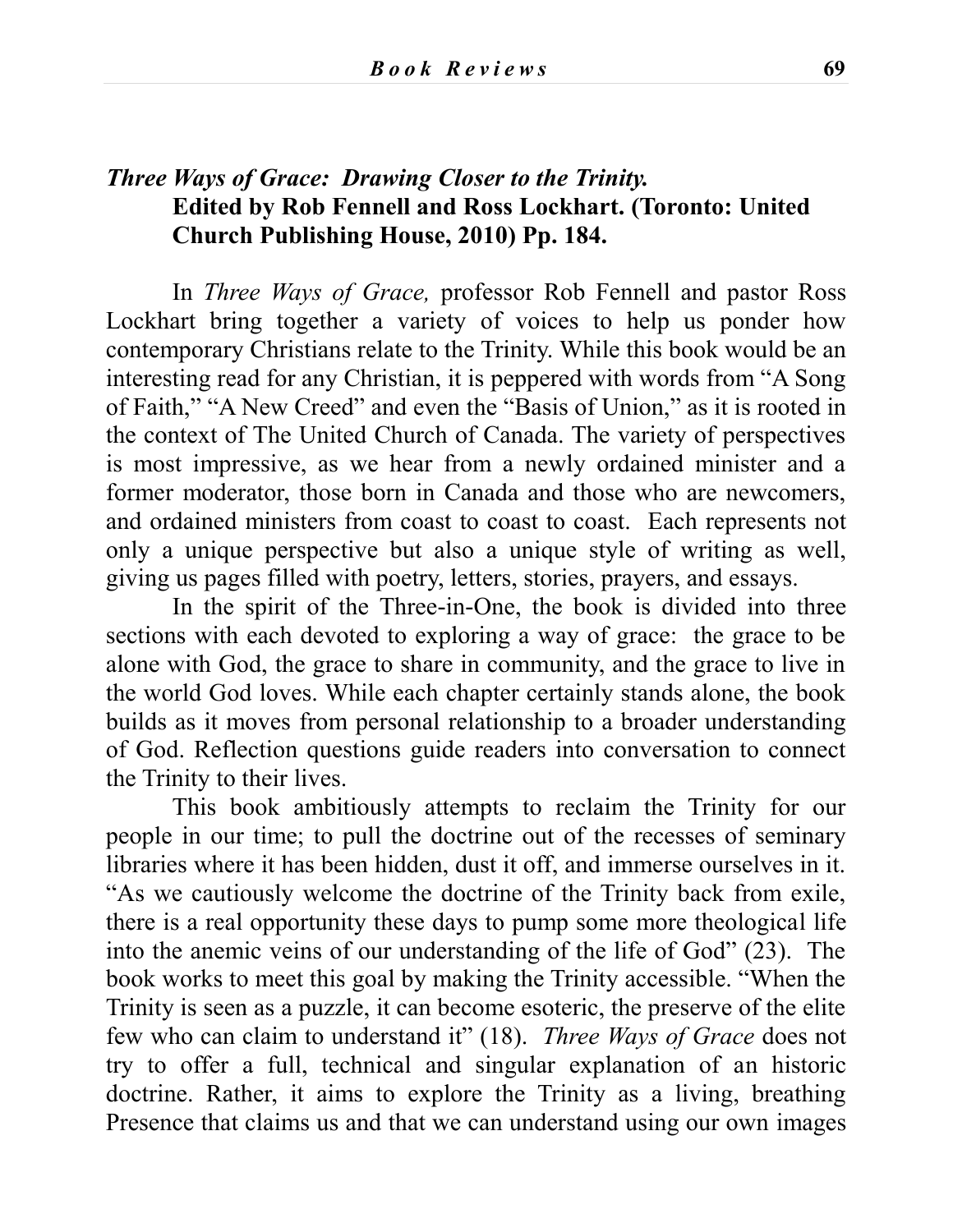### *Three Ways of Grace: Drawing Closer to the Trinity.* **Edited by Rob Fennell and Ross Lockhart. (Toronto: United Church Publishing House, 2010) Pp. 184.**

In *Three Ways of Grace,* professor Rob Fennell and pastor Ross Lockhart bring together a variety of voices to help us ponder how contemporary Christians relate to the Trinity. While this book would be an interesting read for any Christian, it is peppered with words from "A Song of Faith," "A New Creed" and even the "Basis of Union," as it is rooted in the context of The United Church of Canada. The variety of perspectives is most impressive, as we hear from a newly ordained minister and a former moderator, those born in Canada and those who are newcomers, and ordained ministers from coast to coast to coast. Each represents not only a unique perspective but also a unique style of writing as well, giving us pages filled with poetry, letters, stories, prayers, and essays.

In the spirit of the Three-in-One, the book is divided into three sections with each devoted to exploring a way of grace: the grace to be alone with God, the grace to share in community, and the grace to live in the world God loves. While each chapter certainly stands alone, the book builds as it moves from personal relationship to a broader understanding of God. Reflection questions guide readers into conversation to connect the Trinity to their lives.

This book ambitiously attempts to reclaim the Trinity for our people in our time; to pull the doctrine out of the recesses of seminary libraries where it has been hidden, dust it off, and immerse ourselves in it. "As we cautiously welcome the doctrine of the Trinity back from exile, there is a real opportunity these days to pump some more theological life into the anemic veins of our understanding of the life of God" (23). The book works to meet this goal by making the Trinity accessible. "When the Trinity is seen as a puzzle, it can become esoteric, the preserve of the elite few who can claim to understand it" (18). *Three Ways of Grace* does not try to offer a full, technical and singular explanation of an historic doctrine. Rather, it aims to explore the Trinity as a living, breathing Presence that claims us and that we can understand using our own images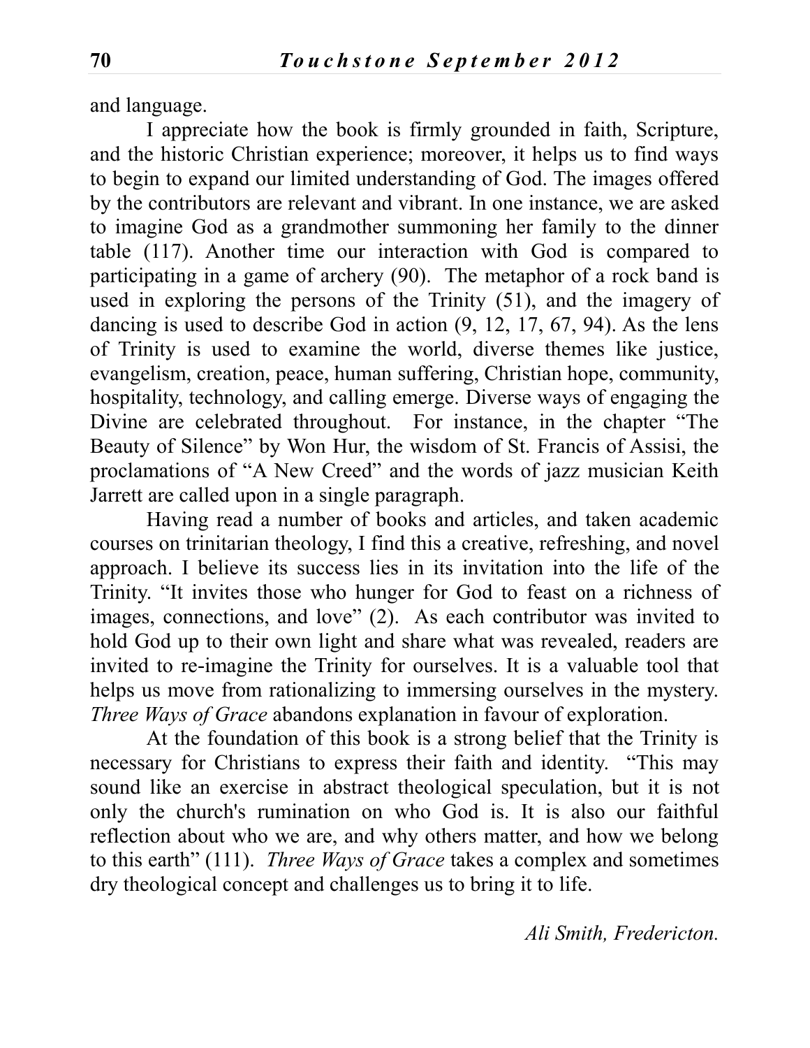and language.

I appreciate how the book is firmly grounded in faith, Scripture, and the historic Christian experience; moreover, it helps us to find ways to begin to expand our limited understanding of God. The images offered by the contributors are relevant and vibrant. In one instance, we are asked to imagine God as a grandmother summoning her family to the dinner table (117). Another time our interaction with God is compared to participating in a game of archery (90). The metaphor of a rock band is used in exploring the persons of the Trinity (51), and the imagery of dancing is used to describe God in action (9, 12, 17, 67, 94). As the lens of Trinity is used to examine the world, diverse themes like justice, evangelism, creation, peace, human suffering, Christian hope, community, hospitality, technology, and calling emerge. Diverse ways of engaging the Divine are celebrated throughout. For instance, in the chapter "The Beauty of Silence" by Won Hur, the wisdom of St. Francis of Assisi, the proclamations of "A New Creed" and the words of jazz musician Keith Jarrett are called upon in a single paragraph.

Having read a number of books and articles, and taken academic courses on trinitarian theology, I find this a creative, refreshing, and novel approach. I believe its success lies in its invitation into the life of the Trinity. "It invites those who hunger for God to feast on a richness of images, connections, and love" (2). As each contributor was invited to hold God up to their own light and share what was revealed, readers are invited to re-imagine the Trinity for ourselves. It is a valuable tool that helps us move from rationalizing to immersing ourselves in the mystery. *Three Ways of Grace* abandons explanation in favour of exploration.

At the foundation of this book is a strong belief that the Trinity is necessary for Christians to express their faith and identity. "This may sound like an exercise in abstract theological speculation, but it is not only the church's rumination on who God is. It is also our faithful reflection about who we are, and why others matter, and how we belong to this earth" (111). *Three Ways of Grace* takes a complex and sometimes dry theological concept and challenges us to bring it to life.

*Ali Smith, Fredericton.*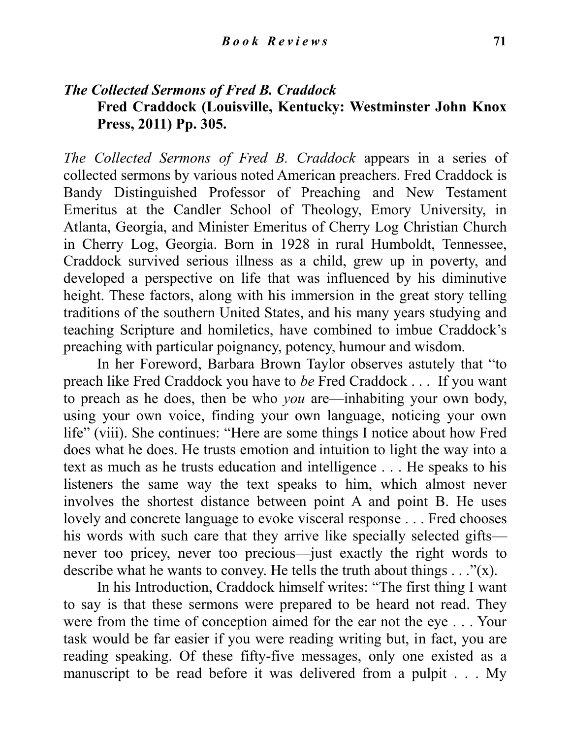### *The Collected Sermons of Fred B. Craddock*

**Fred Craddock (Louisville, Kentucky: Westminster John Knox Press, 2011) Pp. 305.**

*The Collected Sermons of Fred B. Craddock* appears in a series of collected sermons by various noted American preachers. Fred Craddock is Bandy Distinguished Professor of Preaching and New Testament Emeritus at the Candler School of Theology, Emory University, in Atlanta, Georgia, and Minister Emeritus of Cherry Log Christian Church in Cherry Log, Georgia. Born in 1928 in rural Humboldt, Tennessee, Craddock survived serious illness as a child, grew up in poverty, and developed a perspective on life that was influenced by his diminutive height. These factors, along with his immersion in the great story telling traditions of the southern United States, and his many years studying and teaching Scripture and homiletics, have combined to imbue Craddock's preaching with particular poignancy, potency, humour and wisdom.

In her Foreword, Barbara Brown Taylor observes astutely that "to preach like Fred Craddock you have to *be* Fred Craddock . . . If you want to preach as he does, then be who *you* are—inhabiting your own body, using your own voice, finding your own language, noticing your own life" (viii). She continues: "Here are some things I notice about how Fred does what he does. He trusts emotion and intuition to light the way into a text as much as he trusts education and intelligence . . . He speaks to his listeners the same way the text speaks to him, which almost never involves the shortest distance between point A and point B. He uses lovely and concrete language to evoke visceral response . . . Fred chooses his words with such care that they arrive like specially selected gifts—never too pricey, never too precious—just exactly the right words to describe what he wants to convey. He tells the truth about things . . ."(x).

In his Introduction, Craddock himself writes: "The first thing I want to say is that these sermons were prepared to be heard not read. They were from the time of conception aimed for the ear not the eye . . . Your task would be far easier if you were reading writing but, in fact, you are reading speaking. Of these fifty-five messages, only one existed as a manuscript to be read before it was delivered from a pulpit . . . My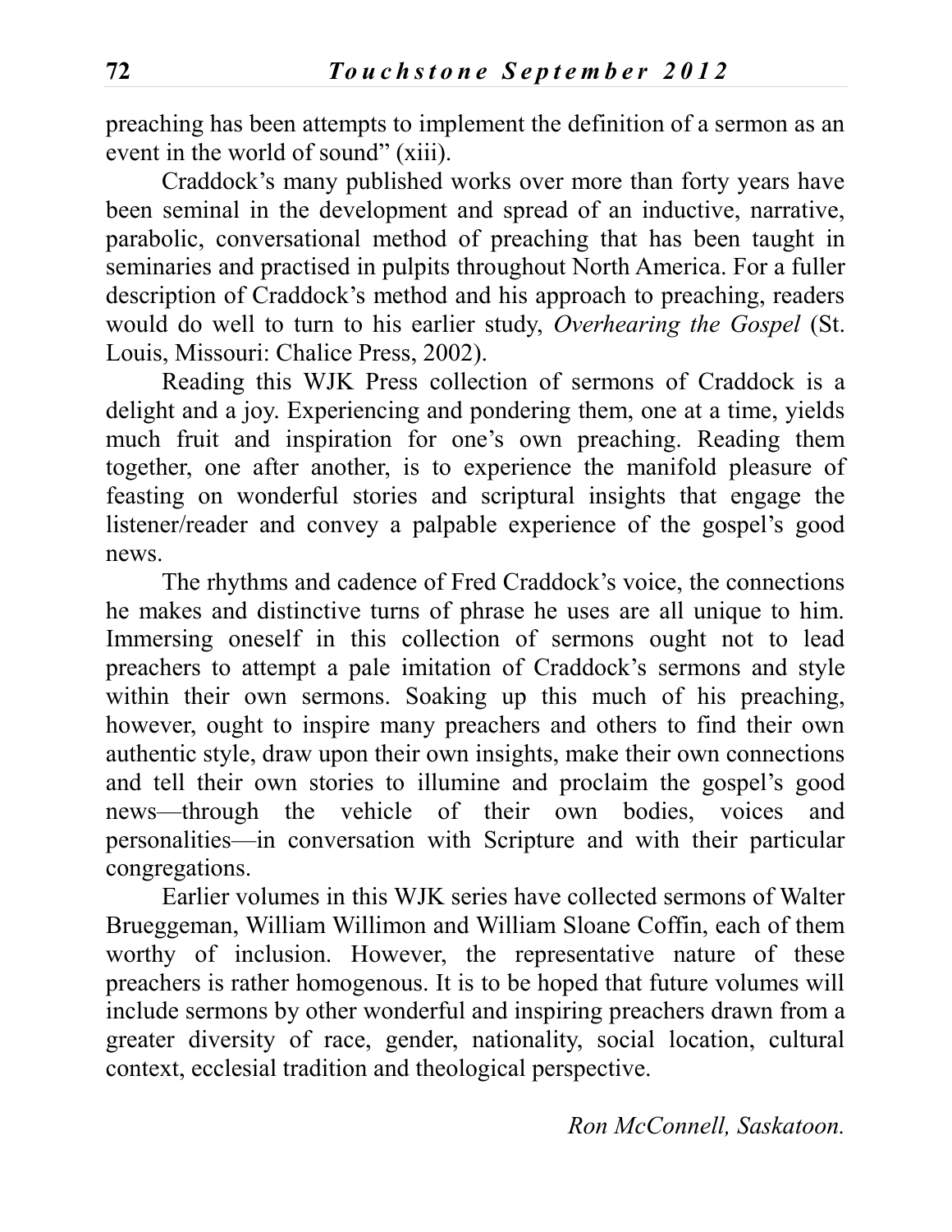preaching has been attempts to implement the definition of a sermon as an event in the world of sound" (xiii).

Craddock's many published works over more than forty years have been seminal in the development and spread of an inductive, narrative, parabolic, conversational method of preaching that has been taught in seminaries and practised in pulpits throughout North America. For a fuller description of Craddock's method and his approach to preaching, readers would do well to turn to his earlier study, *Overhearing the Gospel* (St. Louis, Missouri: Chalice Press, 2002).

Reading this WJK Press collection of sermons of Craddock is a delight and a joy. Experiencing and pondering them, one at a time, yields much fruit and inspiration for one's own preaching. Reading them together, one after another, is to experience the manifold pleasure of feasting on wonderful stories and scriptural insights that engage the listener/reader and convey a palpable experience of the gospel's good news.

The rhythms and cadence of Fred Craddock's voice, the connections he makes and distinctive turns of phrase he uses are all unique to him. Immersing oneself in this collection of sermons ought not to lead preachers to attempt a pale imitation of Craddock's sermons and style within their own sermons. Soaking up this much of his preaching, however, ought to inspire many preachers and others to find their own authentic style, draw upon their own insights, make their own connections and tell their own stories to illumine and proclaim the gospel's good news—through the vehicle of their own bodies, voices and personalities—in conversation with Scripture and with their particular congregations.

Earlier volumes in this WJK series have collected sermons of Walter Brueggeman, William Willimon and William Sloane Coffin, each of them worthy of inclusion. However, the representative nature of these preachers is rather homogenous. It is to be hoped that future volumes will include sermons by other wonderful and inspiring preachers drawn from a greater diversity of race, gender, nationality, social location, cultural context, ecclesial tradition and theological perspective.

*Ron McConnell, Saskatoon.*